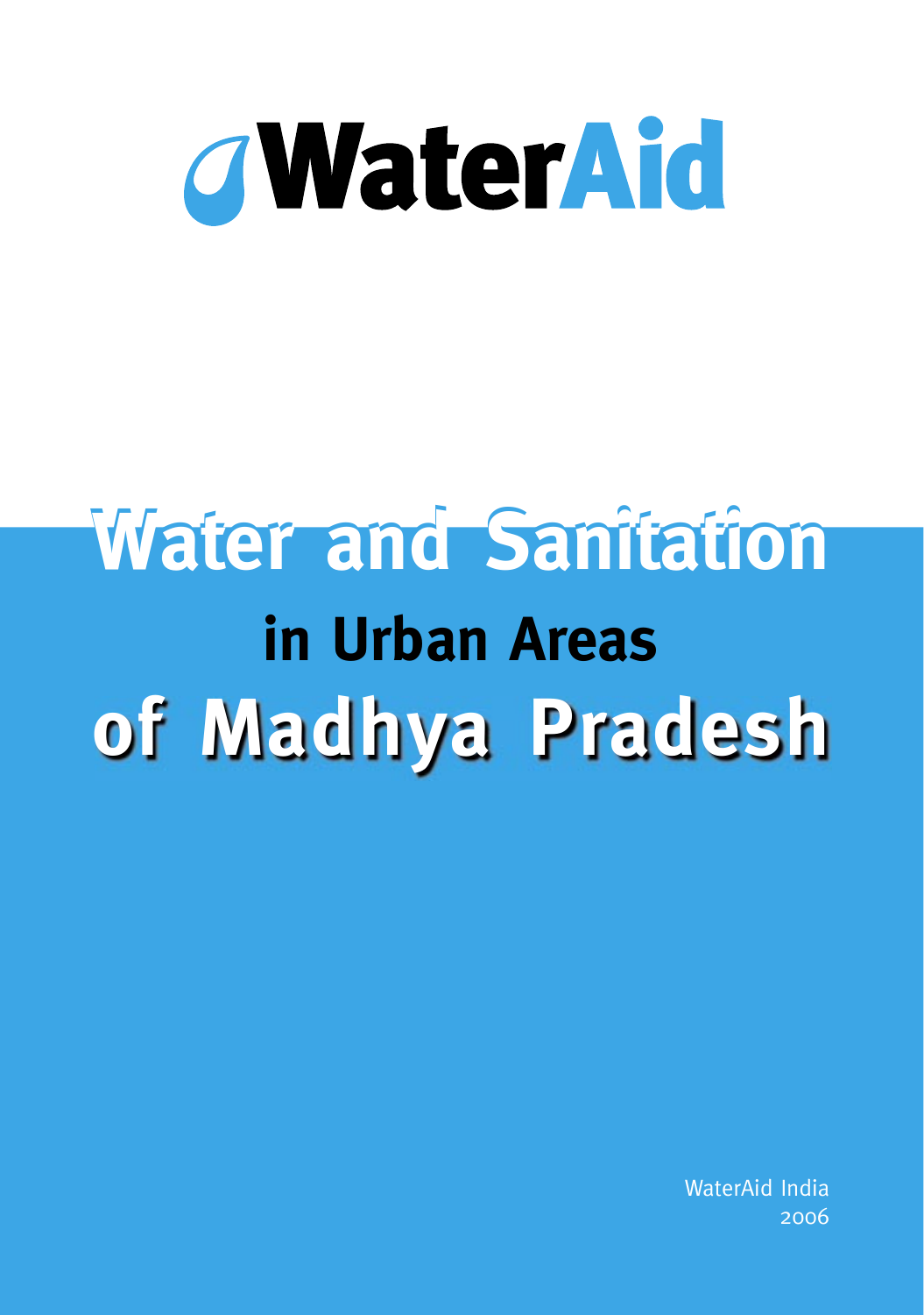WaterAid

# Water and Sanitation in Urban Areas of Madhya Pradesh

WaterAid India
2006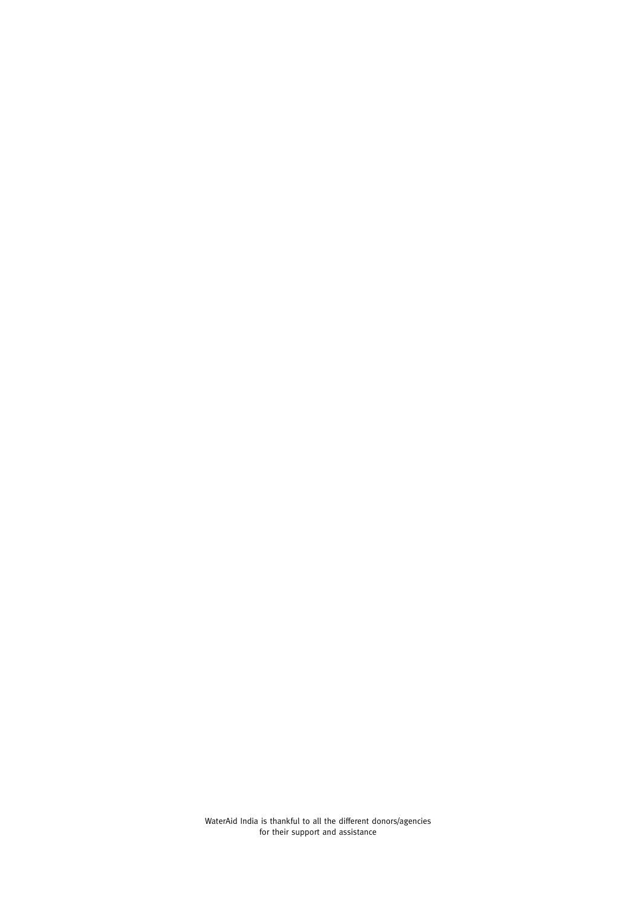WaterAid India is thankful to all the different donors/agencies for their support and assistance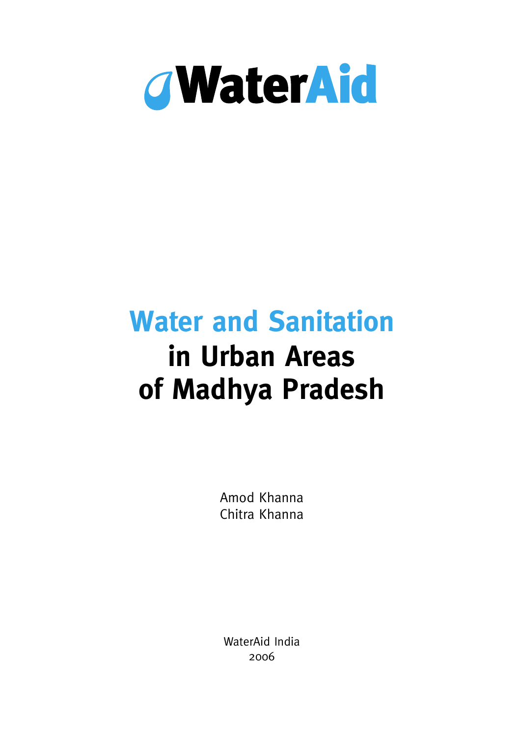WaterAid

# Water and Sanitation in Urban Areas of Madhya Pradesh

Amod Khanna
Chitra Khanna

WaterAid India
2006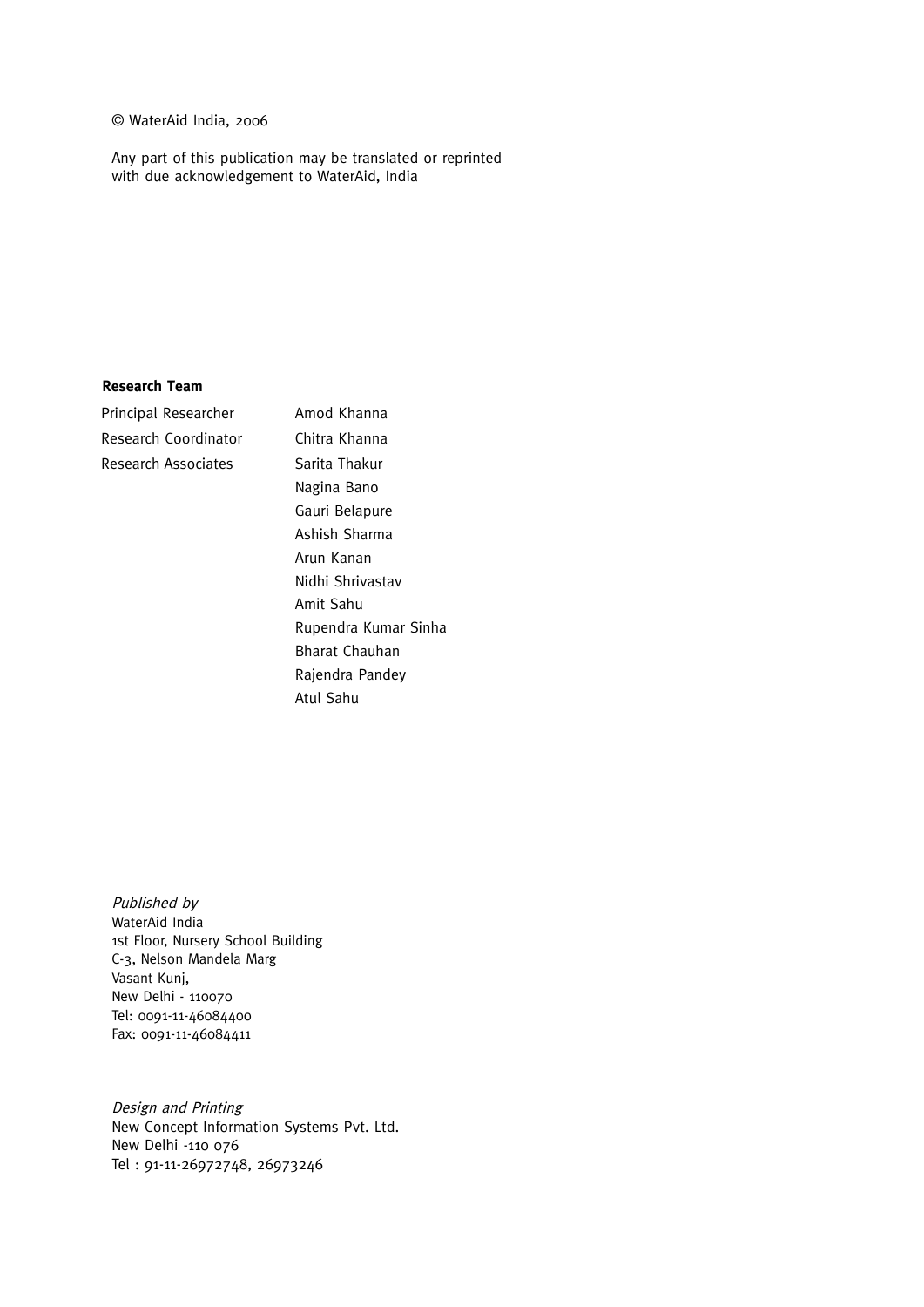© WaterAid India, 2006

Any part of this publication may be translated or reprinted with due acknowledgement to WaterAid, India

**Research Team**

| | |
|---|---|
| Principal Researcher | Amod Khanna |
| Research Coordinator | Chitra Khanna |
| Research Associates | Sarita Thakur |
| | Nagina Bano |
| | Gauri Belapure |
| | Ashish Sharma |
| | Arun Kanan |
| | Nidhi Shrivastav |
| | Amit Sahu |
| | Rupendra Kumar Sinha |
| | Bharat Chauhan |
| | Rajendra Pandey |
| | Atul Sahu |

*Published by*
WaterAid India
1st Floor, Nursery School Building
C-3, Nelson Mandela Marg
Vasant Kunj,
New Delhi - 110070
Tel: 0091-11-46084400
Fax: 0091-11-46084411

*Design and Printing*
New Concept Information Systems Pvt. Ltd.
New Delhi -110 076
Tel : 91-11-26972748, 26973246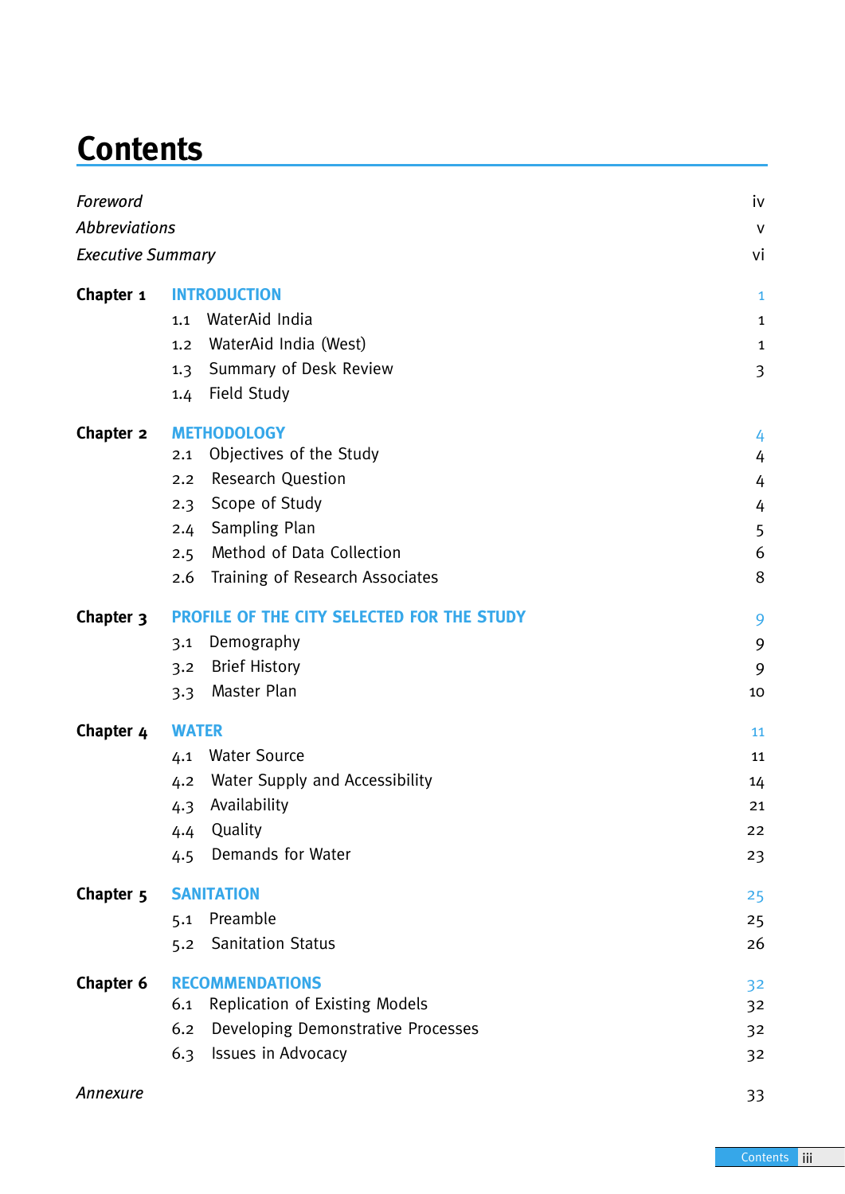# Contents

| | | |
|---|---|---|
| *Foreword* | | iv |
| *Abbreviations* | | v |
| *Executive Summary* | | vi |
| **Chapter 1** | **INTRODUCTION** | 1 |
| | 1.1 WaterAid India | 1 |
| | 1.2 WaterAid India (West) | 1 |
| | 1.3 Summary of Desk Review | 3 |
| | 1.4 Field Study | |
| **Chapter 2** | **METHODOLOGY** | 4 |
| | 2.1 Objectives of the Study | 4 |
| | 2.2 Research Question | 4 |
| | 2.3 Scope of Study | 4 |
| | 2.4 Sampling Plan | 5 |
| | 2.5 Method of Data Collection | 6 |
| | 2.6 Training of Research Associates | 8 |
| **Chapter 3** | **PROFILE OF THE CITY SELECTED FOR THE STUDY** | 9 |
| | 3.1 Demography | 9 |
| | 3.2 Brief History | 9 |
| | 3.3 Master Plan | 10 |
| **Chapter 4** | **WATER** | 11 |
| | 4.1 Water Source | 11 |
| | 4.2 Water Supply and Accessibility | 14 |
| | 4.3 Availability | 21 |
| | 4.4 Quality | 22 |
| | 4.5 Demands for Water | 23 |
| **Chapter 5** | **SANITATION** | 25 |
| | 5.1 Preamble | 25 |
| | 5.2 Sanitation Status | 26 |
| **Chapter 6** | **RECOMMENDATIONS** | 32 |
| | 6.1 Replication of Existing Models | 32 |
| | 6.2 Developing Demonstrative Processes | 32 |
| | 6.3 Issues in Advocacy | 32 |
| *Annexure* | | 33 |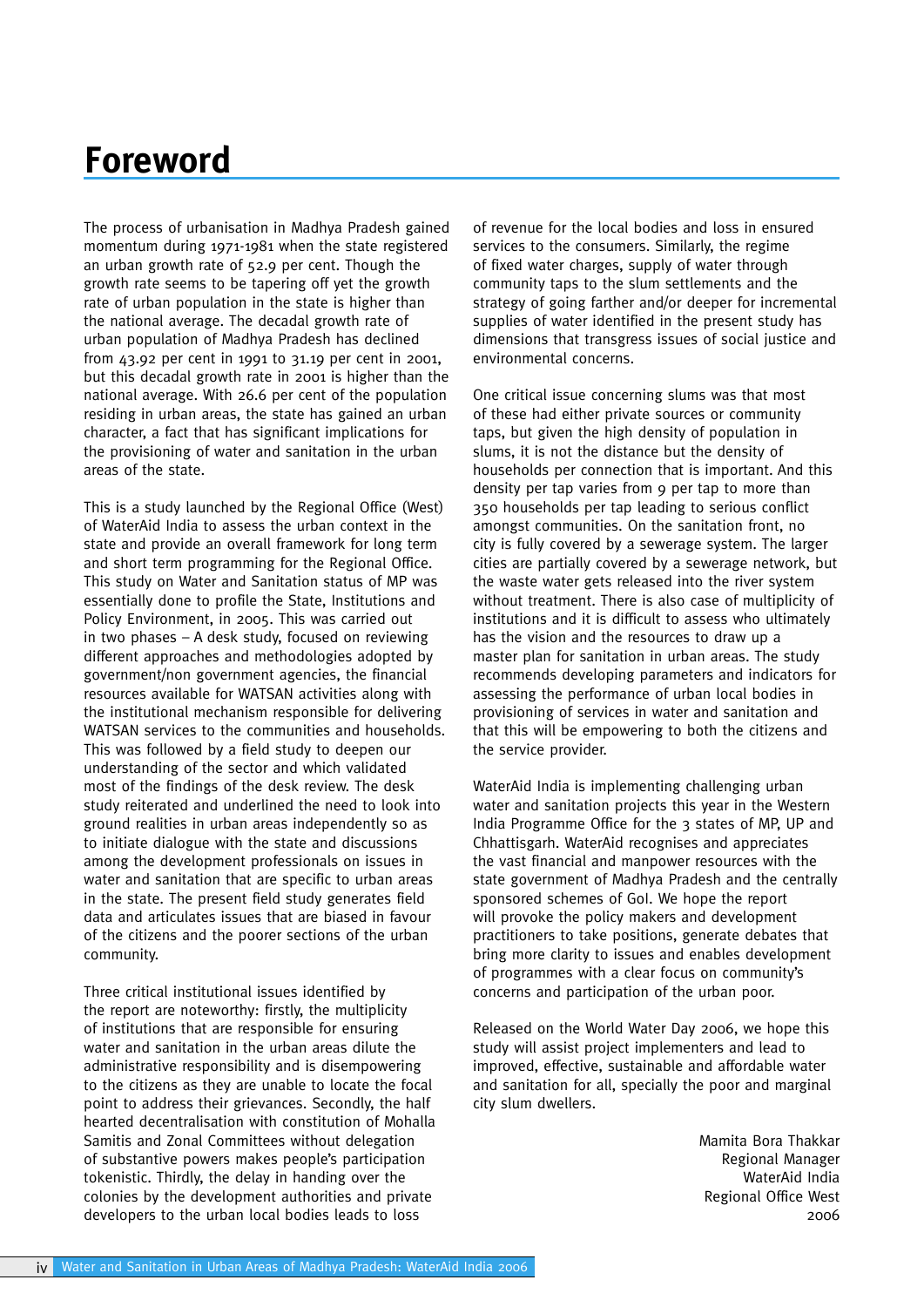# Foreword

The process of urbanisation in Madhya Pradesh gained momentum during 1971-1981 when the state registered an urban growth rate of 52.9 per cent. Though the growth rate seems to be tapering off yet the growth rate of urban population in the state is higher than the national average. The decadal growth rate of urban population of Madhya Pradesh has declined from 43.92 per cent in 1991 to 31.19 per cent in 2001, but this decadal growth rate in 2001 is higher than the national average. With 26.6 per cent of the population residing in urban areas, the state has gained an urban character, a fact that has significant implications for the provisioning of water and sanitation in the urban areas of the state.

This is a study launched by the Regional Office (West) of WaterAid India to assess the urban context in the state and provide an overall framework for long term and short term programming for the Regional Office. This study on Water and Sanitation status of MP was essentially done to profile the State, Institutions and Policy Environment, in 2005. This was carried out in two phases – A desk study, focused on reviewing different approaches and methodologies adopted by government/non government agencies, the financial resources available for WATSAN activities along with the institutional mechanism responsible for delivering WATSAN services to the communities and households. This was followed by a field study to deepen our understanding of the sector and which validated most of the findings of the desk review. The desk study reiterated and underlined the need to look into ground realities in urban areas independently so as to initiate dialogue with the state and discussions among the development professionals on issues in water and sanitation that are specific to urban areas in the state. The present field study generates field data and articulates issues that are biased in favour of the citizens and the poorer sections of the urban community.

Three critical institutional issues identified by the report are noteworthy: firstly, the multiplicity of institutions that are responsible for ensuring water and sanitation in the urban areas dilute the administrative responsibility and is disempowering to the citizens as they are unable to locate the focal point to address their grievances. Secondly, the half hearted decentralisation with constitution of Mohalla Samitis and Zonal Committees without delegation of substantive powers makes people's participation tokenistic. Thirdly, the delay in handing over the colonies by the development authorities and private developers to the urban local bodies leads to loss of revenue for the local bodies and loss in ensured services to the consumers. Similarly, the regime of fixed water charges, supply of water through community taps to the slum settlements and the strategy of going farther and/or deeper for incremental supplies of water identified in the present study has dimensions that transgress issues of social justice and environmental concerns.

One critical issue concerning slums was that most of these had either private sources or community taps, but given the high density of population in slums, it is not the distance but the density of households per connection that is important. And this density per tap varies from 9 per tap to more than 350 households per tap leading to serious conflict amongst communities. On the sanitation front, no city is fully covered by a sewerage system. The larger cities are partially covered by a sewerage network, but the waste water gets released into the river system without treatment. There is also case of multiplicity of institutions and it is difficult to assess who ultimately has the vision and the resources to draw up a master plan for sanitation in urban areas. The study recommends developing parameters and indicators for assessing the performance of urban local bodies in provisioning of services in water and sanitation and that this will be empowering to both the citizens and the service provider.

WaterAid India is implementing challenging urban water and sanitation projects this year in the Western India Programme Office for the 3 states of MP, UP and Chhattisgarh. WaterAid recognises and appreciates the vast financial and manpower resources with the state government of Madhya Pradesh and the centrally sponsored schemes of GoI. We hope the report will provoke the policy makers and development practitioners to take positions, generate debates that bring more clarity to issues and enables development of programmes with a clear focus on community's concerns and participation of the urban poor.

Released on the World Water Day 2006, we hope this study will assist project implementers and lead to improved, effective, sustainable and affordable water and sanitation for all, specially the poor and marginal city slum dwellers.

Mamita Bora Thakkar
Regional Manager
WaterAid India
Regional Office West
2006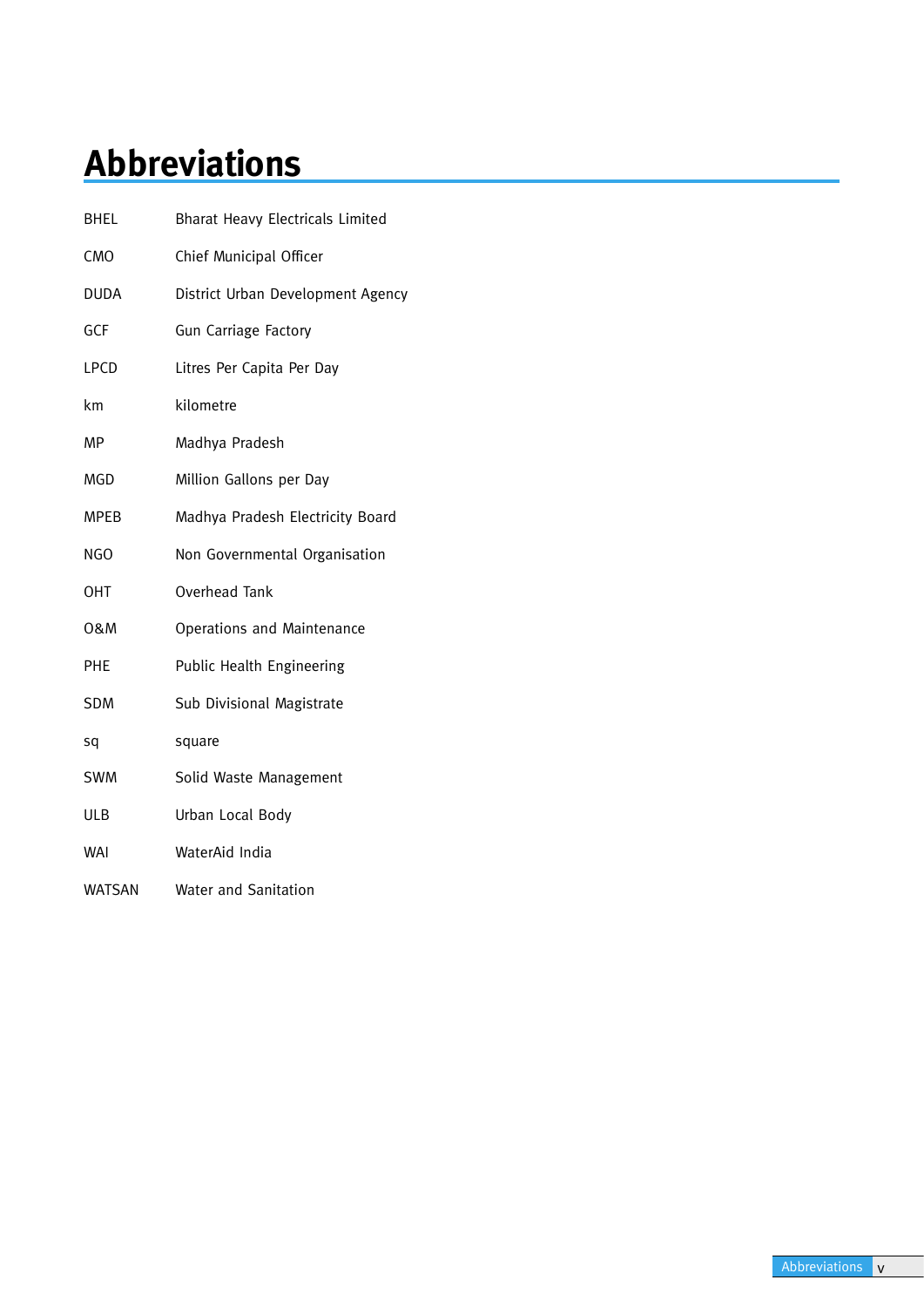# Abbreviations

| | |
|---|---|
| BHEL | Bharat Heavy Electricals Limited |
| CMO | Chief Municipal Officer |
| DUDA | District Urban Development Agency |
| GCF | Gun Carriage Factory |
| LPCD | Litres Per Capita Per Day |
| km | kilometre |
| MP | Madhya Pradesh |
| MGD | Million Gallons per Day |
| MPEB | Madhya Pradesh Electricity Board |
| NGO | Non Governmental Organisation |
| OHT | Overhead Tank |
| O&M | Operations and Maintenance |
| PHE | Public Health Engineering |
| SDM | Sub Divisional Magistrate |
| sq | square |
| SWM | Solid Waste Management |
| ULB | Urban Local Body |
| WAI | WaterAid India |
| WATSAN | Water and Sanitation |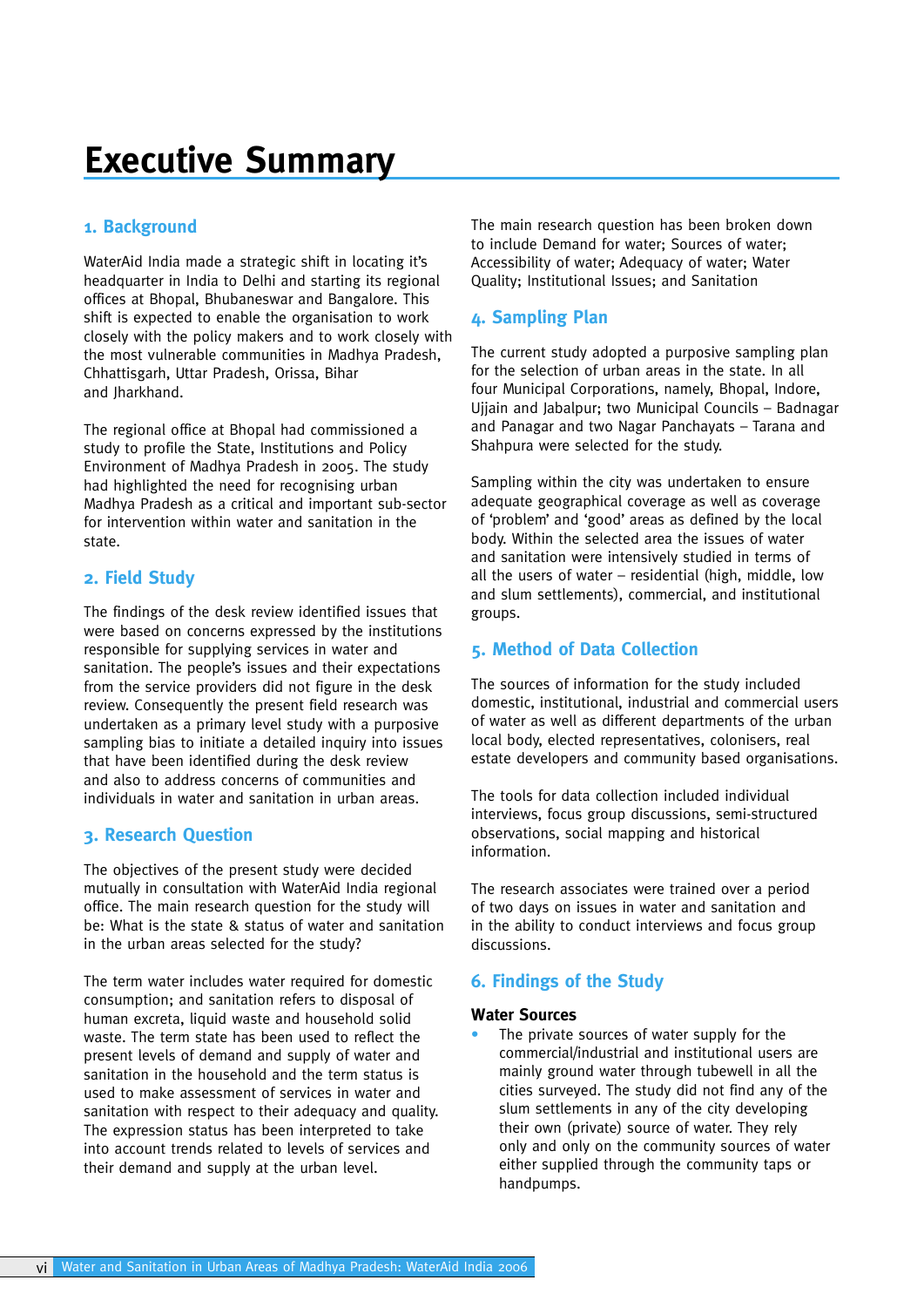# Executive Summary

## 1. Background

WaterAid India made a strategic shift in locating it's headquarter in India to Delhi and starting its regional offices at Bhopal, Bhubaneswar and Bangalore. This shift is expected to enable the organisation to work closely with the policy makers and to work closely with the most vulnerable communities in Madhya Pradesh, Chhattisgarh, Uttar Pradesh, Orissa, Bihar and Jharkhand.

The regional office at Bhopal had commissioned a study to profile the State, Institutions and Policy Environment of Madhya Pradesh in 2005. The study had highlighted the need for recognising urban Madhya Pradesh as a critical and important sub-sector for intervention within water and sanitation in the state.

## 2. Field Study

The findings of the desk review identified issues that were based on concerns expressed by the institutions responsible for supplying services in water and sanitation. The people's issues and their expectations from the service providers did not figure in the desk review. Consequently the present field research was undertaken as a primary level study with a purposive sampling bias to initiate a detailed inquiry into issues that have been identified during the desk review and also to address concerns of communities and individuals in water and sanitation in urban areas.

## 3. Research Question

The objectives of the present study were decided mutually in consultation with WaterAid India regional office. The main research question for the study will be: What is the state & status of water and sanitation in the urban areas selected for the study?

The term water includes water required for domestic consumption; and sanitation refers to disposal of human excreta, liquid waste and household solid waste. The term state has been used to reflect the present levels of demand and supply of water and sanitation in the household and the term status is used to make assessment of services in water and sanitation with respect to their adequacy and quality. The expression status has been interpreted to take into account trends related to levels of services and their demand and supply at the urban level.

The main research question has been broken down to include Demand for water; Sources of water; Accessibility of water; Adequacy of water; Water Quality; Institutional Issues; and Sanitation

## 4. Sampling Plan

The current study adopted a purposive sampling plan for the selection of urban areas in the state. In all four Municipal Corporations, namely, Bhopal, Indore, Ujjain and Jabalpur; two Municipal Councils – Badnagar and Panagar and two Nagar Panchayats – Tarana and Shahpura were selected for the study.

Sampling within the city was undertaken to ensure adequate geographical coverage as well as coverage of 'problem' and 'good' areas as defined by the local body. Within the selected area the issues of water and sanitation were intensively studied in terms of all the users of water – residential (high, middle, low and slum settlements), commercial, and institutional groups.

## 5. Method of Data Collection

The sources of information for the study included domestic, institutional, industrial and commercial users of water as well as different departments of the urban local body, elected representatives, colonisers, real estate developers and community based organisations.

The tools for data collection included individual interviews, focus group discussions, semi-structured observations, social mapping and historical information.

The research associates were trained over a period of two days on issues in water and sanitation and in the ability to conduct interviews and focus group discussions.

## 6. Findings of the Study

### Water Sources

- The private sources of water supply for the commercial/industrial and institutional users are mainly ground water through tubewell in all the cities surveyed. The study did not find any of the slum settlements in any of the city developing their own (private) source of water. They rely only and only on the community sources of water either supplied through the community taps or handpumps.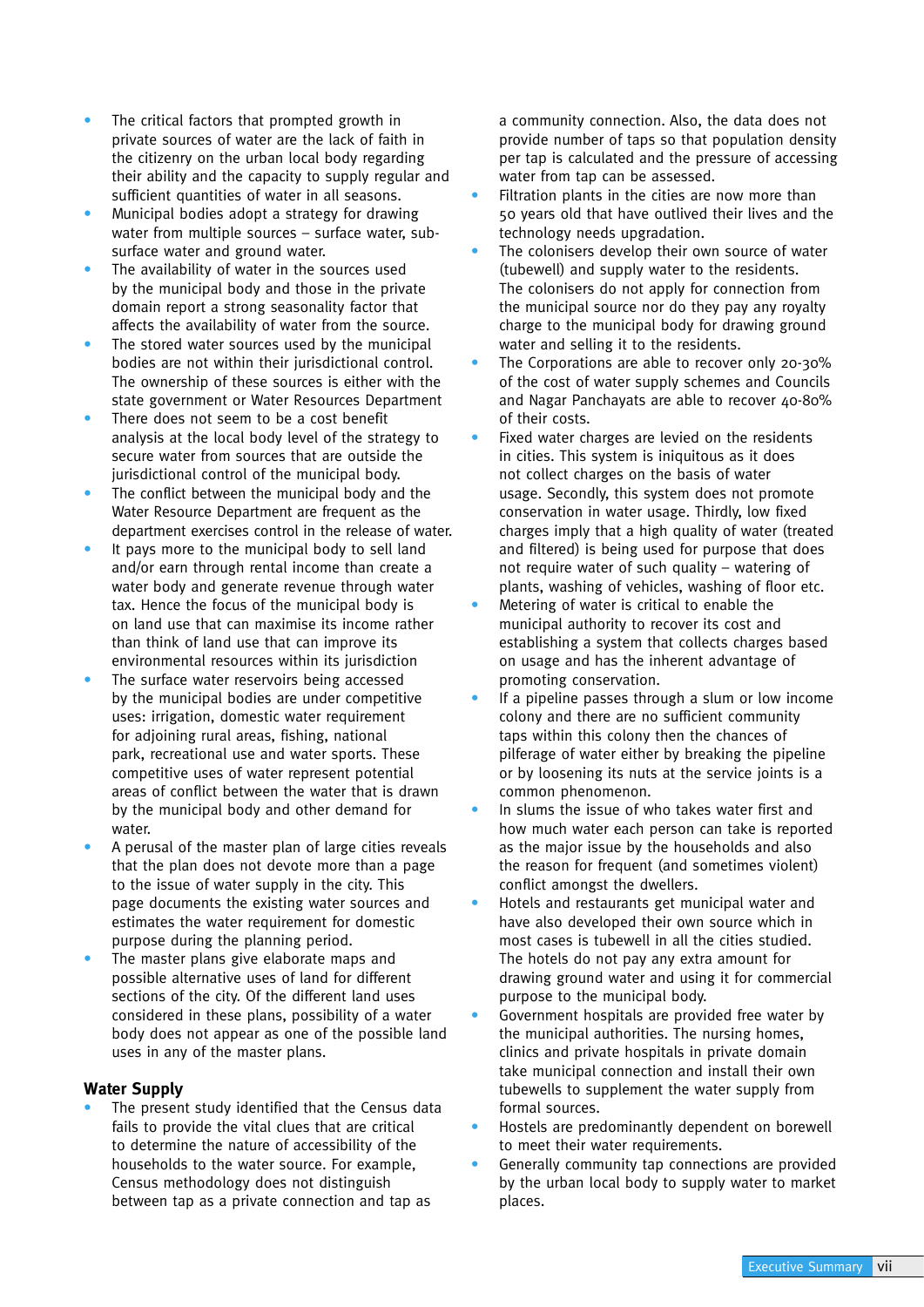- The critical factors that prompted growth in private sources of water are the lack of faith in the citizenry on the urban local body regarding their ability and the capacity to supply regular and sufficient quantities of water in all seasons.
- Municipal bodies adopt a strategy for drawing water from multiple sources – surface water, sub-surface water and ground water.
- The availability of water in the sources used by the municipal body and those in the private domain report a strong seasonality factor that affects the availability of water from the source.
- The stored water sources used by the municipal bodies are not within their jurisdictional control. The ownership of these sources is either with the state government or Water Resources Department
- There does not seem to be a cost benefit analysis at the local body level of the strategy to secure water from sources that are outside the jurisdictional control of the municipal body.
- The conflict between the municipal body and the Water Resource Department are frequent as the department exercises control in the release of water.
- It pays more to the municipal body to sell land and/or earn through rental income than create a water body and generate revenue through water tax. Hence the focus of the municipal body is on land use that can maximise its income rather than think of land use that can improve its environmental resources within its jurisdiction
- The surface water reservoirs being accessed by the municipal bodies are under competitive uses: irrigation, domestic water requirement for adjoining rural areas, fishing, national park, recreational use and water sports. These competitive uses of water represent potential areas of conflict between the water that is drawn by the municipal body and other demand for water.
- A perusal of the master plan of large cities reveals that the plan does not devote more than a page to the issue of water supply in the city. This page documents the existing water sources and estimates the water requirement for domestic purpose during the planning period.
- The master plans give elaborate maps and possible alternative uses of land for different sections of the city. Of the different land uses considered in these plans, possibility of a water body does not appear as one of the possible land uses in any of the master plans.

## Water Supply

- The present study identified that the Census data fails to provide the vital clues that are critical to determine the nature of accessibility of the households to the water source. For example, Census methodology does not distinguish between tap as a private connection and tap as a community connection. Also, the data does not provide number of taps so that population density per tap is calculated and the pressure of accessing water from tap can be assessed.
- Filtration plants in the cities are now more than 50 years old that have outlived their lives and the technology needs upgradation.
- The colonisers develop their own source of water (tubewell) and supply water to the residents. The colonisers do not apply for connection from the municipal source nor do they pay any royalty charge to the municipal body for drawing ground water and selling it to the residents.
- The Corporations are able to recover only 20-30% of the cost of water supply schemes and Councils and Nagar Panchayats are able to recover 40-80% of their costs.
- Fixed water charges are levied on the residents in cities. This system is iniquitous as it does not collect charges on the basis of water usage. Secondly, this system does not promote conservation in water usage. Thirdly, low fixed charges imply that a high quality of water (treated and filtered) is being used for purpose that does not require water of such quality – watering of plants, washing of vehicles, washing of floor etc.
- Metering of water is critical to enable the municipal authority to recover its cost and establishing a system that collects charges based on usage and has the inherent advantage of promoting conservation.
- If a pipeline passes through a slum or low income colony and there are no sufficient community taps within this colony then the chances of pilferage of water either by breaking the pipeline or by loosening its nuts at the service joints is a common phenomenon.
- In slums the issue of who takes water first and how much water each person can take is reported as the major issue by the households and also the reason for frequent (and sometimes violent) conflict amongst the dwellers.
- Hotels and restaurants get municipal water and have also developed their own source which in most cases is tubewell in all the cities studied. The hotels do not pay any extra amount for drawing ground water and using it for commercial purpose to the municipal body.
- Government hospitals are provided free water by the municipal authorities. The nursing homes, clinics and private hospitals in private domain take municipal connection and install their own tubewells to supplement the water supply from formal sources.
- Hostels are predominantly dependent on borewell to meet their water requirements.
- Generally community tap connections are provided by the urban local body to supply water to market places.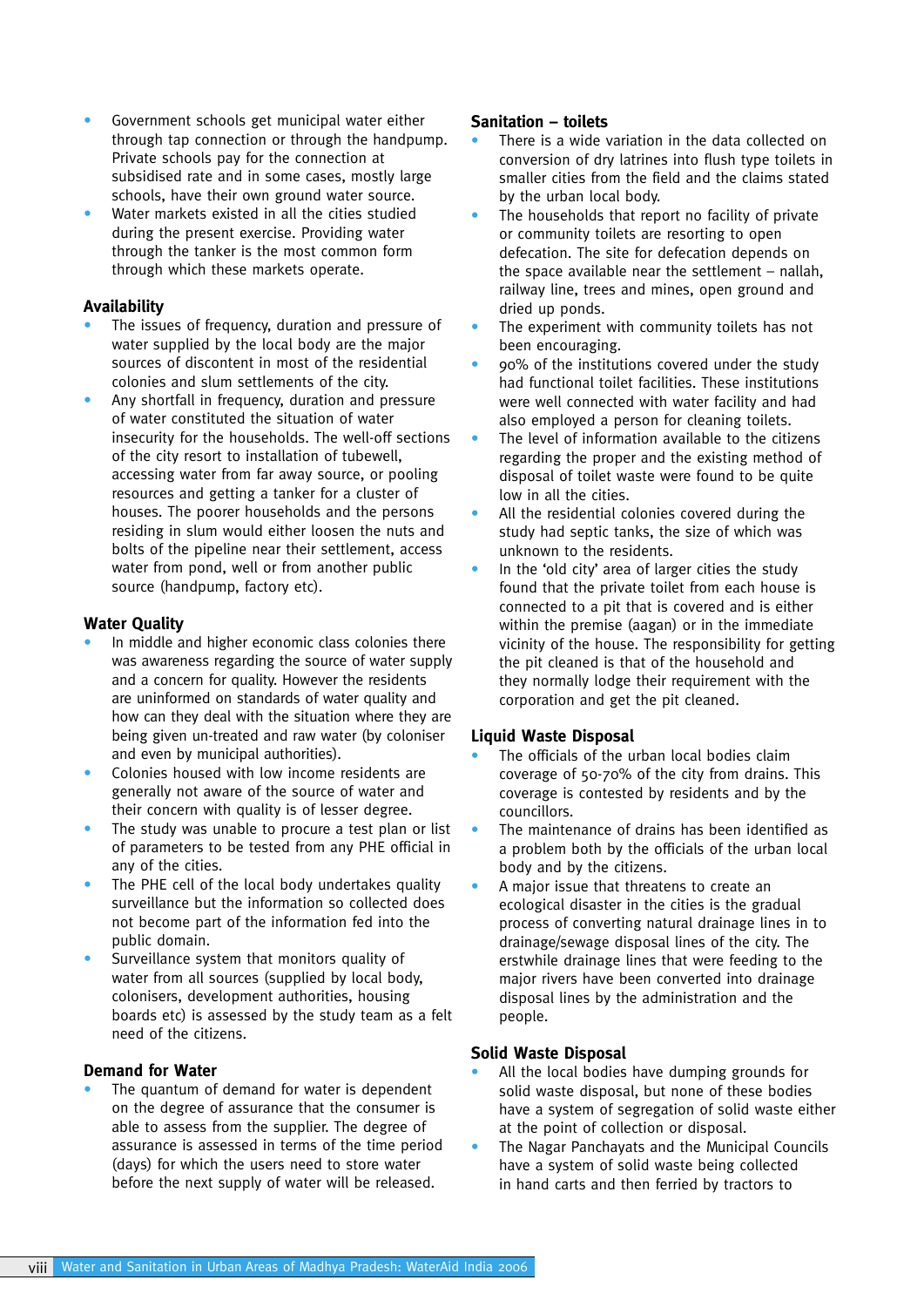- Government schools get municipal water either through tap connection or through the handpump. Private schools pay for the connection at subsidised rate and in some cases, mostly large schools, have their own ground water source.
- Water markets existed in all the cities studied during the present exercise. Providing water through the tanker is the most common form through which these markets operate.

### Availability

- The issues of frequency, duration and pressure of water supplied by the local body are the major sources of discontent in most of the residential colonies and slum settlements of the city.
- Any shortfall in frequency, duration and pressure of water constituted the situation of water insecurity for the households. The well-off sections of the city resort to installation of tubewell, accessing water from far away source, or pooling resources and getting a tanker for a cluster of houses. The poorer households and the persons residing in slum would either loosen the nuts and bolts of the pipeline near their settlement, access water from pond, well or from another public source (handpump, factory etc).

### Water Quality

- In middle and higher economic class colonies there was awareness regarding the source of water supply and a concern for quality. However the residents are uninformed on standards of water quality and how can they deal with the situation where they are being given un-treated and raw water (by coloniser and even by municipal authorities).
- Colonies housed with low income residents are generally not aware of the source of water and their concern with quality is of lesser degree.
- The study was unable to procure a test plan or list of parameters to be tested from any PHE official in any of the cities.
- The PHE cell of the local body undertakes quality surveillance but the information so collected does not become part of the information fed into the public domain.
- Surveillance system that monitors quality of water from all sources (supplied by local body, colonisers, development authorities, housing boards etc) is assessed by the study team as a felt need of the citizens.

### Demand for Water

- The quantum of demand for water is dependent on the degree of assurance that the consumer is able to assess from the supplier. The degree of assurance is assessed in terms of the time period (days) for which the users need to store water before the next supply of water will be released.

### Sanitation – toilets

- There is a wide variation in the data collected on conversion of dry latrines into flush type toilets in smaller cities from the field and the claims stated by the urban local body.
- The households that report no facility of private or community toilets are resorting to open defecation. The site for defecation depends on the space available near the settlement – nallah, railway line, trees and mines, open ground and dried up ponds.
- The experiment with community toilets has not been encouraging.
- 90% of the institutions covered under the study had functional toilet facilities. These institutions were well connected with water facility and had also employed a person for cleaning toilets.
- The level of information available to the citizens regarding the proper and the existing method of disposal of toilet waste were found to be quite low in all the cities.
- All the residential colonies covered during the study had septic tanks, the size of which was unknown to the residents.
- In the 'old city' area of larger cities the study found that the private toilet from each house is connected to a pit that is covered and is either within the premise (aagan) or in the immediate vicinity of the house. The responsibility for getting the pit cleaned is that of the household and they normally lodge their requirement with the corporation and get the pit cleaned.

### Liquid Waste Disposal

- The officials of the urban local bodies claim coverage of 50-70% of the city from drains. This coverage is contested by residents and by the councillors.
- The maintenance of drains has been identified as a problem both by the officials of the urban local body and by the citizens.
- A major issue that threatens to create an ecological disaster in the cities is the gradual process of converting natural drainage lines in to drainage/sewage disposal lines of the city. The erstwhile drainage lines that were feeding to the major rivers have been converted into drainage disposal lines by the administration and the people.

### Solid Waste Disposal

- All the local bodies have dumping grounds for solid waste disposal, but none of these bodies have a system of segregation of solid waste either at the point of collection or disposal.
- The Nagar Panchayats and the Municipal Councils have a system of solid waste being collected in hand carts and then ferried by tractors to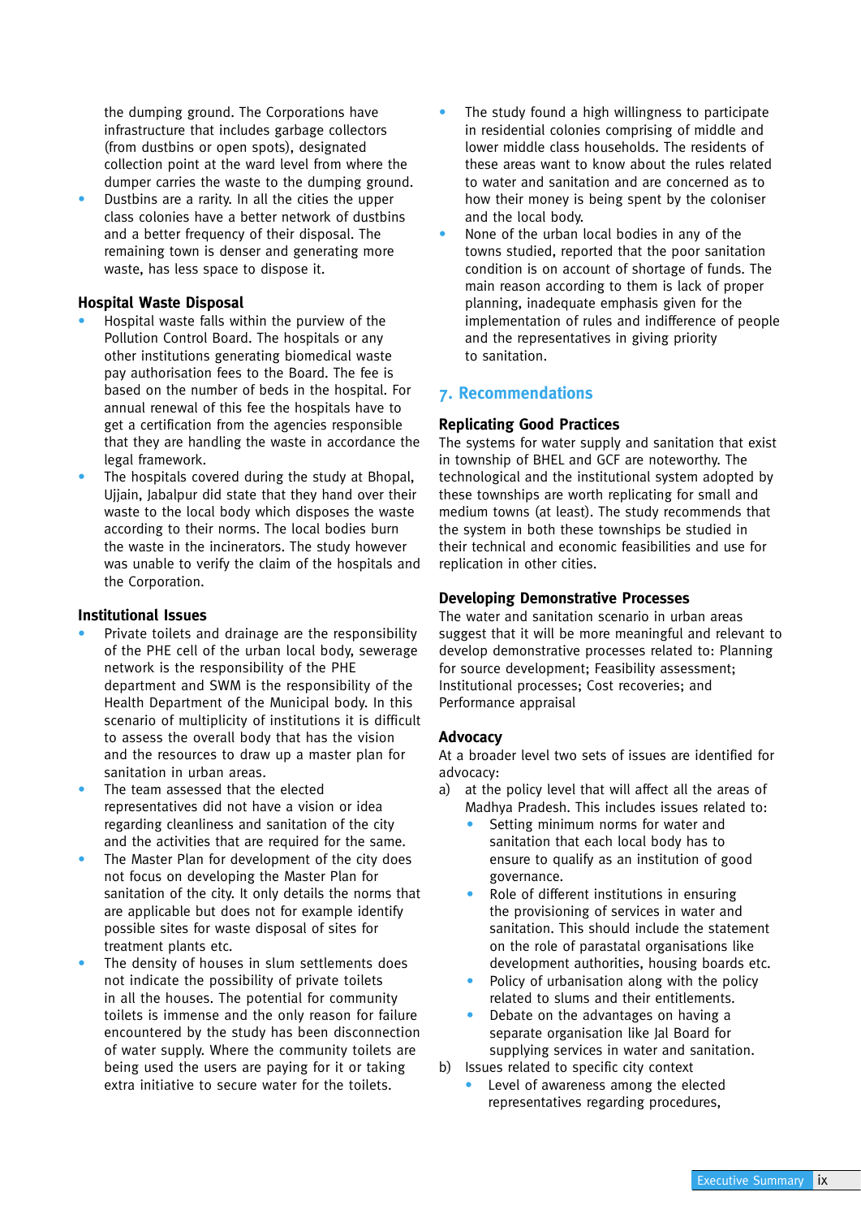the dumping ground. The Corporations have infrastructure that includes garbage collectors (from dustbins or open spots), designated collection point at the ward level from where the dumper carries the waste to the dumping ground.

- Dustbins are a rarity. In all the cities the upper class colonies have a better network of dustbins and a better frequency of their disposal. The remaining town is denser and generating more waste, has less space to dispose it.

### Hospital Waste Disposal

- Hospital waste falls within the purview of the Pollution Control Board. The hospitals or any other institutions generating biomedical waste pay authorisation fees to the Board. The fee is based on the number of beds in the hospital. For annual renewal of this fee the hospitals have to get a certification from the agencies responsible that they are handling the waste in accordance the legal framework.
- The hospitals covered during the study at Bhopal, Ujjain, Jabalpur did state that they hand over their waste to the local body which disposes the waste according to their norms. The local bodies burn the waste in the incinerators. The study however was unable to verify the claim of the hospitals and the Corporation.

### Institutional Issues

- Private toilets and drainage are the responsibility of the PHE cell of the urban local body, sewerage network is the responsibility of the PHE department and SWM is the responsibility of the Health Department of the Municipal body. In this scenario of multiplicity of institutions it is difficult to assess the overall body that has the vision and the resources to draw up a master plan for sanitation in urban areas.
- The team assessed that the elected representatives did not have a vision or idea regarding cleanliness and sanitation of the city and the activities that are required for the same.
- The Master Plan for development of the city does not focus on developing the Master Plan for sanitation of the city. It only details the norms that are applicable but does not for example identify possible sites for waste disposal of sites for treatment plants etc.
- The density of houses in slum settlements does not indicate the possibility of private toilets in all the houses. The potential for community toilets is immense and the only reason for failure encountered by the study has been disconnection of water supply. Where the community toilets are being used the users are paying for it or taking extra initiative to secure water for the toilets.
- The study found a high willingness to participate in residential colonies comprising of middle and lower middle class households. The residents of these areas want to know about the rules related to water and sanitation and are concerned as to how their money is being spent by the coloniser and the local body.
- None of the urban local bodies in any of the towns studied, reported that the poor sanitation condition is on account of shortage of funds. The main reason according to them is lack of proper planning, inadequate emphasis given for the implementation of rules and indifference of people and the representatives in giving priority to sanitation.

## 7. Recommendations

### Replicating Good Practices

The systems for water supply and sanitation that exist in township of BHEL and GCF are noteworthy. The technological and the institutional system adopted by these townships are worth replicating for small and medium towns (at least). The study recommends that the system in both these townships be studied in their technical and economic feasibilities and use for replication in other cities.

### Developing Demonstrative Processes

The water and sanitation scenario in urban areas suggest that it will be more meaningful and relevant to develop demonstrative processes related to: Planning for source development; Feasibility assessment; Institutional processes; Cost recoveries; and Performance appraisal

### Advocacy

At a broader level two sets of issues are identified for advocacy:

a) at the policy level that will affect all the areas of Madhya Pradesh. This includes issues related to:
   - Setting minimum norms for water and sanitation that each local body has to ensure to qualify as an institution of good governance.
   - Role of different institutions in ensuring the provisioning of services in water and sanitation. This should include the statement on the role of parastatal organisations like development authorities, housing boards etc.
   - Policy of urbanisation along with the policy related to slums and their entitlements.
   - Debate on the advantages on having a separate organisation like Jal Board for supplying services in water and sanitation.

b) Issues related to specific city context
   - Level of awareness among the elected representatives regarding procedures,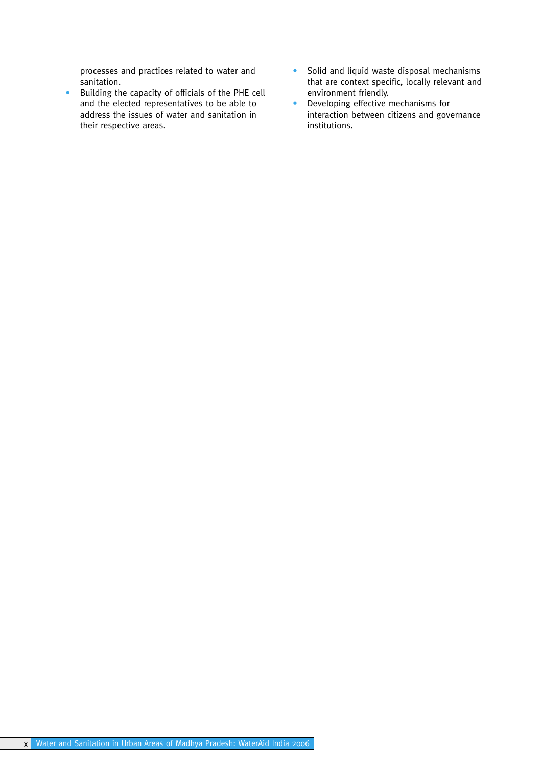processes and practices related to water and sanitation.

- Building the capacity of officials of the PHE cell and the elected representatives to be able to address the issues of water and sanitation in their respective areas.
- Solid and liquid waste disposal mechanisms that are context specific, locally relevant and environment friendly.
- Developing effective mechanisms for interaction between citizens and governance institutions.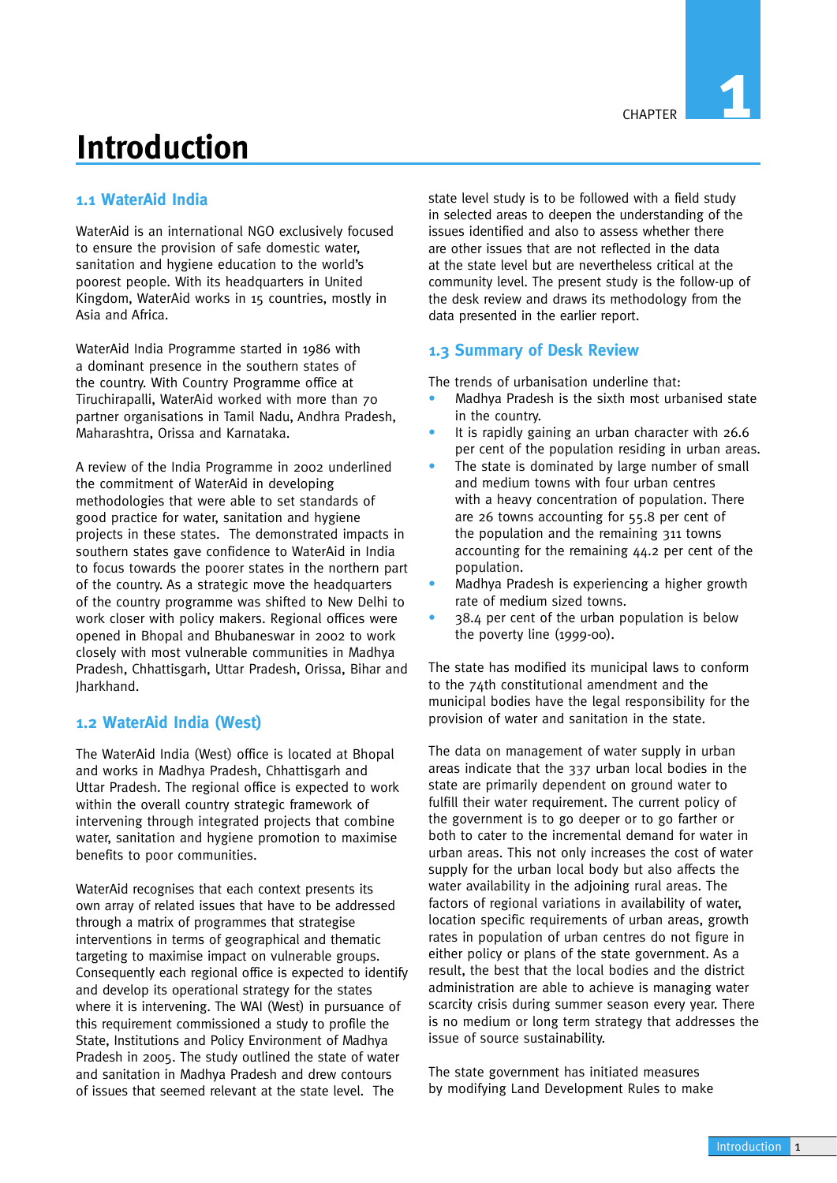CHAPTER 1

# Introduction

## 1.1 WaterAid India

WaterAid is an international NGO exclusively focused to ensure the provision of safe domestic water, sanitation and hygiene education to the world's poorest people. With its headquarters in United Kingdom, WaterAid works in 15 countries, mostly in Asia and Africa.

WaterAid India Programme started in 1986 with a dominant presence in the southern states of the country. With Country Programme office at Tiruchirapalli, WaterAid worked with more than 70 partner organisations in Tamil Nadu, Andhra Pradesh, Maharashtra, Orissa and Karnataka.

A review of the India Programme in 2002 underlined the commitment of WaterAid in developing methodologies that were able to set standards of good practice for water, sanitation and hygiene projects in these states. The demonstrated impacts in southern states gave confidence to WaterAid in India to focus towards the poorer states in the northern part of the country. As a strategic move the headquarters of the country programme was shifted to New Delhi to work closer with policy makers. Regional offices were opened in Bhopal and Bhubaneswar in 2002 to work closely with most vulnerable communities in Madhya Pradesh, Chhattisgarh, Uttar Pradesh, Orissa, Bihar and Jharkhand.

## 1.2 WaterAid India (West)

The WaterAid India (West) office is located at Bhopal and works in Madhya Pradesh, Chhattisgarh and Uttar Pradesh. The regional office is expected to work within the overall country strategic framework of intervening through integrated projects that combine water, sanitation and hygiene promotion to maximise benefits to poor communities.

WaterAid recognises that each context presents its own array of related issues that have to be addressed through a matrix of programmes that strategise interventions in terms of geographical and thematic targeting to maximise impact on vulnerable groups. Consequently each regional office is expected to identify and develop its operational strategy for the states where it is intervening. The WAI (West) in pursuance of this requirement commissioned a study to profile the State, Institutions and Policy Environment of Madhya Pradesh in 2005. The study outlined the state of water and sanitation in Madhya Pradesh and drew contours of issues that seemed relevant at the state level. The state level study is to be followed with a field study in selected areas to deepen the understanding of the issues identified and also to assess whether there are other issues that are not reflected in the data at the state level but are nevertheless critical at the community level. The present study is the follow-up of the desk review and draws its methodology from the data presented in the earlier report.

## 1.3 Summary of Desk Review

The trends of urbanisation underline that:

- Madhya Pradesh is the sixth most urbanised state in the country.
- It is rapidly gaining an urban character with 26.6 per cent of the population residing in urban areas.
- The state is dominated by large number of small and medium towns with four urban centres with a heavy concentration of population. There are 26 towns accounting for 55.8 per cent of the population and the remaining 311 towns accounting for the remaining 44.2 per cent of the population.
- Madhya Pradesh is experiencing a higher growth rate of medium sized towns.
- 38.4 per cent of the urban population is below the poverty line (1999-00).

The state has modified its municipal laws to conform to the 74th constitutional amendment and the municipal bodies have the legal responsibility for the provision of water and sanitation in the state.

The data on management of water supply in urban areas indicate that the 337 urban local bodies in the state are primarily dependent on ground water to fulfill their water requirement. The current policy of the government is to go deeper or to go farther or both to cater to the incremental demand for water in urban areas. This not only increases the cost of water supply for the urban local body but also affects the water availability in the adjoining rural areas. The factors of regional variations in availability of water, location specific requirements of urban areas, growth rates in population of urban centres do not figure in either policy or plans of the state government. As a result, the best that the local bodies and the district administration are able to achieve is managing water scarcity crisis during summer season every year. There is no medium or long term strategy that addresses the issue of source sustainability.

The state government has initiated measures by modifying Land Development Rules to make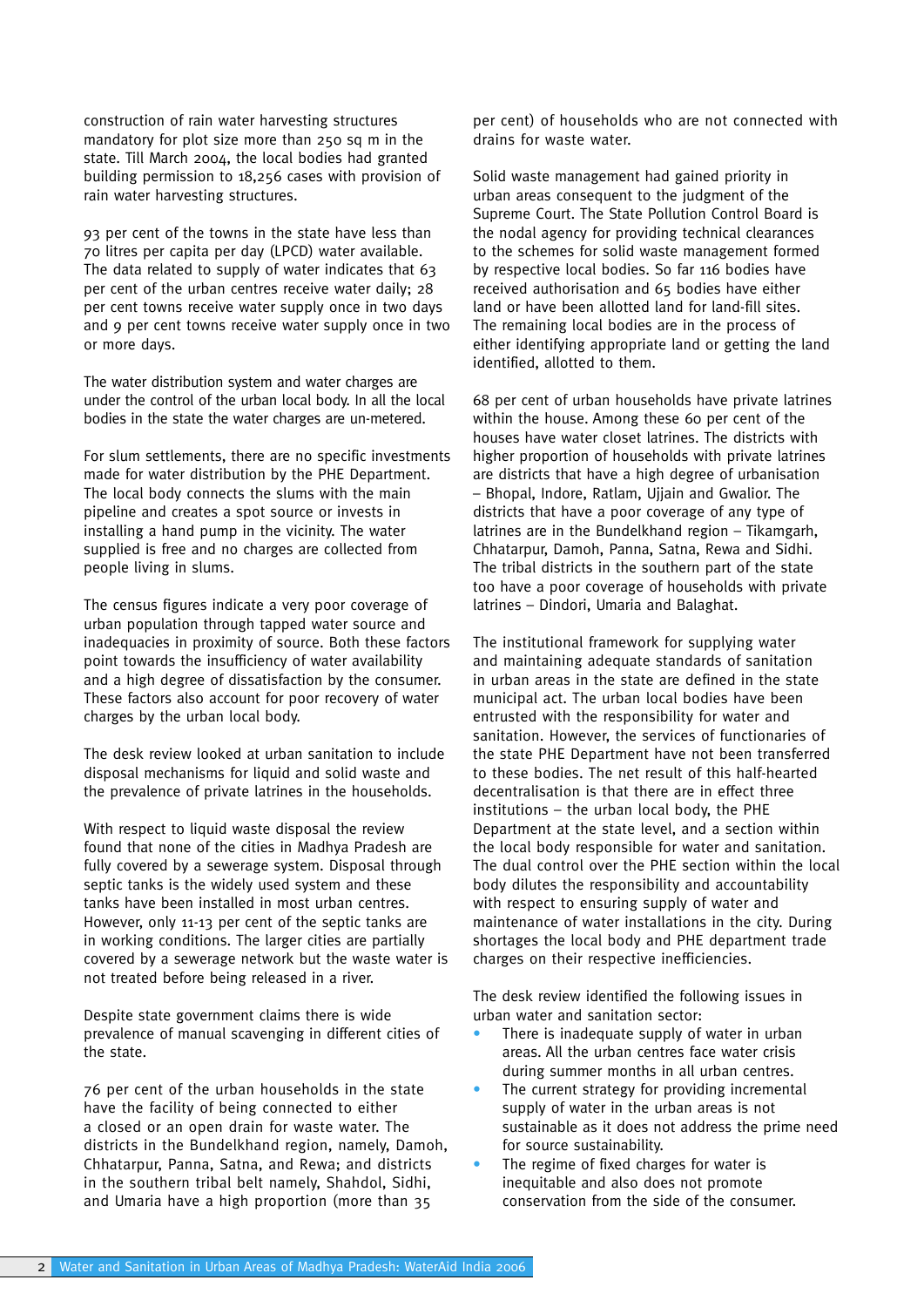construction of rain water harvesting structures mandatory for plot size more than 250 sq m in the state. Till March 2004, the local bodies had granted building permission to 18,256 cases with provision of rain water harvesting structures.

93 per cent of the towns in the state have less than 70 litres per capita per day (LPCD) water available. The data related to supply of water indicates that 63 per cent of the urban centres receive water daily; 28 per cent towns receive water supply once in two days and 9 per cent towns receive water supply once in two or more days.

The water distribution system and water charges are under the control of the urban local body. In all the local bodies in the state the water charges are un-metered.

For slum settlements, there are no specific investments made for water distribution by the PHE Department. The local body connects the slums with the main pipeline and creates a spot source or invests in installing a hand pump in the vicinity. The water supplied is free and no charges are collected from people living in slums.

The census figures indicate a very poor coverage of urban population through tapped water source and inadequacies in proximity of source. Both these factors point towards the insufficiency of water availability and a high degree of dissatisfaction by the consumer. These factors also account for poor recovery of water charges by the urban local body.

The desk review looked at urban sanitation to include disposal mechanisms for liquid and solid waste and the prevalence of private latrines in the households.

With respect to liquid waste disposal the review found that none of the cities in Madhya Pradesh are fully covered by a sewerage system. Disposal through septic tanks is the widely used system and these tanks have been installed in most urban centres. However, only 11-13 per cent of the septic tanks are in working conditions. The larger cities are partially covered by a sewerage network but the waste water is not treated before being released in a river.

Despite state government claims there is wide prevalence of manual scavenging in different cities of the state.

76 per cent of the urban households in the state have the facility of being connected to either a closed or an open drain for waste water. The districts in the Bundelkhand region, namely, Damoh, Chhatarpur, Panna, Satna, and Rewa; and districts in the southern tribal belt namely, Shahdol, Sidhi, and Umaria have a high proportion (more than 35 per cent) of households who are not connected with drains for waste water.

Solid waste management had gained priority in urban areas consequent to the judgment of the Supreme Court. The State Pollution Control Board is the nodal agency for providing technical clearances to the schemes for solid waste management formed by respective local bodies. So far 116 bodies have received authorisation and 65 bodies have either land or have been allotted land for land-fill sites. The remaining local bodies are in the process of either identifying appropriate land or getting the land identified, allotted to them.

68 per cent of urban households have private latrines within the house. Among these 60 per cent of the houses have water closet latrines. The districts with higher proportion of households with private latrines are districts that have a high degree of urbanisation – Bhopal, Indore, Ratlam, Ujjain and Gwalior. The districts that have a poor coverage of any type of latrines are in the Bundelkhand region – Tikamgarh, Chhatarpur, Damoh, Panna, Satna, Rewa and Sidhi. The tribal districts in the southern part of the state too have a poor coverage of households with private latrines – Dindori, Umaria and Balaghat.

The institutional framework for supplying water and maintaining adequate standards of sanitation in urban areas in the state are defined in the state municipal act. The urban local bodies have been entrusted with the responsibility for water and sanitation. However, the services of functionaries of the state PHE Department have not been transferred to these bodies. The net result of this half-hearted decentralisation is that there are in effect three institutions – the urban local body, the PHE Department at the state level, and a section within the local body responsible for water and sanitation. The dual control over the PHE section within the local body dilutes the responsibility and accountability with respect to ensuring supply of water and maintenance of water installations in the city. During shortages the local body and PHE department trade charges on their respective inefficiencies.

The desk review identified the following issues in urban water and sanitation sector:

- There is inadequate supply of water in urban areas. All the urban centres face water crisis during summer months in all urban centres.
- The current strategy for providing incremental supply of water in the urban areas is not sustainable as it does not address the prime need for source sustainability.
- The regime of fixed charges for water is inequitable and also does not promote conservation from the side of the consumer.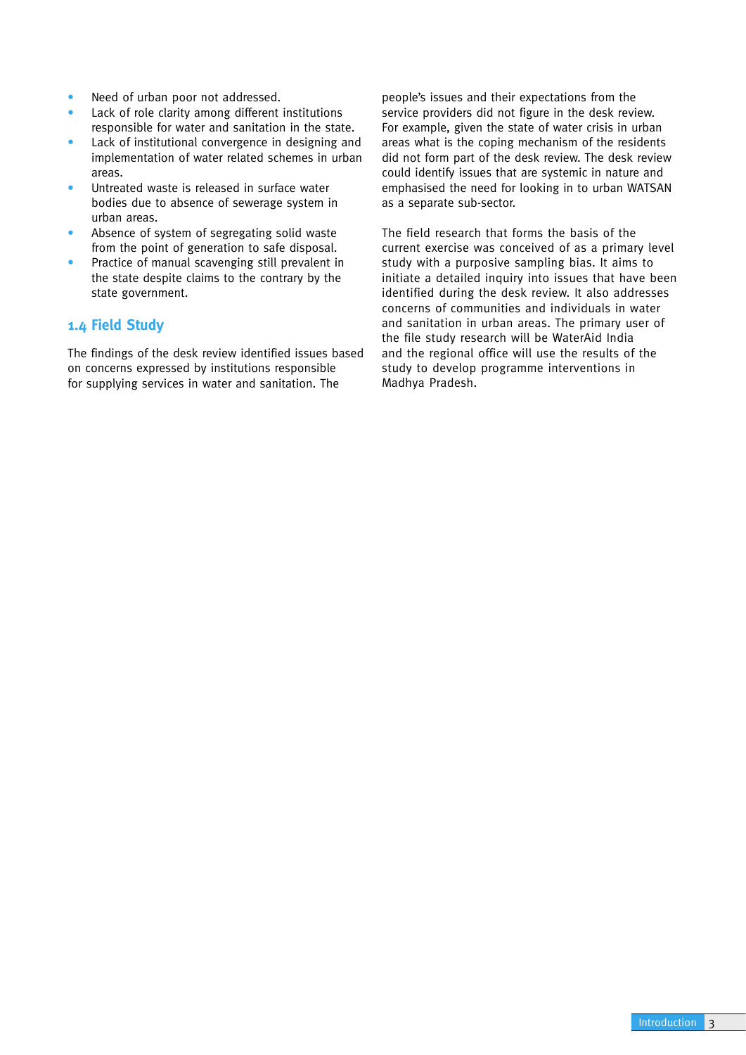- Need of urban poor not addressed.
- Lack of role clarity among different institutions responsible for water and sanitation in the state.
- Lack of institutional convergence in designing and implementation of water related schemes in urban areas.
- Untreated waste is released in surface water bodies due to absence of sewerage system in urban areas.
- Absence of system of segregating solid waste from the point of generation to safe disposal.
- Practice of manual scavenging still prevalent in the state despite claims to the contrary by the state government.

## 1.4 Field Study

The findings of the desk review identified issues based on concerns expressed by institutions responsible for supplying services in water and sanitation. The people's issues and their expectations from the service providers did not figure in the desk review. For example, given the state of water crisis in urban areas what is the coping mechanism of the residents did not form part of the desk review. The desk review could identify issues that are systemic in nature and emphasised the need for looking in to urban WATSAN as a separate sub-sector.

The field research that forms the basis of the current exercise was conceived of as a primary level study with a purposive sampling bias. It aims to initiate a detailed inquiry into issues that have been identified during the desk review. It also addresses concerns of communities and individuals in water and sanitation in urban areas. The primary user of the file study research will be WaterAid India and the regional office will use the results of the study to develop programme interventions in Madhya Pradesh.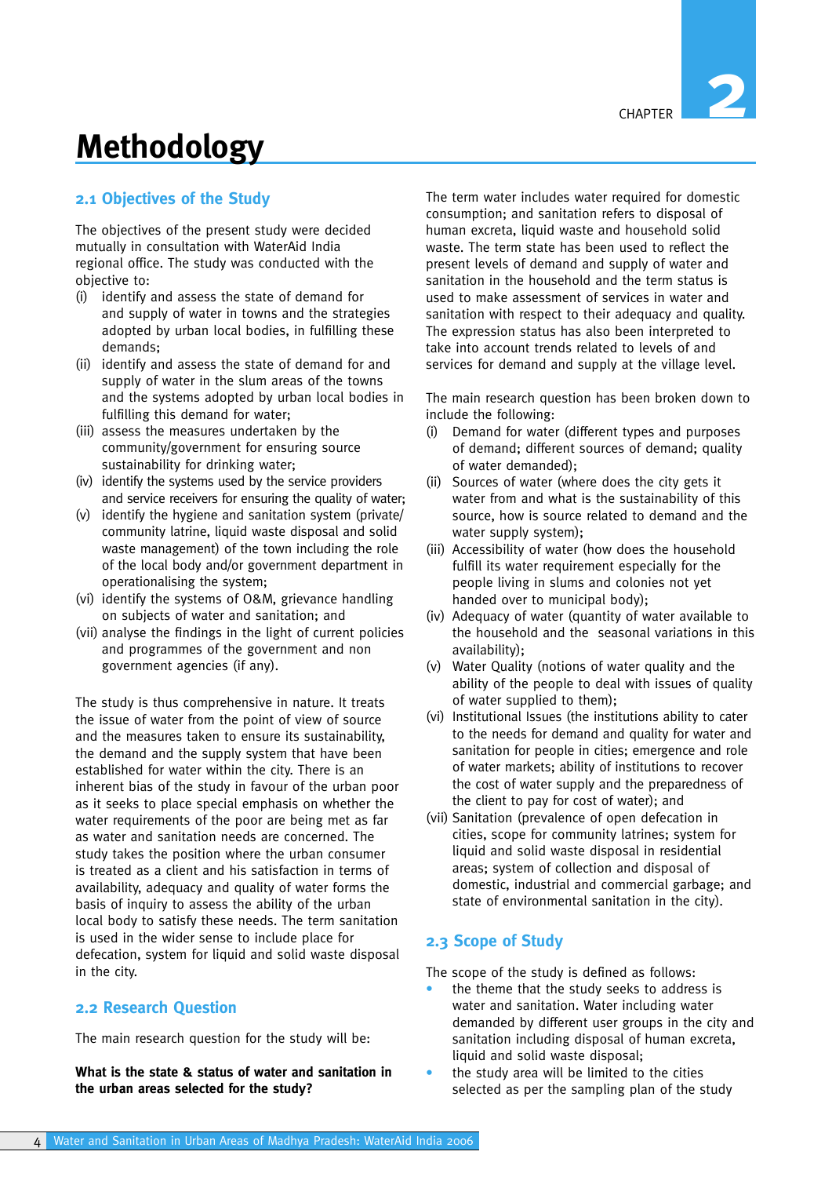CHAPTER 2

# Methodology

## 2.1 Objectives of the Study

The objectives of the present study were decided mutually in consultation with WaterAid India regional office. The study was conducted with the objective to:

- (i) identify and assess the state of demand for and supply of water in towns and the strategies adopted by urban local bodies, in fulfilling these demands;
- (ii) identify and assess the state of demand for and supply of water in the slum areas of the towns and the systems adopted by urban local bodies in fulfilling this demand for water;
- (iii) assess the measures undertaken by the community/government for ensuring source sustainability for drinking water;
- (iv) identify the systems used by the service providers and service receivers for ensuring the quality of water;
- (v) identify the hygiene and sanitation system (private/ community latrine, liquid waste disposal and solid waste management) of the town including the role of the local body and/or government department in operationalising the system;
- (vi) identify the systems of O&M, grievance handling on subjects of water and sanitation; and
- (vii) analyse the findings in the light of current policies and programmes of the government and non government agencies (if any).

The study is thus comprehensive in nature. It treats the issue of water from the point of view of source and the measures taken to ensure its sustainability, the demand and the supply system that have been established for water within the city. There is an inherent bias of the study in favour of the urban poor as it seeks to place special emphasis on whether the water requirements of the poor are being met as far as water and sanitation needs are concerned. The study takes the position where the urban consumer is treated as a client and his satisfaction in terms of availability, adequacy and quality of water forms the basis of inquiry to assess the ability of the urban local body to satisfy these needs. The term sanitation is used in the wider sense to include place for defecation, system for liquid and solid waste disposal in the city.

## 2.2 Research Question

The main research question for the study will be:

**What is the state & status of water and sanitation in the urban areas selected for the study?**

The term water includes water required for domestic consumption; and sanitation refers to disposal of human excreta, liquid waste and household solid waste. The term state has been used to reflect the present levels of demand and supply of water and sanitation in the household and the term status is used to make assessment of services in water and sanitation with respect to their adequacy and quality. The expression status has also been interpreted to take into account trends related to levels of and services for demand and supply at the village level.

The main research question has been broken down to include the following:

- (i) Demand for water (different types and purposes of demand; different sources of demand; quality of water demanded);
- (ii) Sources of water (where does the city gets it water from and what is the sustainability of this source, how is source related to demand and the water supply system);
- (iii) Accessibility of water (how does the household fulfill its water requirement especially for the people living in slums and colonies not yet handed over to municipal body);
- (iv) Adequacy of water (quantity of water available to the household and the seasonal variations in this availability);
- (v) Water Quality (notions of water quality and the ability of the people to deal with issues of quality of water supplied to them);
- (vi) Institutional Issues (the institutions ability to cater to the needs for demand and quality for water and sanitation for people in cities; emergence and role of water markets; ability of institutions to recover the cost of water supply and the preparedness of the client to pay for cost of water); and
- (vii) Sanitation (prevalence of open defecation in cities, scope for community latrines; system for liquid and solid waste disposal in residential areas; system of collection and disposal of domestic, industrial and commercial garbage; and state of environmental sanitation in the city).

## 2.3 Scope of Study

The scope of the study is defined as follows:

- the theme that the study seeks to address is water and sanitation. Water including water demanded by different user groups in the city and sanitation including disposal of human excreta, liquid and solid waste disposal;
- the study area will be limited to the cities selected as per the sampling plan of the study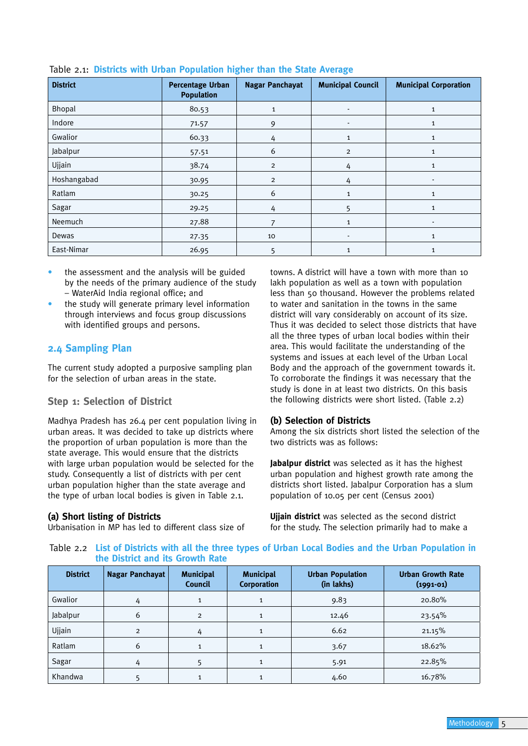Table 2.1: **Districts with Urban Population higher than the State Average**

| District | Percentage Urban Population | Nagar Panchayat | Municipal Council | Municipal Corporation |
|---|---|---|---|---|
| Bhopal | 80.53 | 1 | - | 1 |
| Indore | 71.57 | 9 | - | 1 |
| Gwalior | 60.33 | 4 | 1 | 1 |
| Jabalpur | 57.51 | 6 | 2 | 1 |
| Ujjain | 38.74 | 2 | 4 | 1 |
| Hoshangabad | 30.95 | 2 | 4 | - |
| Ratlam | 30.25 | 6 | 1 | 1 |
| Sagar | 29.25 | 4 | 5 | 1 |
| Neemuch | 27.88 | 7 | 1 | - |
| Dewas | 27.35 | 10 | - | 1 |
| East-Nimar | 26.95 | 5 | 1 | 1 |

- the assessment and the analysis will be guided by the needs of the primary audience of the study – WaterAid India regional office; and
- the study will generate primary level information through interviews and focus group discussions with identified groups and persons.

## 2.4 Sampling Plan

The current study adopted a purposive sampling plan for the selection of urban areas in the state.

### Step 1: Selection of District

Madhya Pradesh has 26.4 per cent population living in urban areas. It was decided to take up districts where the proportion of urban population is more than the state average. This would ensure that the districts with large urban population would be selected for the study. Consequently a list of districts with per cent urban population higher than the state average and the type of urban local bodies is given in Table 2.1.

#### (a) Short listing of Districts

Urbanisation in MP has led to different class size of towns. A district will have a town with more than 10 lakh population as well as a town with population less than 50 thousand. However the problems related to water and sanitation in the towns in the same district will vary considerably on account of its size. Thus it was decided to select those districts that have all the three types of urban local bodies within their area. This would facilitate the understanding of the systems and issues at each level of the Urban Local Body and the approach of the government towards it. To corroborate the findings it was necessary that the study is done in at least two districts. On this basis the following districts were short listed. (Table 2.2)

#### (b) Selection of Districts

Among the six districts short listed the selection of the two districts was as follows:

**Jabalpur district** was selected as it has the highest urban population and highest growth rate among the districts short listed. Jabalpur Corporation has a slum population of 10.05 per cent (Census 2001)

**Ujjain district** was selected as the second district for the study. The selection primarily had to make a

Table 2.2 **List of Districts with all the three types of Urban Local Bodies and the Urban Population in the District and its Growth Rate**

| District | Nagar Panchayat | Municipal Council | Municipal Corporation | Urban Population (in lakhs) | Urban Growth Rate (1991-01) |
|---|---|---|---|---|---|
| Gwalior | 4 | 1 | 1 | 9.83 | 20.80% |
| Jabalpur | 6 | 2 | 1 | 12.46 | 23.54% |
| Ujjain | 2 | 4 | 1 | 6.62 | 21.15% |
| Ratlam | 6 | 1 | 1 | 3.67 | 18.62% |
| Sagar | 4 | 5 | 1 | 5.91 | 22.85% |
| Khandwa | 5 | 1 | 1 | 4.60 | 16.78% |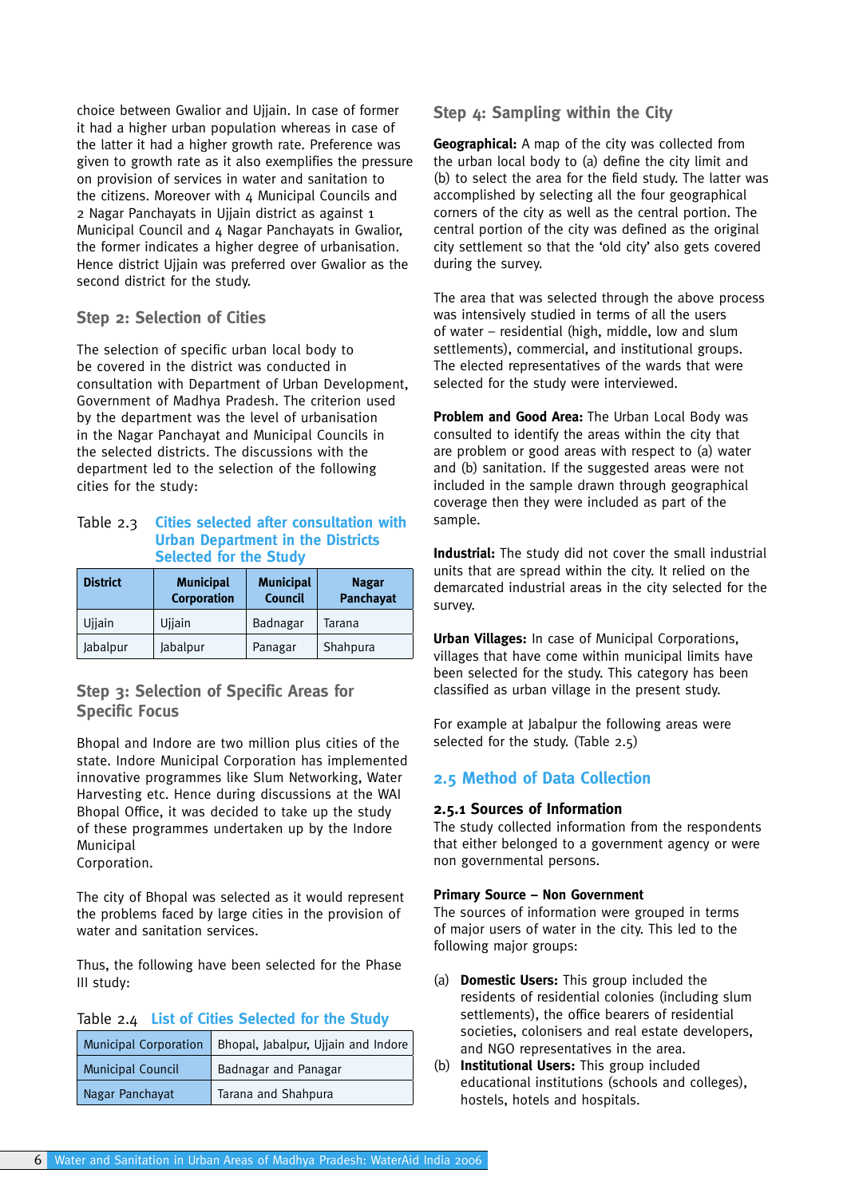choice between Gwalior and Ujjain. In case of former it had a higher urban population whereas in case of the latter it had a higher growth rate. Preference was given to growth rate as it also exemplifies the pressure on provision of services in water and sanitation to the citizens. Moreover with 4 Municipal Councils and 2 Nagar Panchayats in Ujjain district as against 1 Municipal Council and 4 Nagar Panchayats in Gwalior, the former indicates a higher degree of urbanisation. Hence district Ujjain was preferred over Gwalior as the second district for the study.

### Step 2: Selection of Cities

The selection of specific urban local body to be covered in the district was conducted in consultation with Department of Urban Development, Government of Madhya Pradesh. The criterion used by the department was the level of urbanisation in the Nagar Panchayat and Municipal Councils in the selected districts. The discussions with the department led to the selection of the following cities for the study:

Table 2.3 **Cities selected after consultation with Urban Department in the Districts Selected for the Study**

| District | Municipal Corporation | Municipal Council | Nagar Panchayat |
|---|---|---|---|
| Ujjain | Ujjain | Badnagar | Tarana |
| Jabalpur | Jabalpur | Panagar | Shahpura |

### Step 3: Selection of Specific Areas for Specific Focus

Bhopal and Indore are two million plus cities of the state. Indore Municipal Corporation has implemented innovative programmes like Slum Networking, Water Harvesting etc. Hence during discussions at the WAI Bhopal Office, it was decided to take up the study of these programmes undertaken up by the Indore Municipal Corporation.

The city of Bhopal was selected as it would represent the problems faced by large cities in the provision of water and sanitation services.

Thus, the following have been selected for the Phase III study:

Table 2.4 **List of Cities Selected for the Study**

| | |
|---|---|
| Municipal Corporation | Bhopal, Jabalpur, Ujjain and Indore |
| Municipal Council | Badnagar and Panagar |
| Nagar Panchayat | Tarana and Shahpura |

### Step 4: Sampling within the City

**Geographical:** A map of the city was collected from the urban local body to (a) define the city limit and (b) to select the area for the field study. The latter was accomplished by selecting all the four geographical corners of the city as well as the central portion. The central portion of the city was defined as the original city settlement so that the 'old city' also gets covered during the survey.

The area that was selected through the above process was intensively studied in terms of all the users of water – residential (high, middle, low and slum settlements), commercial, and institutional groups. The elected representatives of the wards that were selected for the study were interviewed.

**Problem and Good Area:** The Urban Local Body was consulted to identify the areas within the city that are problem or good areas with respect to (a) water and (b) sanitation. If the suggested areas were not included in the sample drawn through geographical coverage then they were included as part of the sample.

**Industrial:** The study did not cover the small industrial units that are spread within the city. It relied on the demarcated industrial areas in the city selected for the survey.

**Urban Villages:** In case of Municipal Corporations, villages that have come within municipal limits have been selected for the study. This category has been classified as urban village in the present study.

For example at Jabalpur the following areas were selected for the study. (Table 2.5)

## 2.5 Method of Data Collection

### 2.5.1 Sources of Information

The study collected information from the respondents that either belonged to a government agency or were non governmental persons.

**Primary Source – Non Government**

The sources of information were grouped in terms of major users of water in the city. This led to the following major groups:

(a) **Domestic Users:** This group included the residents of residential colonies (including slum settlements), the office bearers of residential societies, colonisers and real estate developers, and NGO representatives in the area.

(b) **Institutional Users:** This group included educational institutions (schools and colleges), hostels, hotels and hospitals.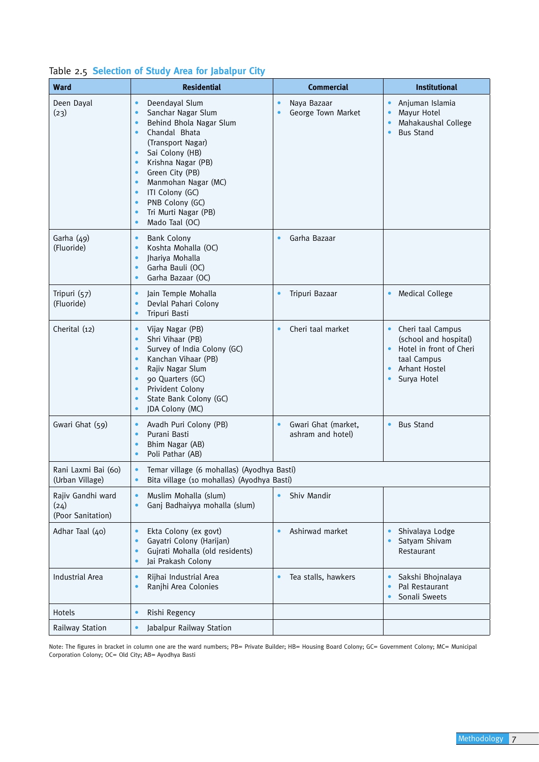Table 2.5 **Selection of Study Area for Jabalpur City**

| Ward | Residential | Commercial | Institutional |
|---|---|---|---|
| Deen Dayal (23) | • Deendayal Slum<br>• Sanchar Nagar Slum<br>• Behind Bhola Nagar Slum<br>• Chandal Bhata (Transport Nagar)<br>• Sai Colony (HB)<br>• Krishna Nagar (PB)<br>• Green City (PB)<br>• Manmohan Nagar (MC)<br>• ITI Colony (GC)<br>• PNB Colony (GC)<br>• Tri Murti Nagar (PB)<br>• Mado Taal (OC) | • Naya Bazaar<br>• George Town Market | • Anjuman Islamia<br>• Mayur Hotel<br>• Mahakaushal College<br>• Bus Stand |
| Garha (49) (Fluoride) | • Bank Colony<br>• Koshta Mohalla (OC)<br>• Jhariya Mohalla<br>• Garha Bauli (OC)<br>• Garha Bazaar (OC) | • Garha Bazaar | |
| Tripuri (57) (Fluoride) | • Jain Temple Mohalla<br>• Devlal Pahari Colony<br>• Tripuri Basti | • Tripuri Bazaar | • Medical College |
| Cherital (12) | • Vijay Nagar (PB)<br>• Shri Vihaar (PB)<br>• Survey of India Colony (GC)<br>• Kanchan Vihaar (PB)<br>• Rajiv Nagar Slum<br>• 90 Quarters (GC)<br>• Privident Colony<br>• State Bank Colony (GC)<br>• JDA Colony (MC) | • Cheri taal market | • Cheri taal Campus (school and hospital)<br>• Hotel in front of Cheri taal Campus<br>• Arhant Hostel<br>• Surya Hotel |
| Gwari Ghat (59) | • Avadh Puri Colony (PB)<br>• Purani Basti<br>• Bhim Nagar (AB)<br>• Poli Pathar (AB) | • Gwari Ghat (market, ashram and hotel) | • Bus Stand |
| Rani Laxmi Bai (60) (Urban Village) | • Temar village (6 mohallas) (Ayodhya Basti)<br>• Bita village (10 mohallas) (Ayodhya Basti) | | |
| Rajiv Gandhi ward (24) (Poor Sanitation) | • Muslim Mohalla (slum)<br>• Ganj Badhaiyya mohalla (slum) | • Shiv Mandir | |
| Adhar Taal (40) | • Ekta Colony (ex govt)<br>• Gayatri Colony (Harijan)<br>• Gujrati Mohalla (old residents)<br>• Jai Prakash Colony | • Ashirwad market | • Shivalaya Lodge<br>• Satyam Shivam Restaurant |
| Industrial Area | • Rijhai Industrial Area<br>• Ranjhi Area Colonies | • Tea stalls, hawkers | • Sakshi Bhojnalaya<br>• Pal Restaurant<br>• Sonali Sweets |
| Hotels | • Rishi Regency | | |
| Railway Station | • Jabalpur Railway Station | | |

Note: The figures in bracket in column one are the ward numbers; PB= Private Builder; HB= Housing Board Colony; GC= Government Colony; MC= Municipal Corporation Colony; OC= Old City; AB= Ayodhya Basti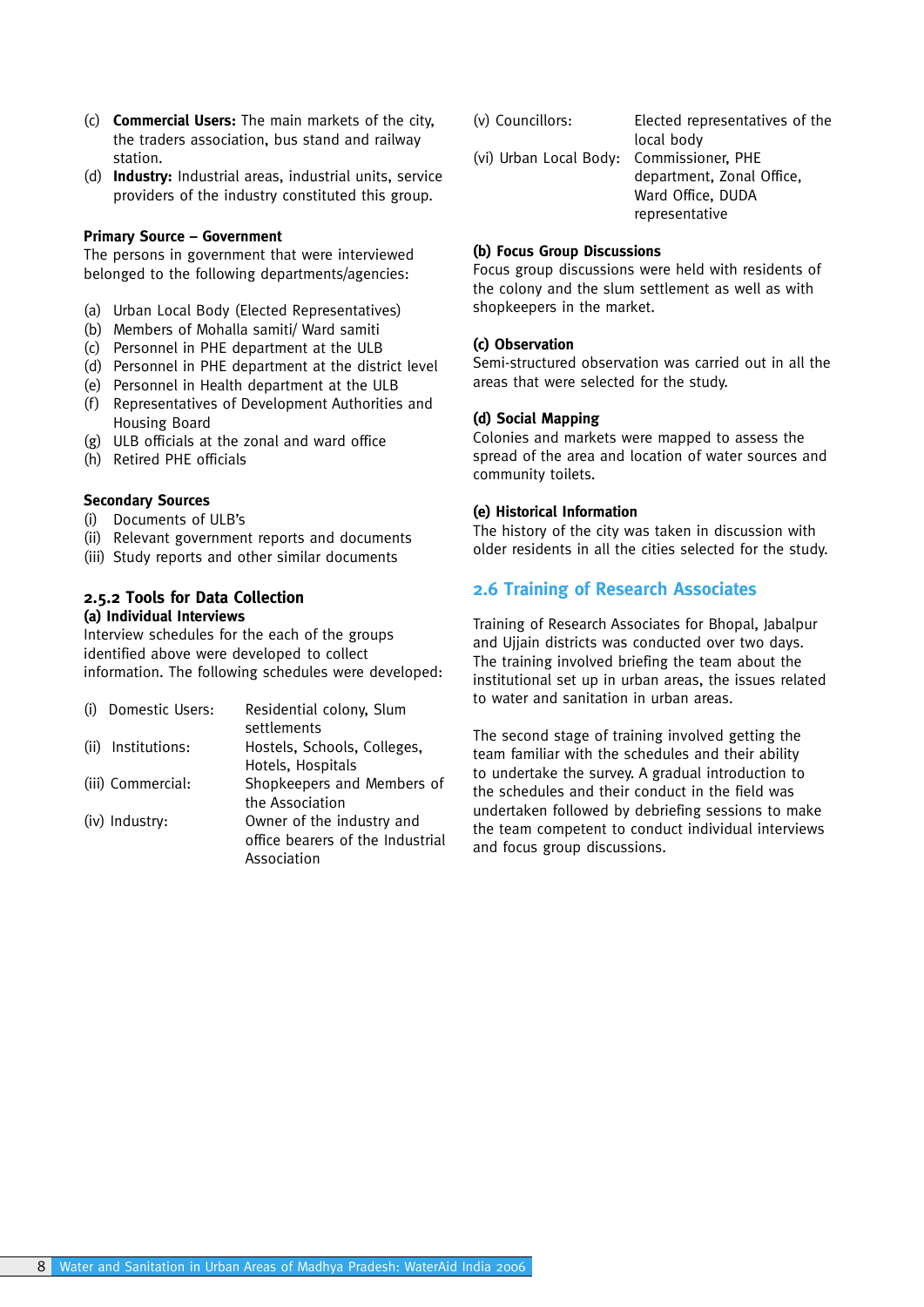(c) **Commercial Users:** The main markets of the city, the traders association, bus stand and railway station.

(d) **Industry:** Industrial areas, industrial units, service providers of the industry constituted this group.

**Primary Source – Government**

The persons in government that were interviewed belonged to the following departments/agencies:

(a) Urban Local Body (Elected Representatives)
(b) Members of Mohalla samiti/ Ward samiti
(c) Personnel in PHE department at the ULB
(d) Personnel in PHE department at the district level
(e) Personnel in Health department at the ULB
(f) Representatives of Development Authorities and Housing Board
(g) ULB officials at the zonal and ward office
(h) Retired PHE officials

**Secondary Sources**

(i) Documents of ULB's
(ii) Relevant government reports and documents
(iii) Study reports and other similar documents

### 2.5.2 Tools for Data Collection

**(a) Individual Interviews**

Interview schedules for the each of the groups identified above were developed to collect information. The following schedules were developed:

| | |
|---|---|
| (i) Domestic Users: | Residential colony, Slum settlements |
| (ii) Institutions: | Hostels, Schools, Colleges, Hotels, Hospitals |
| (iii) Commercial: | Shopkeepers and Members of the Association |
| (iv) Industry: | Owner of the industry and office bearers of the Industrial Association |
| (v) Councillors: | Elected representatives of the local body |
| (vi) Urban Local Body: | Commissioner, PHE department, Zonal Office, Ward Office, DUDA representative |

**(b) Focus Group Discussions**

Focus group discussions were held with residents of the colony and the slum settlement as well as with shopkeepers in the market.

**(c) Observation**

Semi-structured observation was carried out in all the areas that were selected for the study.

**(d) Social Mapping**

Colonies and markets were mapped to assess the spread of the area and location of water sources and community toilets.

**(e) Historical Information**

The history of the city was taken in discussion with older residents in all the cities selected for the study.

## 2.6 Training of Research Associates

Training of Research Associates for Bhopal, Jabalpur and Ujjain districts was conducted over two days. The training involved briefing the team about the institutional set up in urban areas, the issues related to water and sanitation in urban areas.

The second stage of training involved getting the team familiar with the schedules and their ability to undertake the survey. A gradual introduction to the schedules and their conduct in the field was undertaken followed by debriefing sessions to make the team competent to conduct individual interviews and focus group discussions.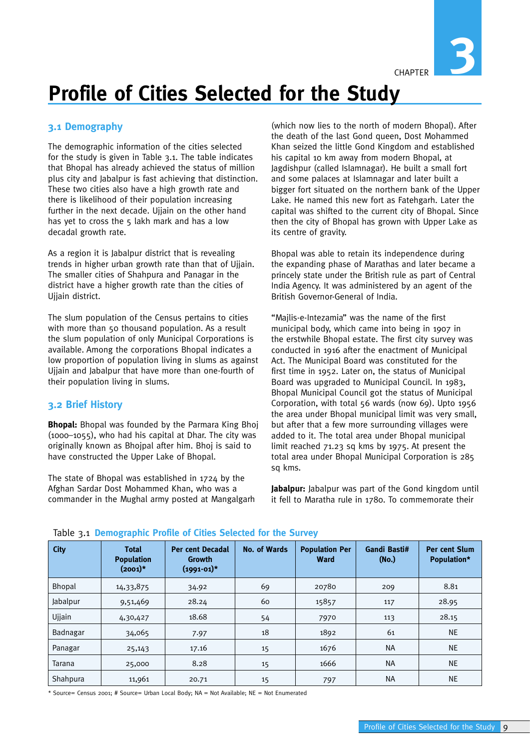CHAPTER 3

# Profile of Cities Selected for the Study

## 3.1 Demography

The demographic information of the cities selected for the study is given in Table 3.1. The table indicates that Bhopal has already achieved the status of million plus city and Jabalpur is fast achieving that distinction. These two cities also have a high growth rate and there is likelihood of their population increasing further in the next decade. Ujjain on the other hand has yet to cross the 5 lakh mark and has a low decadal growth rate.

As a region it is Jabalpur district that is revealing trends in higher urban growth rate than that of Ujjain. The smaller cities of Shahpura and Panagar in the district have a higher growth rate than the cities of Ujjain district.

The slum population of the Census pertains to cities with more than 50 thousand population. As a result the slum population of only Municipal Corporations is available. Among the corporations Bhopal indicates a low proportion of population living in slums as against Ujjain and Jabalpur that have more than one-fourth of their population living in slums.

## 3.2 Brief History

**Bhopal:** Bhopal was founded by the Parmara King Bhoj (1000–1055), who had his capital at Dhar. The city was originally known as Bhojpal after him. Bhoj is said to have constructed the Upper Lake of Bhopal.

The state of Bhopal was established in 1724 by the Afghan Sardar Dost Mohammed Khan, who was a commander in the Mughal army posted at Mangalgarh (which now lies to the north of modern Bhopal). After the death of the last Gond queen, Dost Mohammed Khan seized the little Gond Kingdom and established his capital 10 km away from modern Bhopal, at Jagdishpur (called Islamnagar). He built a small fort and some palaces at Islamnagar and later built a bigger fort situated on the northern bank of the Upper Lake. He named this new fort as Fatehgarh. Later the capital was shifted to the current city of Bhopal. Since then the city of Bhopal has grown with Upper Lake as its centre of gravity.

Bhopal was able to retain its independence during the expanding phase of Marathas and later became a princely state under the British rule as part of Central India Agency. It was administered by an agent of the British Governor-General of India.

"Majlis-e-Intezamia" was the name of the first municipal body, which came into being in 1907 in the erstwhile Bhopal estate. The first city survey was conducted in 1916 after the enactment of Municipal Act. The Municipal Board was constituted for the first time in 1952. Later on, the status of Municipal Board was upgraded to Municipal Council. In 1983, Bhopal Municipal Council got the status of Municipal Corporation, with total 56 wards (now 69). Upto 1956 the area under Bhopal municipal limit was very small, but after that a few more surrounding villages were added to it. The total area under Bhopal municipal limit reached 71.23 sq kms by 1975. At present the total area under Bhopal Municipal Corporation is 285 sq kms.

**Jabalpur:** Jabalpur was part of the Gond kingdom until it fell to Maratha rule in 1780. To commemorate their

Table 3.1 **Demographic Profile of Cities Selected for the Survey**

| City | Total Population (2001)* | Per cent Decadal Growth (1991-01)* | No. of Wards | Population Per Ward | Gandi Basti# (No.) | Per cent Slum Population* |
|---|---|---|---|---|---|---|
| Bhopal | 14,33,875 | 34.92 | 69 | 20780 | 209 | 8.81 |
| Jabalpur | 9,51,469 | 28.24 | 60 | 15857 | 117 | 28.95 |
| Ujjain | 4,30,427 | 18.68 | 54 | 7970 | 113 | 28.15 |
| Badnagar | 34,065 | 7.97 | 18 | 1892 | 61 | NE |
| Panagar | 25,143 | 17.16 | 15 | 1676 | NA | NE |
| Tarana | 25,000 | 8.28 | 15 | 1666 | NA | NE |
| Shahpura | 11,961 | 20.71 | 15 | 797 | NA | NE |

* Source= Census 2001; # Source= Urban Local Body; NA = Not Available; NE = Not Enumerated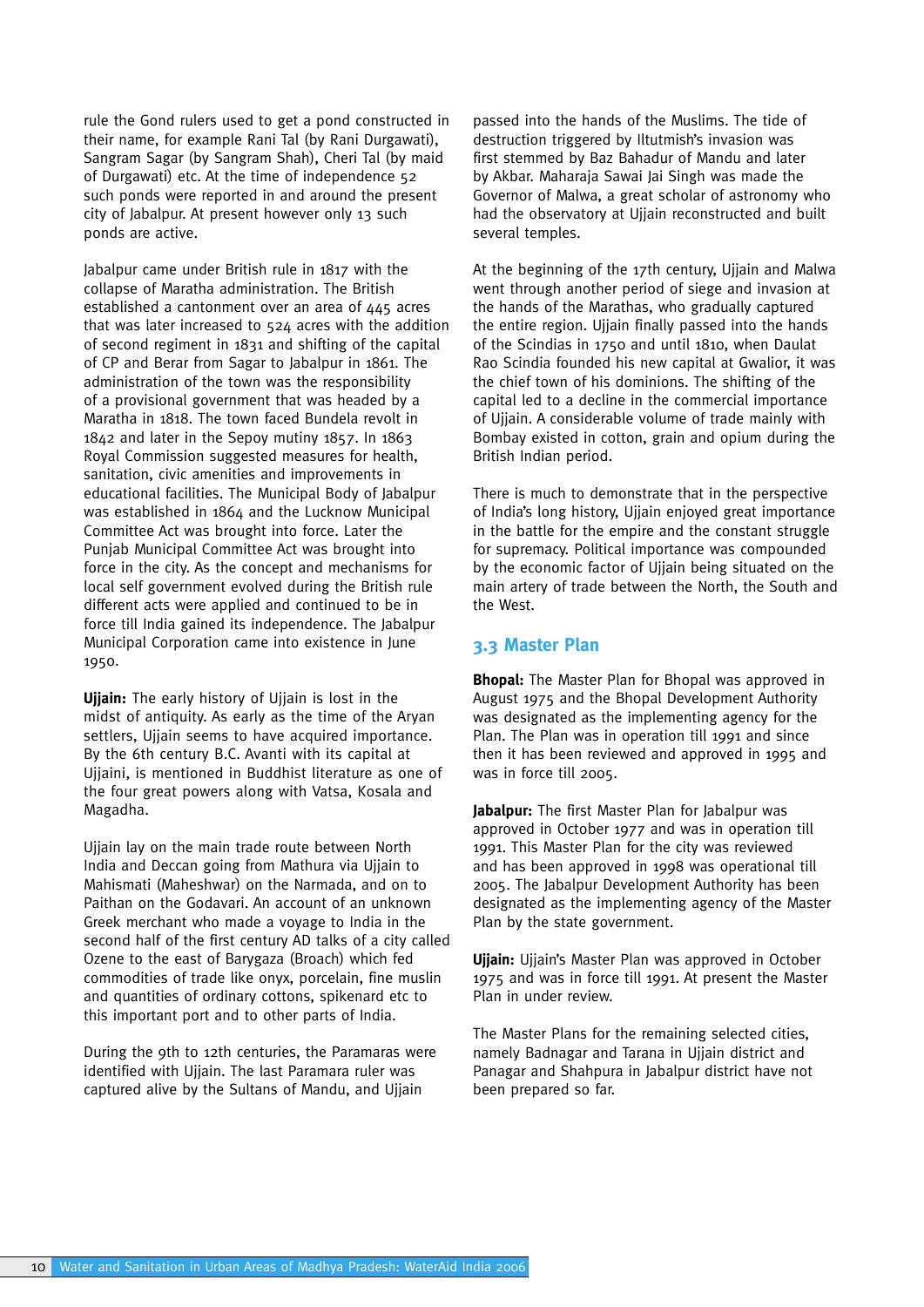rule the Gond rulers used to get a pond constructed in their name, for example Rani Tal (by Rani Durgawati), Sangram Sagar (by Sangram Shah), Cheri Tal (by maid of Durgawati) etc. At the time of independence 52 such ponds were reported in and around the present city of Jabalpur. At present however only 13 such ponds are active.

Jabalpur came under British rule in 1817 with the collapse of Maratha administration. The British established a cantonment over an area of 445 acres that was later increased to 524 acres with the addition of second regiment in 1831 and shifting of the capital of CP and Berar from Sagar to Jabalpur in 1861. The administration of the town was the responsibility of a provisional government that was headed by a Maratha in 1818. The town faced Bundela revolt in 1842 and later in the Sepoy mutiny 1857. In 1863 Royal Commission suggested measures for health, sanitation, civic amenities and improvements in educational facilities. The Municipal Body of Jabalpur was established in 1864 and the Lucknow Municipal Committee Act was brought into force. Later the Punjab Municipal Committee Act was brought into force in the city. As the concept and mechanisms for local self government evolved during the British rule different acts were applied and continued to be in force till India gained its independence. The Jabalpur Municipal Corporation came into existence in June 1950.

**Ujjain:** The early history of Ujjain is lost in the midst of antiquity. As early as the time of the Aryan settlers, Ujjain seems to have acquired importance. By the 6th century B.C. Avanti with its capital at Ujjaini, is mentioned in Buddhist literature as one of the four great powers along with Vatsa, Kosala and Magadha.

Ujjain lay on the main trade route between North India and Deccan going from Mathura via Ujjain to Mahismati (Maheshwar) on the Narmada, and on to Paithan on the Godavari. An account of an unknown Greek merchant who made a voyage to India in the second half of the first century AD talks of a city called Ozene to the east of Barygaza (Broach) which fed commodities of trade like onyx, porcelain, fine muslin and quantities of ordinary cottons, spikenard etc to this important port and to other parts of India.

During the 9th to 12th centuries, the Paramaras were identified with Ujjain. The last Paramara ruler was captured alive by the Sultans of Mandu, and Ujjain passed into the hands of the Muslims. The tide of destruction triggered by Iltutmish's invasion was first stemmed by Baz Bahadur of Mandu and later by Akbar. Maharaja Sawai Jai Singh was made the Governor of Malwa, a great scholar of astronomy who had the observatory at Ujjain reconstructed and built several temples.

At the beginning of the 17th century, Ujjain and Malwa went through another period of siege and invasion at the hands of the Marathas, who gradually captured the entire region. Ujjain finally passed into the hands of the Scindias in 1750 and until 1810, when Daulat Rao Scindia founded his new capital at Gwalior, it was the chief town of his dominions. The shifting of the capital led to a decline in the commercial importance of Ujjain. A considerable volume of trade mainly with Bombay existed in cotton, grain and opium during the British Indian period.

There is much to demonstrate that in the perspective of India's long history, Ujjain enjoyed great importance in the battle for the empire and the constant struggle for supremacy. Political importance was compounded by the economic factor of Ujjain being situated on the main artery of trade between the North, the South and the West.

## 3.3 Master Plan

**Bhopal:** The Master Plan for Bhopal was approved in August 1975 and the Bhopal Development Authority was designated as the implementing agency for the Plan. The Plan was in operation till 1991 and since then it has been reviewed and approved in 1995 and was in force till 2005.

**Jabalpur:** The first Master Plan for Jabalpur was approved in October 1977 and was in operation till 1991. This Master Plan for the city was reviewed and has been approved in 1998 was operational till 2005. The Jabalpur Development Authority has been designated as the implementing agency of the Master Plan by the state government.

**Ujjain:** Ujjain's Master Plan was approved in October 1975 and was in force till 1991. At present the Master Plan in under review.

The Master Plans for the remaining selected cities, namely Badnagar and Tarana in Ujjain district and Panagar and Shahpura in Jabalpur district have not been prepared so far.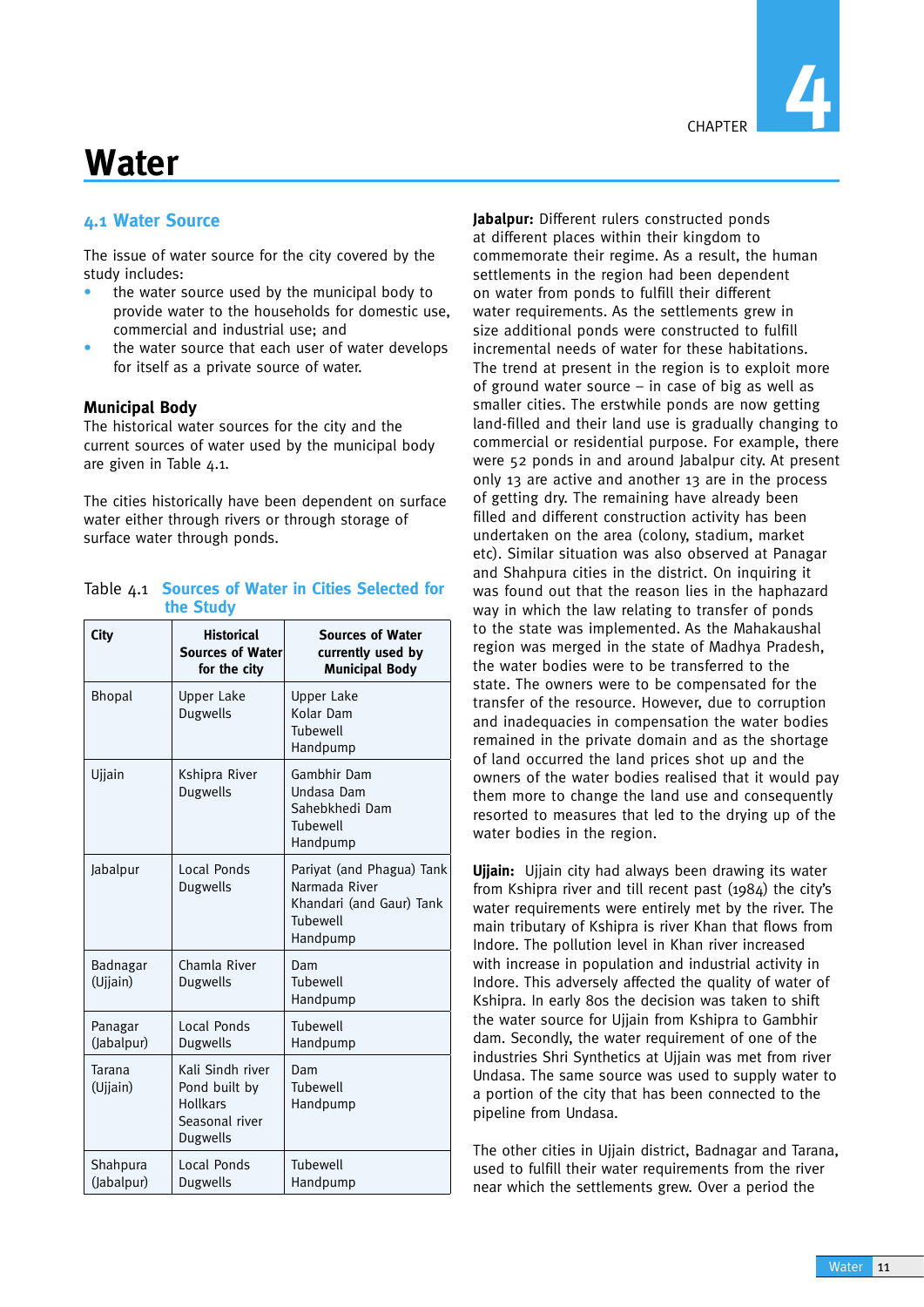# Water

CHAPTER 4

## 4.1 Water Source

The issue of water source for the city covered by the study includes:

- the water source used by the municipal body to provide water to the households for domestic use, commercial and industrial use; and
- the water source that each user of water develops for itself as a private source of water.

### Municipal Body

The historical water sources for the city and the current sources of water used by the municipal body are given in Table 4.1.

The cities historically have been dependent on surface water either through rivers or through storage of surface water through ponds.

Table 4.1 **Sources of Water in Cities Selected for the Study**

| City | Historical Sources of Water for the city | Sources of Water currently used by Municipal Body |
|---|---|---|
| Bhopal | Upper Lake<br>Dugwells | Upper Lake<br>Kolar Dam<br>Tubewell<br>Handpump |
| Ujjain | Kshipra River<br>Dugwells | Gambhir Dam<br>Undasa Dam<br>Sahebkhedi Dam<br>Tubewell<br>Handpump |
| Jabalpur | Local Ponds<br>Dugwells | Pariyat (and Phagua) Tank<br>Narmada River<br>Khandari (and Gaur) Tank<br>Tubewell<br>Handpump |
| Badnagar (Ujjain) | Chamla River<br>Dugwells | Dam<br>Tubewell<br>Handpump |
| Panagar (Jabalpur) | Local Ponds<br>Dugwells | Tubewell<br>Handpump |
| Tarana (Ujjain) | Kali Sindh river<br>Pond built by Hollkars<br>Seasonal river<br>Dugwells | Dam<br>Tubewell<br>Handpump |
| Shahpura (Jabalpur) | Local Ponds<br>Dugwells | Tubewell<br>Handpump |

**Jabalpur:** Different rulers constructed ponds at different places within their kingdom to commemorate their regime. As a result, the human settlements in the region had been dependent on water from ponds to fulfill their different water requirements. As the settlements grew in size additional ponds were constructed to fulfill incremental needs of water for these habitations. The trend at present in the region is to exploit more of ground water source – in case of big as well as smaller cities. The erstwhile ponds are now getting land-filled and their land use is gradually changing to commercial or residential purpose. For example, there were 52 ponds in and around Jabalpur city. At present only 13 are active and another 13 are in the process of getting dry. The remaining have already been filled and different construction activity has been undertaken on the area (colony, stadium, market etc). Similar situation was also observed at Panagar and Shahpura cities in the district. On inquiring it was found out that the reason lies in the haphazard way in which the law relating to transfer of ponds to the state was implemented. As the Mahakaushal region was merged in the state of Madhya Pradesh, the water bodies were to be transferred to the state. The owners were to be compensated for the transfer of the resource. However, due to corruption and inadequacies in compensation the water bodies remained in the private domain and as the shortage of land occurred the land prices shot up and the owners of the water bodies realised that it would pay them more to change the land use and consequently resorted to measures that led to the drying up of the water bodies in the region.

**Ujjain:** Ujjain city had always been drawing its water from Kshipra river and till recent past (1984) the city's water requirements were entirely met by the river. The main tributary of Kshipra is river Khan that flows from Indore. The pollution level in Khan river increased with increase in population and industrial activity in Indore. This adversely affected the quality of water of Kshipra. In early 80s the decision was taken to shift the water source for Ujjain from Kshipra to Gambhir dam. Secondly, the water requirement of one of the industries Shri Synthetics at Ujjain was met from river Undasa. The same source was used to supply water to a portion of the city that has been connected to the pipeline from Undasa.

The other cities in Ujjain district, Badnagar and Tarana, used to fulfill their water requirements from the river near which the settlements grew. Over a period the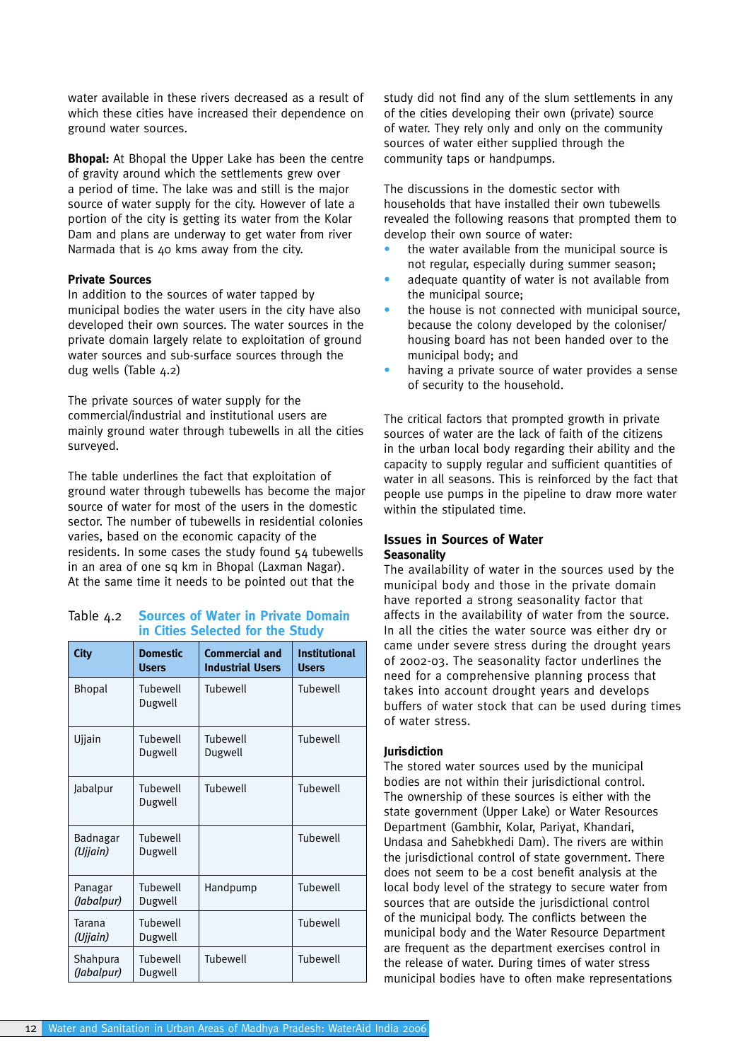water available in these rivers decreased as a result of which these cities have increased their dependence on ground water sources.

**Bhopal:** At Bhopal the Upper Lake has been the centre of gravity around which the settlements grew over a period of time. The lake was and still is the major source of water supply for the city. However of late a portion of the city is getting its water from the Kolar Dam and plans are underway to get water from river Narmada that is 40 kms away from the city.

### Private Sources

In addition to the sources of water tapped by municipal bodies the water users in the city have also developed their own sources. The water sources in the private domain largely relate to exploitation of ground water sources and sub-surface sources through the dug wells (Table 4.2)

The private sources of water supply for the commercial/industrial and institutional users are mainly ground water through tubewells in all the cities surveyed.

The table underlines the fact that exploitation of ground water through tubewells has become the major source of water for most of the users in the domestic sector. The number of tubewells in residential colonies varies, based on the economic capacity of the residents. In some cases the study found 54 tubewells in an area of one sq km in Bhopal (Laxman Nagar). At the same time it needs to be pointed out that the study did not find any of the slum settlements in any of the cities developing their own (private) source of water. They rely only and only on the community sources of water either supplied through the community taps or handpumps.

Table 4.2 **Sources of Water in Private Domain in Cities Selected for the Study**

| City | Domestic Users | Commercial and Industrial Users | Institutional Users |
|---|---|---|---|
| Bhopal | Tubewell Dugwell | Tubewell | Tubewell |
| Ujjain | Tubewell Dugwell | Tubewell Dugwell | Tubewell |
| Jabalpur | Tubewell Dugwell | Tubewell | Tubewell |
| Badnagar *(Ujjain)* | Tubewell Dugwell | | Tubewell |
| Panagar *(Jabalpur)* | Tubewell Dugwell | Handpump | Tubewell |
| Tarana *(Ujjain)* | Tubewell Dugwell | | Tubewell |
| Shahpura *(Jabalpur)* | Tubewell Dugwell | Tubewell | Tubewell |

The discussions in the domestic sector with households that have installed their own tubewells revealed the following reasons that prompted them to develop their own source of water:

- the water available from the municipal source is not regular, especially during summer season;
- adequate quantity of water is not available from the municipal source;
- the house is not connected with municipal source, because the colony developed by the coloniser/ housing board has not been handed over to the municipal body; and
- having a private source of water provides a sense of security to the household.

The critical factors that prompted growth in private sources of water are the lack of faith of the citizens in the urban local body regarding their ability and the capacity to supply regular and sufficient quantities of water in all seasons. This is reinforced by the fact that people use pumps in the pipeline to draw more water within the stipulated time.

## Issues in Sources of Water

### Seasonality

The availability of water in the sources used by the municipal body and those in the private domain have reported a strong seasonality factor that affects in the availability of water from the source. In all the cities the water source was either dry or came under severe stress during the drought years of 2002-03. The seasonality factor underlines the need for a comprehensive planning process that takes into account drought years and develops buffers of water stock that can be used during times of water stress.

### Jurisdiction

The stored water sources used by the municipal bodies are not within their jurisdictional control. The ownership of these sources is either with the state government (Upper Lake) or Water Resources Department (Gambhir, Kolar, Pariyat, Khandari, Undasa and Sahebkhedi Dam). The rivers are within the jurisdictional control of state government. There does not seem to be a cost benefit analysis at the local body level of the strategy to secure water from sources that are outside the jurisdictional control of the municipal body. The conflicts between the municipal body and the Water Resource Department are frequent as the department exercises control in the release of water. During times of water stress municipal bodies have to often make representations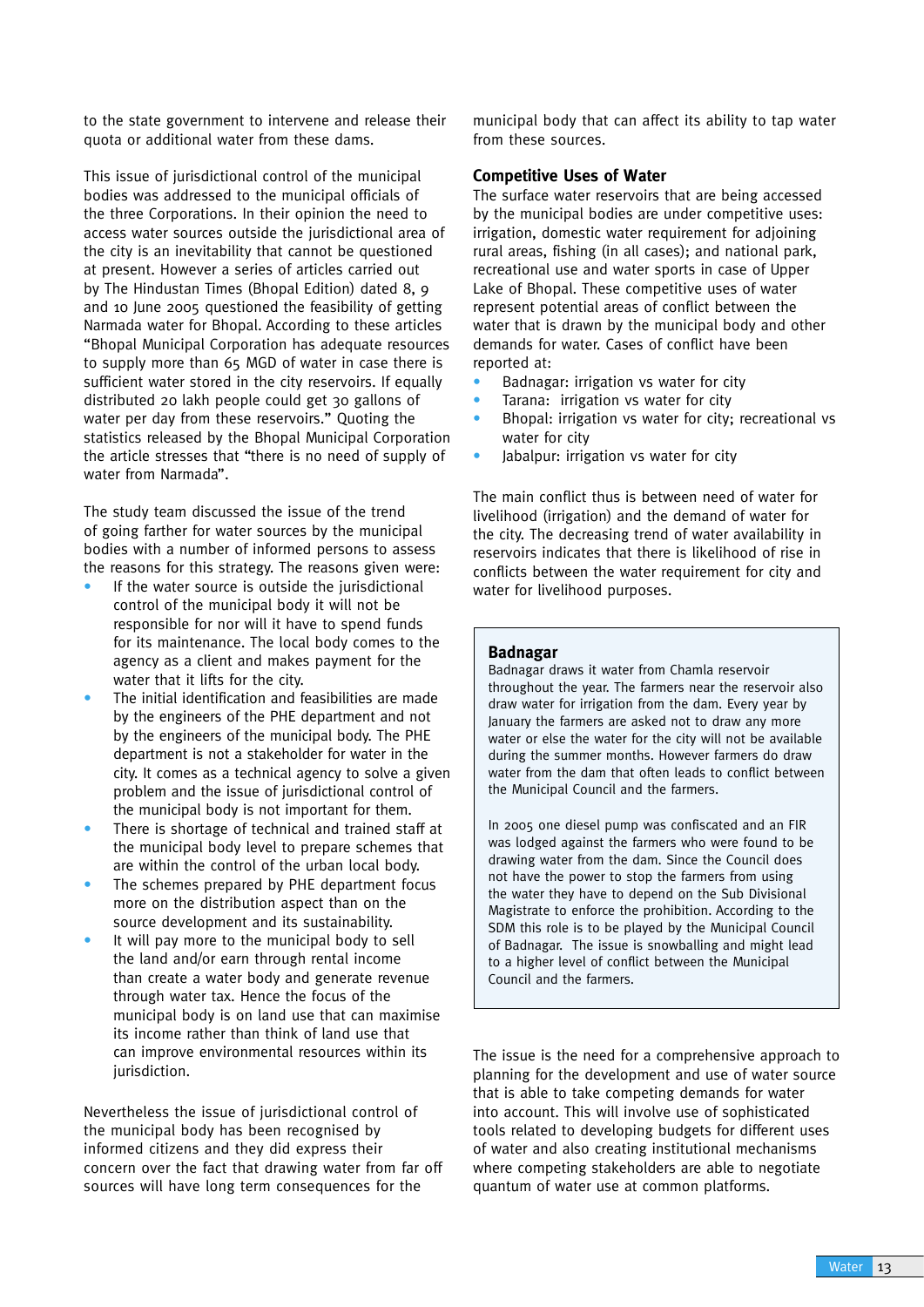to the state government to intervene and release their quota or additional water from these dams.

This issue of jurisdictional control of the municipal bodies was addressed to the municipal officials of the three Corporations. In their opinion the need to access water sources outside the jurisdictional area of the city is an inevitability that cannot be questioned at present. However a series of articles carried out by The Hindustan Times (Bhopal Edition) dated 8, 9 and 10 June 2005 questioned the feasibility of getting Narmada water for Bhopal. According to these articles "Bhopal Municipal Corporation has adequate resources to supply more than 65 MGD of water in case there is sufficient water stored in the city reservoirs. If equally distributed 20 lakh people could get 30 gallons of water per day from these reservoirs." Quoting the statistics released by the Bhopal Municipal Corporation the article stresses that "there is no need of supply of water from Narmada".

The study team discussed the issue of the trend of going farther for water sources by the municipal bodies with a number of informed persons to assess the reasons for this strategy. The reasons given were:

- If the water source is outside the jurisdictional control of the municipal body it will not be responsible for nor will it have to spend funds for its maintenance. The local body comes to the agency as a client and makes payment for the water that it lifts for the city.
- The initial identification and feasibilities are made by the engineers of the PHE department and not by the engineers of the municipal body. The PHE department is not a stakeholder for water in the city. It comes as a technical agency to solve a given problem and the issue of jurisdictional control of the municipal body is not important for them.
- There is shortage of technical and trained staff at the municipal body level to prepare schemes that are within the control of the urban local body.
- The schemes prepared by PHE department focus more on the distribution aspect than on the source development and its sustainability.
- It will pay more to the municipal body to sell the land and/or earn through rental income than create a water body and generate revenue through water tax. Hence the focus of the municipal body is on land use that can maximise its income rather than think of land use that can improve environmental resources within its jurisdiction.

Nevertheless the issue of jurisdictional control of the municipal body has been recognised by informed citizens and they did express their concern over the fact that drawing water from far off sources will have long term consequences for the municipal body that can affect its ability to tap water from these sources.

## Competitive Uses of Water

The surface water reservoirs that are being accessed by the municipal bodies are under competitive uses: irrigation, domestic water requirement for adjoining rural areas, fishing (in all cases); and national park, recreational use and water sports in case of Upper Lake of Bhopal. These competitive uses of water represent potential areas of conflict between the water that is drawn by the municipal body and other demands for water. Cases of conflict have been reported at:

- Badnagar: irrigation vs water for city
- Tarana: irrigation vs water for city
- Bhopal: irrigation vs water for city; recreational vs water for city
- Jabalpur: irrigation vs water for city

The main conflict thus is between need of water for livelihood (irrigation) and the demand of water for the city. The decreasing trend of water availability in reservoirs indicates that there is likelihood of rise in conflicts between the water requirement for city and water for livelihood purposes.

> **Badnagar**
>
> Badnagar draws it water from Chamla reservoir throughout the year. The farmers near the reservoir also draw water for irrigation from the dam. Every year by January the farmers are asked not to draw any more water or else the water for the city will not be available during the summer months. However farmers do draw water from the dam that often leads to conflict between the Municipal Council and the farmers.
>
> In 2005 one diesel pump was confiscated and an FIR was lodged against the farmers who were found to be drawing water from the dam. Since the Council does not have the power to stop the farmers from using the water they have to depend on the Sub Divisional Magistrate to enforce the prohibition. According to the SDM this role is to be played by the Municipal Council of Badnagar. The issue is snowballing and might lead to a higher level of conflict between the Municipal Council and the farmers.

The issue is the need for a comprehensive approach to planning for the development and use of water source that is able to take competing demands for water into account. This will involve use of sophisticated tools related to developing budgets for different uses of water and also creating institutional mechanisms where competing stakeholders are able to negotiate quantum of water use at common platforms.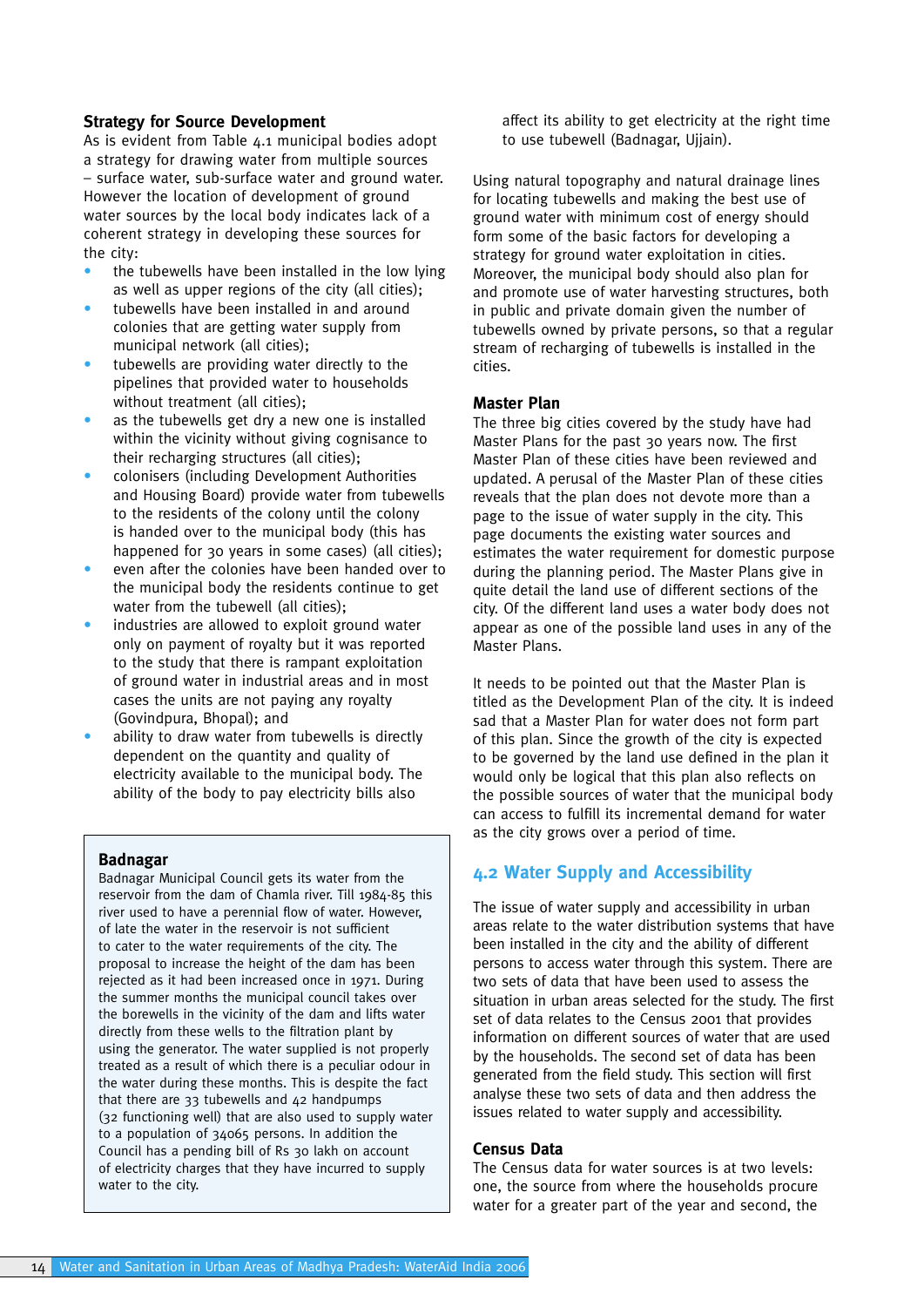### Strategy for Source Development

As is evident from Table 4.1 municipal bodies adopt a strategy for drawing water from multiple sources – surface water, sub-surface water and ground water. However the location of development of ground water sources by the local body indicates lack of a coherent strategy in developing these sources for the city:

- the tubewells have been installed in the low lying as well as upper regions of the city (all cities);
- tubewells have been installed in and around colonies that are getting water supply from municipal network (all cities);
- tubewells are providing water directly to the pipelines that provided water to households without treatment (all cities);
- as the tubewells get dry a new one is installed within the vicinity without giving cognisance to their recharging structures (all cities);
- colonisers (including Development Authorities and Housing Board) provide water from tubewells to the residents of the colony until the colony is handed over to the municipal body (this has happened for 30 years in some cases) (all cities);
- even after the colonies have been handed over to the municipal body the residents continue to get water from the tubewell (all cities);
- industries are allowed to exploit ground water only on payment of royalty but it was reported to the study that there is rampant exploitation of ground water in industrial areas and in most cases the units are not paying any royalty (Govindpura, Bhopal); and
- ability to draw water from tubewells is directly dependent on the quantity and quality of electricity available to the municipal body. The ability of the body to pay electricity bills also affect its ability to get electricity at the right time to use tubewell (Badnagar, Ujjain).

**Badnagar**

Badnagar Municipal Council gets its water from the reservoir from the dam of Chamla river. Till 1984-85 this river used to have a perennial flow of water. However, of late the water in the reservoir is not sufficient to cater to the water requirements of the city. The proposal to increase the height of the dam has been rejected as it had been increased once in 1971. During the summer months the municipal council takes over the borewells in the vicinity of the dam and lifts water directly from these wells to the filtration plant by using the generator. The water supplied is not properly treated as a result of which there is a peculiar odour in the water during these months. This is despite the fact that there are 33 tubewells and 42 handpumps (32 functioning well) that are also used to supply water to a population of 34065 persons. In addition the Council has a pending bill of Rs 30 lakh on account of electricity charges that they have incurred to supply water to the city.

Using natural topography and natural drainage lines for locating tubewells and making the best use of ground water with minimum cost of energy should form some of the basic factors for developing a strategy for ground water exploitation in cities. Moreover, the municipal body should also plan for and promote use of water harvesting structures, both in public and private domain given the number of tubewells owned by private persons, so that a regular stream of recharging of tubewells is installed in the cities.

### Master Plan

The three big cities covered by the study have had Master Plans for the past 30 years now. The first Master Plan of these cities have been reviewed and updated. A perusal of the Master Plan of these cities reveals that the plan does not devote more than a page to the issue of water supply in the city. This page documents the existing water sources and estimates the water requirement for domestic purpose during the planning period. The Master Plans give in quite detail the land use of different sections of the city. Of the different land uses a water body does not appear as one of the possible land uses in any of the Master Plans.

It needs to be pointed out that the Master Plan is titled as the Development Plan of the city. It is indeed sad that a Master Plan for water does not form part of this plan. Since the growth of the city is expected to be governed by the land use defined in the plan it would only be logical that this plan also reflects on the possible sources of water that the municipal body can access to fulfill its incremental demand for water as the city grows over a period of time.

## 4.2 Water Supply and Accessibility

The issue of water supply and accessibility in urban areas relate to the water distribution systems that have been installed in the city and the ability of different persons to access water through this system. There are two sets of data that have been used to assess the situation in urban areas selected for the study. The first set of data relates to the Census 2001 that provides information on different sources of water that are used by the households. The second set of data has been generated from the field study. This section will first analyse these two sets of data and then address the issues related to water supply and accessibility.

### Census Data

The Census data for water sources is at two levels: one, the source from where the households procure water for a greater part of the year and second, the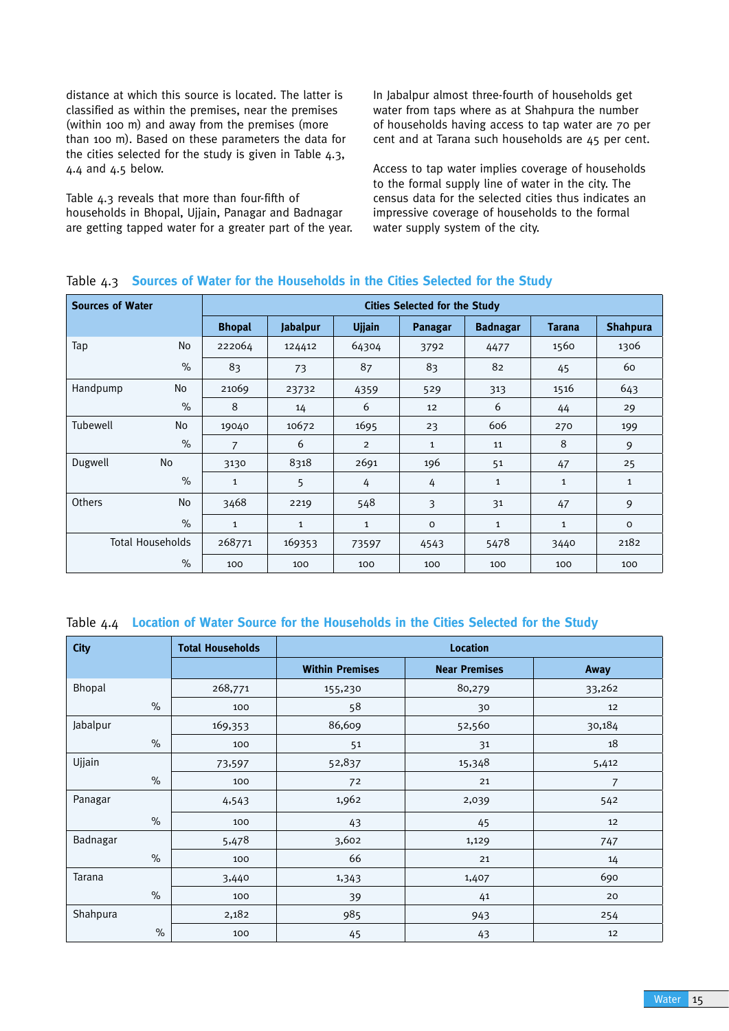distance at which this source is located. The latter is classified as within the premises, near the premises (within 100 m) and away from the premises (more than 100 m). Based on these parameters the data for the cities selected for the study is given in Table 4.3, 4.4 and 4.5 below.

Table 4.3 reveals that more than four-fifth of households in Bhopal, Ujjain, Panagar and Badnagar are getting tapped water for a greater part of the year.

In Jabalpur almost three-fourth of households get water from taps where as at Shahpura the number of households having access to tap water are 70 per cent and at Tarana such households are 45 per cent.

Access to tap water implies coverage of households to the formal supply line of water in the city. The census data for the selected cities thus indicates an impressive coverage of households to the formal water supply system of the city.

Table 4.3 **Sources of Water for the Households in the Cities Selected for the Study**

| Sources of Water | | Cities Selected for the Study | | | | | | |
|---|---|---|---|---|---|---|---|---|
| | | Bhopal | Jabalpur | Ujjain | Panagar | Badnagar | Tarana | Shahpura |
| Tap | No | 222064 | 124412 | 64304 | 3792 | 4477 | 1560 | 1306 |
| | % | 83 | 73 | 87 | 83 | 82 | 45 | 60 |
| Handpump | No | 21069 | 23732 | 4359 | 529 | 313 | 1516 | 643 |
| | % | 8 | 14 | 6 | 12 | 6 | 44 | 29 |
| Tubewell | No | 19040 | 10672 | 1695 | 23 | 606 | 270 | 199 |
| | % | 7 | 6 | 2 | 1 | 11 | 8 | 9 |
| Dugwell | No | 3130 | 8318 | 2691 | 196 | 51 | 47 | 25 |
| | % | 1 | 5 | 4 | 4 | 1 | 1 | 1 |
| Others | No | 3468 | 2219 | 548 | 3 | 31 | 47 | 9 |
| | % | 1 | 1 | 1 | 0 | 1 | 1 | 0 |
| Total Households | | 268771 | 169353 | 73597 | 4543 | 5478 | 3440 | 2182 |
| | % | 100 | 100 | 100 | 100 | 100 | 100 | 100 |

Table 4.4 **Location of Water Source for the Households in the Cities Selected for the Study**

| City | | Total Households | Location | | |
|---|---|---|---|---|---|
| | | | Within Premises | Near Premises | Away |
| Bhopal | | 268,771 | 155,230 | 80,279 | 33,262 |
| | % | 100 | 58 | 30 | 12 |
| Jabalpur | | 169,353 | 86,609 | 52,560 | 30,184 |
| | % | 100 | 51 | 31 | 18 |
| Ujjain | | 73,597 | 52,837 | 15,348 | 5,412 |
| | % | 100 | 72 | 21 | 7 |
| Panagar | | 4,543 | 1,962 | 2,039 | 542 |
| | % | 100 | 43 | 45 | 12 |
| Badnagar | | 5,478 | 3,602 | 1,129 | 747 |
| | % | 100 | 66 | 21 | 14 |
| Tarana | | 3,440 | 1,343 | 1,407 | 690 |
| | % | 100 | 39 | 41 | 20 |
| Shahpura | | 2,182 | 985 | 943 | 254 |
| | % | 100 | 45 | 43 | 12 |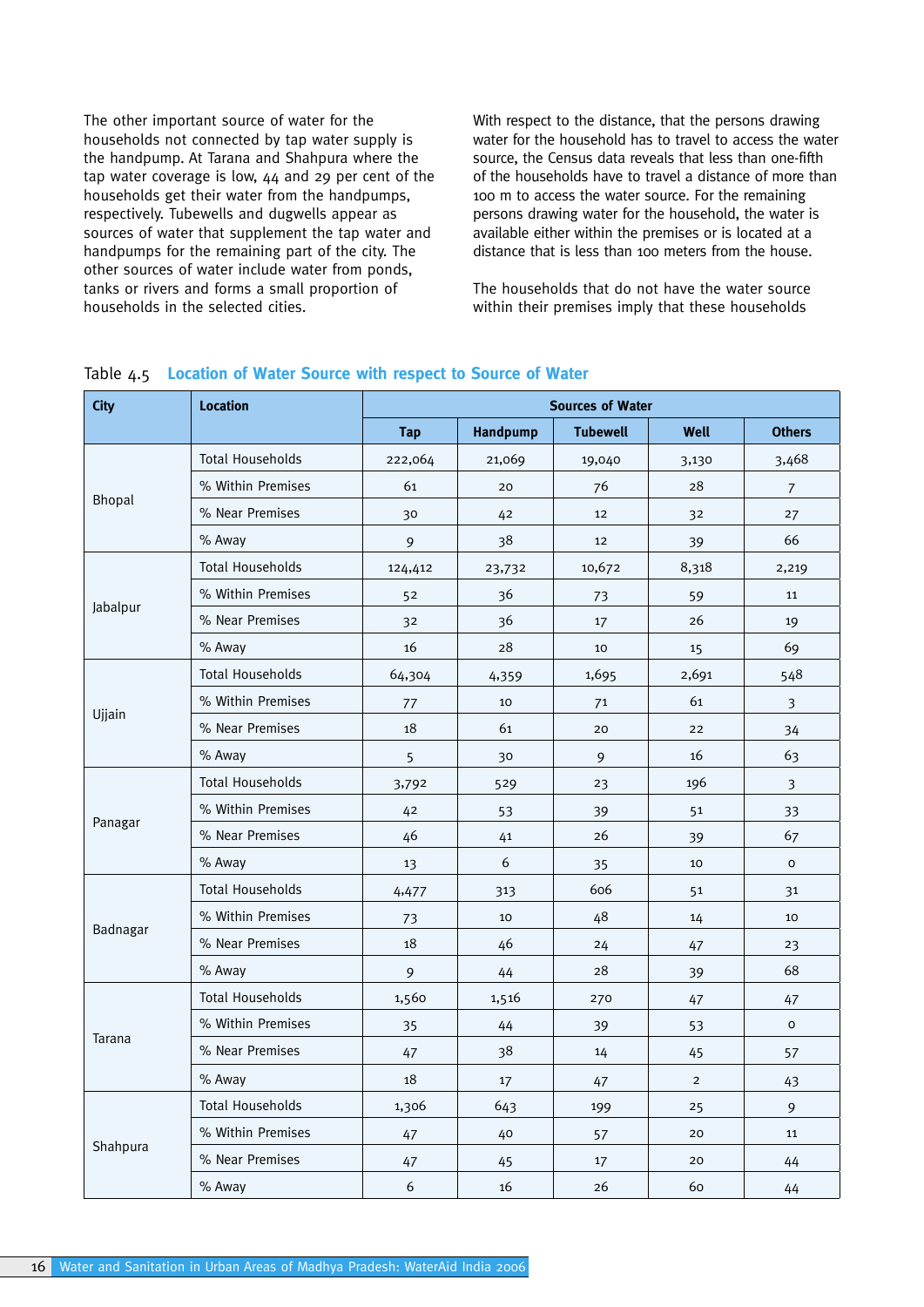The other important source of water for the households not connected by tap water supply is the handpump. At Tarana and Shahpura where the tap water coverage is low, 44 and 29 per cent of the households get their water from the handpumps, respectively. Tubewells and dugwells appear as sources of water that supplement the tap water and handpumps for the remaining part of the city. The other sources of water include water from ponds, tanks or rivers and forms a small proportion of households in the selected cities.

With respect to the distance, that the persons drawing water for the household has to travel to access the water source, the Census data reveals that less than one-fifth of the households have to travel a distance of more than 100 m to access the water source. For the remaining persons drawing water for the household, the water is available either within the premises or is located at a distance that is less than 100 meters from the house.

The households that do not have the water source within their premises imply that these households

Table 4.5 **Location of Water Source with respect to Source of Water**

| City | Location | Sources of Water | | | | |
|---|---|---|---|---|---|---|
| | | Tap | Handpump | Tubewell | Well | Others |
| Bhopal | Total Households | 222,064 | 21,069 | 19,040 | 3,130 | 3,468 |
| | % Within Premises | 61 | 20 | 76 | 28 | 7 |
| | % Near Premises | 30 | 42 | 12 | 32 | 27 |
| | % Away | 9 | 38 | 12 | 39 | 66 |
| Jabalpur | Total Households | 124,412 | 23,732 | 10,672 | 8,318 | 2,219 |
| | % Within Premises | 52 | 36 | 73 | 59 | 11 |
| | % Near Premises | 32 | 36 | 17 | 26 | 19 |
| | % Away | 16 | 28 | 10 | 15 | 69 |
| Ujjain | Total Households | 64,304 | 4,359 | 1,695 | 2,691 | 548 |
| | % Within Premises | 77 | 10 | 71 | 61 | 3 |
| | % Near Premises | 18 | 61 | 20 | 22 | 34 |
| | % Away | 5 | 30 | 9 | 16 | 63 |
| Panagar | Total Households | 3,792 | 529 | 23 | 196 | 3 |
| | % Within Premises | 42 | 53 | 39 | 51 | 33 |
| | % Near Premises | 46 | 41 | 26 | 39 | 67 |
| | % Away | 13 | 6 | 35 | 10 | 0 |
| Badnagar | Total Households | 4,477 | 313 | 606 | 51 | 31 |
| | % Within Premises | 73 | 10 | 48 | 14 | 10 |
| | % Near Premises | 18 | 46 | 24 | 47 | 23 |
| | % Away | 9 | 44 | 28 | 39 | 68 |
| Tarana | Total Households | 1,560 | 1,516 | 270 | 47 | 47 |
| | % Within Premises | 35 | 44 | 39 | 53 | 0 |
| | % Near Premises | 47 | 38 | 14 | 45 | 57 |
| | % Away | 18 | 17 | 47 | 2 | 43 |
| Shahpura | Total Households | 1,306 | 643 | 199 | 25 | 9 |
| | % Within Premises | 47 | 40 | 57 | 20 | 11 |
| | % Near Premises | 47 | 45 | 17 | 20 | 44 |
| | % Away | 6 | 16 | 26 | 60 | 44 |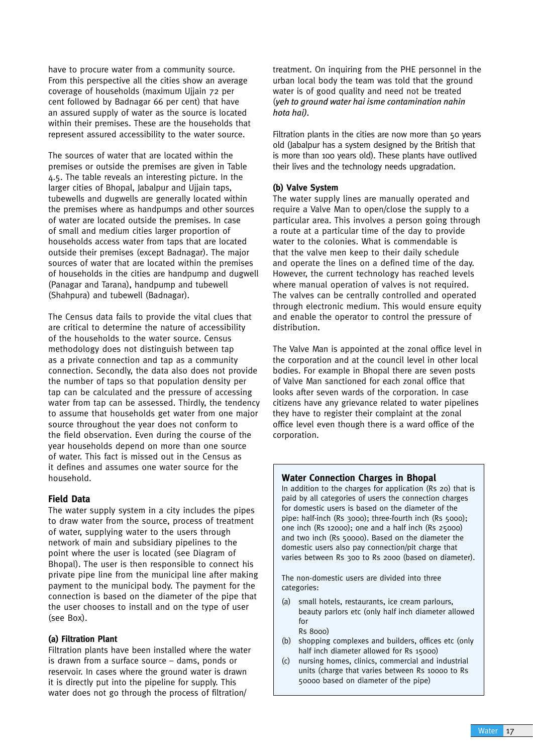have to procure water from a community source. From this perspective all the cities show an average coverage of households (maximum Ujjain 72 per cent followed by Badnagar 66 per cent) that have an assured supply of water as the source is located within their premises. These are the households that represent assured accessibility to the water source.

The sources of water that are located within the premises or outside the premises are given in Table 4.5. The table reveals an interesting picture. In the larger cities of Bhopal, Jabalpur and Ujjain taps, tubewells and dugwells are generally located within the premises where as handpumps and other sources of water are located outside the premises. In case of small and medium cities larger proportion of households access water from taps that are located outside their premises (except Badnagar). The major sources of water that are located within the premises of households in the cities are handpump and dugwell (Panagar and Tarana), handpump and tubewell (Shahpura) and tubewell (Badnagar).

The Census data fails to provide the vital clues that are critical to determine the nature of accessibility of the households to the water source. Census methodology does not distinguish between tap as a private connection and tap as a community connection. Secondly, the data also does not provide the number of taps so that population density per tap can be calculated and the pressure of accessing water from tap can be assessed. Thirdly, the tendency to assume that households get water from one major source throughout the year does not conform to the field observation. Even during the course of the year households depend on more than one source of water. This fact is missed out in the Census as it defines and assumes one water source for the household.

## Field Data

The water supply system in a city includes the pipes to draw water from the source, process of treatment of water, supplying water to the users through network of main and subsidiary pipelines to the point where the user is located (see Diagram of Bhopal). The user is then responsible to connect his private pipe line from the municipal line after making payment to the municipal body. The payment for the connection is based on the diameter of the pipe that the user chooses to install and on the type of user (see Box).

### (a) Filtration Plant

Filtration plants have been installed where the water is drawn from a surface source – dams, ponds or reservoir. In cases where the ground water is drawn it is directly put into the pipeline for supply. This water does not go through the process of filtration/treatment. On inquiring from the PHE personnel in the urban local body the team was told that the ground water is of good quality and need not be treated (*yeh to ground water hai isme contamination nahin hota hai)*.

Filtration plants in the cities are now more than 50 years old (Jabalpur has a system designed by the British that is more than 100 years old). These plants have outlived their lives and the technology needs upgradation.

### (b) Valve System

The water supply lines are manually operated and require a Valve Man to open/close the supply to a particular area. This involves a person going through a route at a particular time of the day to provide water to the colonies. What is commendable is that the valve men keep to their daily schedule and operate the lines on a defined time of the day. However, the current technology has reached levels where manual operation of valves is not required. The valves can be centrally controlled and operated through electronic medium. This would ensure equity and enable the operator to control the pressure of distribution.

The Valve Man is appointed at the zonal office level in the corporation and at the council level in other local bodies. For example in Bhopal there are seven posts of Valve Man sanctioned for each zonal office that looks after seven wards of the corporation. In case citizens have any grievance related to water pipelines they have to register their complaint at the zonal office level even though there is a ward office of the corporation.

### Water Connection Charges in Bhopal

In addition to the charges for application (Rs 20) that is paid by all categories of users the connection charges for domestic users is based on the diameter of the pipe: half-inch (Rs 3000); three-fourth inch (Rs 5000); one inch (Rs 12000); one and a half inch (Rs 25000) and two inch (Rs 50000). Based on the diameter the domestic users also pay connection/pit charge that varies between Rs 300 to Rs 2000 (based on diameter).

The non-domestic users are divided into three categories:

(a) small hotels, restaurants, ice cream parlours, beauty parlors etc (only half inch diameter allowed for Rs 8000)

(b) shopping complexes and builders, offices etc (only half inch diameter allowed for Rs 15000)

(c) nursing homes, clinics, commercial and industrial units (charge that varies between Rs 10000 to Rs 50000 based on diameter of the pipe)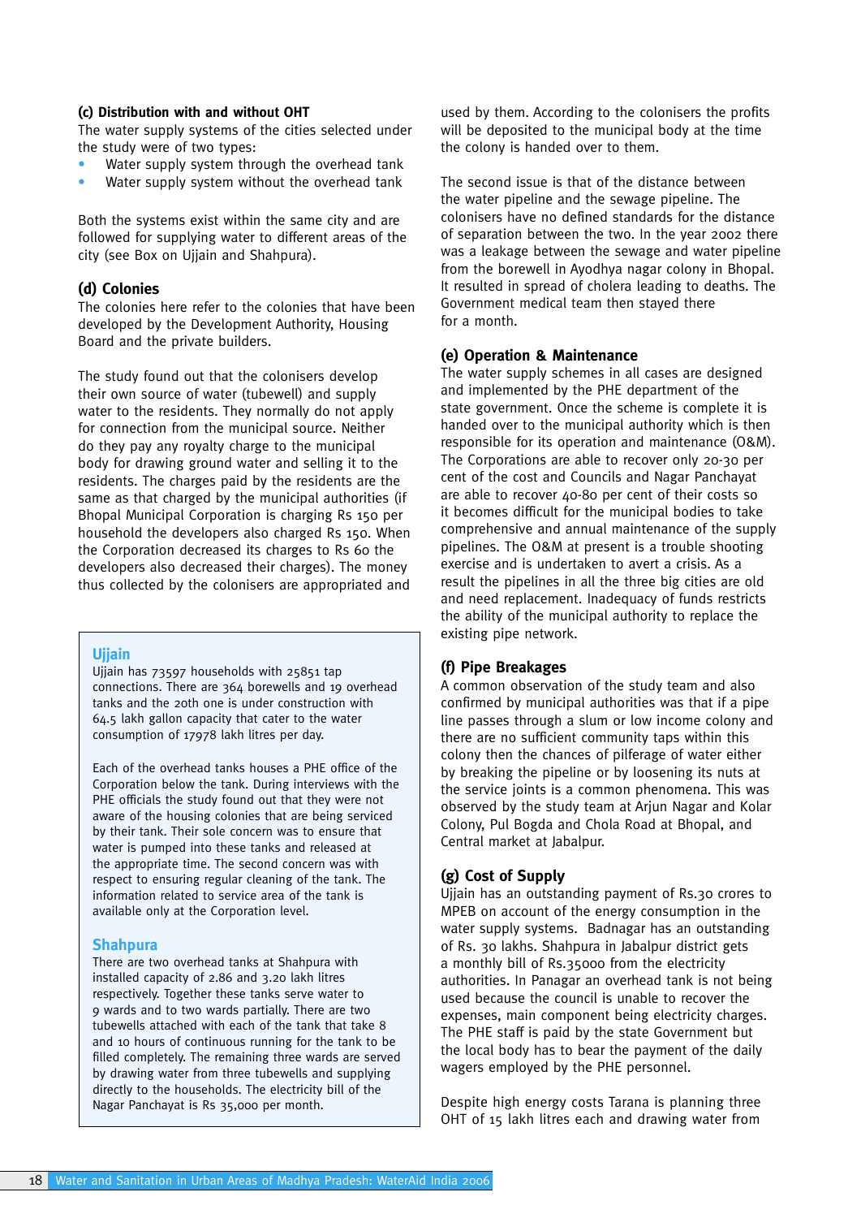### (c) Distribution with and without OHT

The water supply systems of the cities selected under the study were of two types:

- Water supply system through the overhead tank
- Water supply system without the overhead tank

Both the systems exist within the same city and are followed for supplying water to different areas of the city (see Box on Ujjain and Shahpura).

### (d) Colonies

The colonies here refer to the colonies that have been developed by the Development Authority, Housing Board and the private builders.

The study found out that the colonisers develop their own source of water (tubewell) and supply water to the residents. They normally do not apply for connection from the municipal source. Neither do they pay any royalty charge to the municipal body for drawing ground water and selling it to the residents. The charges paid by the residents are the same as that charged by the municipal authorities (if Bhopal Municipal Corporation is charging Rs 150 per household the developers also charged Rs 150. When the Corporation decreased its charges to Rs 60 the developers also decreased their charges). The money thus collected by the colonisers are appropriated and used by them. According to the colonisers the profits will be deposited to the municipal body at the time the colony is handed over to them.

The second issue is that of the distance between the water pipeline and the sewage pipeline. The colonisers have no defined standards for the distance of separation between the two. In the year 2002 there was a leakage between the sewage and water pipeline from the borewell in Ayodhya nagar colony in Bhopal. It resulted in spread of cholera leading to deaths. The Government medical team then stayed there for a month.

> **Ujjain**
>
> Ujjain has 73597 households with 25851 tap connections. There are 364 borewells and 19 overhead tanks and the 20th one is under construction with 64.5 lakh gallon capacity that cater to the water consumption of 17978 lakh litres per day.
>
> Each of the overhead tanks houses a PHE office of the Corporation below the tank. During interviews with the PHE officials the study found out that they were not aware of the housing colonies that are being serviced by their tank. Their sole concern was to ensure that water is pumped into these tanks and released at the appropriate time. The second concern was with respect to ensuring regular cleaning of the tank. The information related to service area of the tank is available only at the Corporation level.
>
> **Shahpura**
>
> There are two overhead tanks at Shahpura with installed capacity of 2.86 and 3.20 lakh litres respectively. Together these tanks serve water to 9 wards and to two wards partially. There are two tubewells attached with each of the tank that take 8 and 10 hours of continuous running for the tank to be filled completely. The remaining three wards are served by drawing water from three tubewells and supplying directly to the households. The electricity bill of the Nagar Panchayat is Rs 35,000 per month.

### (e) Operation & Maintenance

The water supply schemes in all cases are designed and implemented by the PHE department of the state government. Once the scheme is complete it is handed over to the municipal authority which is then responsible for its operation and maintenance (O&M). The Corporations are able to recover only 20-30 per cent of the cost and Councils and Nagar Panchayat are able to recover 40-80 per cent of their costs so it becomes difficult for the municipal bodies to take comprehensive and annual maintenance of the supply pipelines. The O&M at present is a trouble shooting exercise and is undertaken to avert a crisis. As a result the pipelines in all the three big cities are old and need replacement. Inadequacy of funds restricts the ability of the municipal authority to replace the existing pipe network.

### (f) Pipe Breakages

A common observation of the study team and also confirmed by municipal authorities was that if a pipe line passes through a slum or low income colony and there are no sufficient community taps within this colony then the chances of pilferage of water either by breaking the pipeline or by loosening its nuts at the service joints is a common phenomena. This was observed by the study team at Arjun Nagar and Kolar Colony, Pul Bogda and Chola Road at Bhopal, and Central market at Jabalpur.

### (g) Cost of Supply

Ujjain has an outstanding payment of Rs.30 crores to MPEB on account of the energy consumption in the water supply systems. Badnagar has an outstanding of Rs. 30 lakhs. Shahpura in Jabalpur district gets a monthly bill of Rs.35000 from the electricity authorities. In Panagar an overhead tank is not being used because the council is unable to recover the expenses, main component being electricity charges. The PHE staff is paid by the state Government but the local body has to bear the payment of the daily wagers employed by the PHE personnel.

Despite high energy costs Tarana is planning three OHT of 15 lakh litres each and drawing water from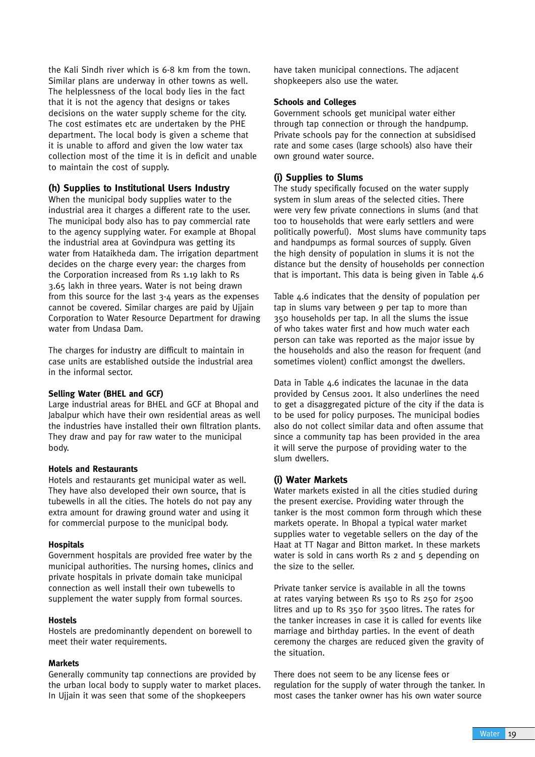the Kali Sindh river which is 6-8 km from the town. Similar plans are underway in other towns as well. The helplessness of the local body lies in the fact that it is not the agency that designs or takes decisions on the water supply scheme for the city. The cost estimates etc are undertaken by the PHE department. The local body is given a scheme that it is unable to afford and given the low water tax collection most of the time it is in deficit and unable to maintain the cost of supply.

### (h) Supplies to Institutional Users Industry

When the municipal body supplies water to the industrial area it charges a different rate to the user. The municipal body also has to pay commercial rate to the agency supplying water. For example at Bhopal the industrial area at Govindpura was getting its water from Hataikheda dam. The irrigation department decides on the charge every year: the charges from the Corporation increased from Rs 1.19 lakh to Rs 3.65 lakh in three years. Water is not being drawn from this source for the last 3-4 years as the expenses cannot be covered. Similar charges are paid by Ujjain Corporation to Water Resource Department for drawing water from Undasa Dam.

The charges for industry are difficult to maintain in case units are established outside the industrial area in the informal sector.

**Selling Water (BHEL and GCF)**

Large industrial areas for BHEL and GCF at Bhopal and Jabalpur which have their own residential areas as well the industries have installed their own filtration plants. They draw and pay for raw water to the municipal body.

**Hotels and Restaurants**

Hotels and restaurants get municipal water as well. They have also developed their own source, that is tubewells in all the cities. The hotels do not pay any extra amount for drawing ground water and using it for commercial purpose to the municipal body.

**Hospitals**

Government hospitals are provided free water by the municipal authorities. The nursing homes, clinics and private hospitals in private domain take municipal connection as well install their own tubewells to supplement the water supply from formal sources.

**Hostels**

Hostels are predominantly dependent on borewell to meet their water requirements.

**Markets**

Generally community tap connections are provided by the urban local body to supply water to market places. In Ujjain it was seen that some of the shopkeepers have taken municipal connections. The adjacent shopkeepers also use the water.

**Schools and Colleges**

Government schools get municipal water either through tap connection or through the handpump. Private schools pay for the connection at subsidised rate and some cases (large schools) also have their own ground water source.

### (i) Supplies to Slums

The study specifically focused on the water supply system in slum areas of the selected cities. There were very few private connections in slums (and that too to households that were early settlers and were politically powerful). Most slums have community taps and handpumps as formal sources of supply. Given the high density of population in slums it is not the distance but the density of households per connection that is important. This data is being given in Table 4.6

Table 4.6 indicates that the density of population per tap in slums vary between 9 per tap to more than 350 households per tap. In all the slums the issue of who takes water first and how much water each person can take was reported as the major issue by the households and also the reason for frequent (and sometimes violent) conflict amongst the dwellers.

Data in Table 4.6 indicates the lacunae in the data provided by Census 2001. It also underlines the need to get a disaggregated picture of the city if the data is to be used for policy purposes. The municipal bodies also do not collect similar data and often assume that since a community tap has been provided in the area it will serve the purpose of providing water to the slum dwellers.

### (i) Water Markets

Water markets existed in all the cities studied during the present exercise. Providing water through the tanker is the most common form through which these markets operate. In Bhopal a typical water market supplies water to vegetable sellers on the day of the Haat at TT Nagar and Bitton market. In these markets water is sold in cans worth Rs 2 and 5 depending on the size to the seller.

Private tanker service is available in all the towns at rates varying between Rs 150 to Rs 250 for 2500 litres and up to Rs 350 for 3500 litres. The rates for the tanker increases in case it is called for events like marriage and birthday parties. In the event of death ceremony the charges are reduced given the gravity of the situation.

There does not seem to be any license fees or regulation for the supply of water through the tanker. In most cases the tanker owner has his own water source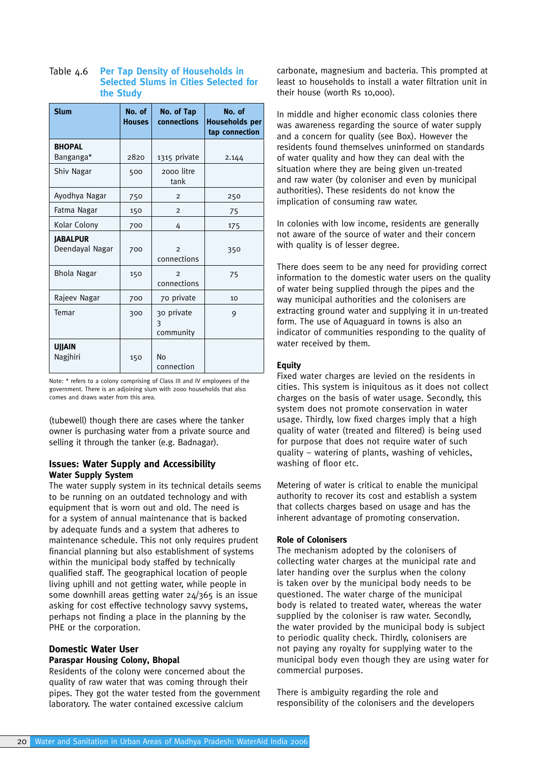Table 4.6 **Per Tap Density of Households in Selected Slums in Cities Selected for the Study**

| Slum | No. of Houses | No. of Tap connections | No. of Households per tap connection |
|---|---|---|---|
| **BHOPAL** Banganga* | 2820 | 1315 private | 2.144 |
| Shiv Nagar | 500 | 2000 litre tank | |
| Ayodhya Nagar | 750 | 2 | 250 |
| Fatma Nagar | 150 | 2 | 75 |
| Kolar Colony | 700 | 4 | 175 |
| **JABALPUR** Deendayal Nagar | 700 | 2 connections | 350 |
| Bhola Nagar | 150 | 2 connections | 75 |
| Rajeev Nagar | 700 | 70 private | 10 |
| Temar | 300 | 30 private 3 community | 9 |
| **UJJAIN** Nagjhiri | 150 | No connection | |

Note: * refers to a colony comprising of Class III and IV employees of the government. There is an adjoining slum with 2000 households that also comes and draws water from this area.

(tubewell) though there are cases where the tanker owner is purchasing water from a private source and selling it through the tanker (e.g. Badnagar).

## Issues: Water Supply and Accessibility

### Water Supply System

The water supply system in its technical details seems to be running on an outdated technology and with equipment that is worn out and old. The need is for a system of annual maintenance that is backed by adequate funds and a system that adheres to maintenance schedule. This not only requires prudent financial planning but also establishment of systems within the municipal body staffed by technically qualified staff. The geographical location of people living uphill and not getting water, while people in some downhill areas getting water 24/365 is an issue asking for cost effective technology savvy systems, perhaps not finding a place in the planning by the PHE or the corporation.

## Domestic Water User

### Paraspar Housing Colony, Bhopal

Residents of the colony were concerned about the quality of raw water that was coming through their pipes. They got the water tested from the government laboratory. The water contained excessive calcium carbonate, magnesium and bacteria. This prompted at least 10 households to install a water filtration unit in their house (worth Rs 10,000).

In middle and higher economic class colonies there was awareness regarding the source of water supply and a concern for quality (see Box). However the residents found themselves uninformed on standards of water quality and how they can deal with the situation where they are being given un-treated and raw water (by coloniser and even by municipal authorities). These residents do not know the implication of consuming raw water.

In colonies with low income, residents are generally not aware of the source of water and their concern with quality is of lesser degree.

There does seem to be any need for providing correct information to the domestic water users on the quality of water being supplied through the pipes and the way municipal authorities and the colonisers are extracting ground water and supplying it in un-treated form. The use of Aquaguard in towns is also an indicator of communities responding to the quality of water received by them.

### Equity

Fixed water charges are levied on the residents in cities. This system is iniquitous as it does not collect charges on the basis of water usage. Secondly, this system does not promote conservation in water usage. Thirdly, low fixed charges imply that a high quality of water (treated and filtered) is being used for purpose that does not require water of such quality – watering of plants, washing of vehicles, washing of floor etc.

Metering of water is critical to enable the municipal authority to recover its cost and establish a system that collects charges based on usage and has the inherent advantage of promoting conservation.

### Role of Colonisers

The mechanism adopted by the colonisers of collecting water charges at the municipal rate and later handing over the surplus when the colony is taken over by the municipal body needs to be questioned. The water charge of the municipal body is related to treated water, whereas the water supplied by the coloniser is raw water. Secondly, the water provided by the municipal body is subject to periodic quality check. Thirdly, colonisers are not paying any royalty for supplying water to the municipal body even though they are using water for commercial purposes.

There is ambiguity regarding the role and responsibility of the colonisers and the developers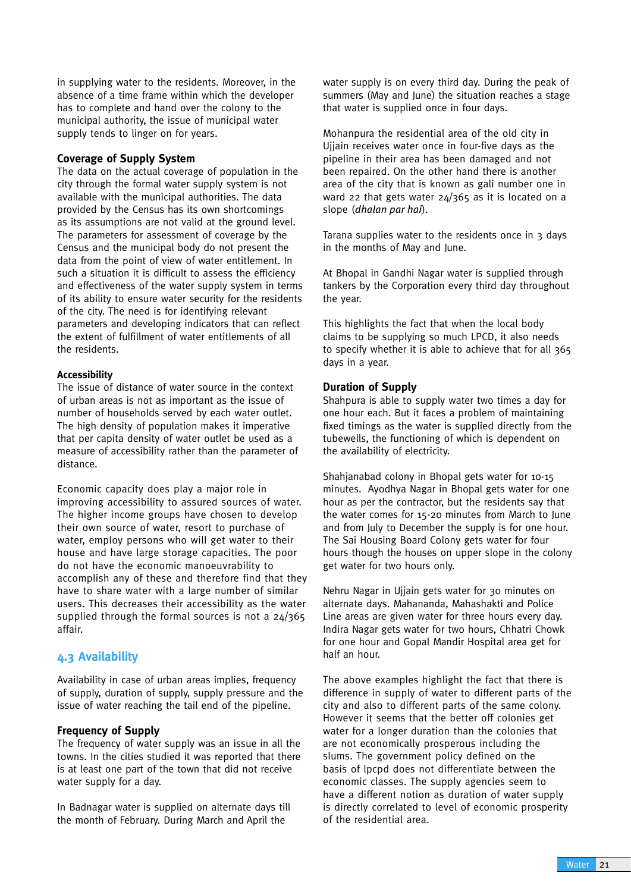in supplying water to the residents. Moreover, in the absence of a time frame within which the developer has to complete and hand over the colony to the municipal authority, the issue of municipal water supply tends to linger on for years.

### Coverage of Supply System

The data on the actual coverage of population in the city through the formal water supply system is not available with the municipal authorities. The data provided by the Census has its own shortcomings as its assumptions are not valid at the ground level. The parameters for assessment of coverage by the Census and the municipal body do not present the data from the point of view of water entitlement. In such a situation it is difficult to assess the efficiency and effectiveness of the water supply system in terms of its ability to ensure water security for the residents of the city. The need is for identifying relevant parameters and developing indicators that can reflect the extent of fulfillment of water entitlements of all the residents.

#### Accessibility

The issue of distance of water source in the context of urban areas is not as important as the issue of number of households served by each water outlet. The high density of population makes it imperative that per capita density of water outlet be used as a measure of accessibility rather than the parameter of distance.

Economic capacity does play a major role in improving accessibility to assured sources of water. The higher income groups have chosen to develop their own source of water, resort to purchase of water, employ persons who will get water to their house and have large storage capacities. The poor do not have the economic manoeuvrability to accomplish any of these and therefore find that they have to share water with a large number of similar users. This decreases their accessibility as the water supplied through the formal sources is not a 24/365 affair.

## 4.3 Availability

Availability in case of urban areas implies, frequency of supply, duration of supply, supply pressure and the issue of water reaching the tail end of the pipeline.

### Frequency of Supply

The frequency of water supply was an issue in all the towns. In the cities studied it was reported that there is at least one part of the town that did not receive water supply for a day.

In Badnagar water is supplied on alternate days till the month of February. During March and April the water supply is on every third day. During the peak of summers (May and June) the situation reaches a stage that water is supplied once in four days.

Mohanpura the residential area of the old city in Ujjain receives water once in four-five days as the pipeline in their area has been damaged and not been repaired. On the other hand there is another area of the city that is known as gali number one in ward 22 that gets water 24/365 as it is located on a slope (*dhalan par hai*).

Tarana supplies water to the residents once in 3 days in the months of May and June.

At Bhopal in Gandhi Nagar water is supplied through tankers by the Corporation every third day throughout the year.

This highlights the fact that when the local body claims to be supplying so much LPCD, it also needs to specify whether it is able to achieve that for all 365 days in a year.

### Duration of Supply

Shahpura is able to supply water two times a day for one hour each. But it faces a problem of maintaining fixed timings as the water is supplied directly from the tubewells, the functioning of which is dependent on the availability of electricity.

Shahjanabad colony in Bhopal gets water for 10-15 minutes. Ayodhya Nagar in Bhopal gets water for one hour as per the contractor, but the residents say that the water comes for 15-20 minutes from March to June and from July to December the supply is for one hour. The Sai Housing Board Colony gets water for four hours though the houses on upper slope in the colony get water for two hours only.

Nehru Nagar in Ujjain gets water for 30 minutes on alternate days. Mahananda, Mahashakti and Police Line areas are given water for three hours every day. Indira Nagar gets water for two hours, Chhatri Chowk for one hour and Gopal Mandir Hospital area get for half an hour.

The above examples highlight the fact that there is difference in supply of water to different parts of the city and also to different parts of the same colony. However it seems that the better off colonies get water for a longer duration than the colonies that are not economically prosperous including the slums. The government policy defined on the basis of lpcpd does not differentiate between the economic classes. The supply agencies seem to have a different notion as duration of water supply is directly correlated to level of economic prosperity of the residential area.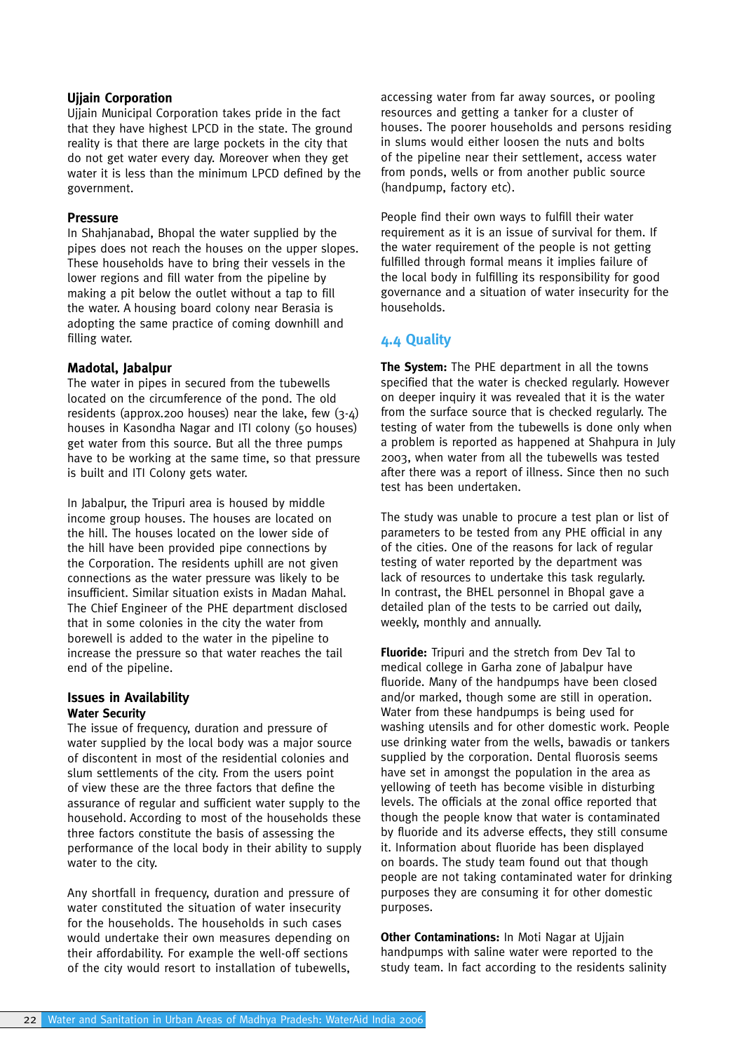### Ujjain Corporation

Ujjain Municipal Corporation takes pride in the fact that they have highest LPCD in the state. The ground reality is that there are large pockets in the city that do not get water every day. Moreover when they get water it is less than the minimum LPCD defined by the government.

### Pressure

In Shahjanabad, Bhopal the water supplied by the pipes does not reach the houses on the upper slopes. These households have to bring their vessels in the lower regions and fill water from the pipeline by making a pit below the outlet without a tap to fill the water. A housing board colony near Berasia is adopting the same practice of coming downhill and filling water.

### Madotal, Jabalpur

The water in pipes in secured from the tubewells located on the circumference of the pond. The old residents (approx.200 houses) near the lake, few (3-4) houses in Kasondha Nagar and ITI colony (50 houses) get water from this source. But all the three pumps have to be working at the same time, so that pressure is built and ITI Colony gets water.

In Jabalpur, the Tripuri area is housed by middle income group houses. The houses are located on the hill. The houses located on the lower side of the hill have been provided pipe connections by the Corporation. The residents uphill are not given connections as the water pressure was likely to be insufficient. Similar situation exists in Madan Mahal. The Chief Engineer of the PHE department disclosed that in some colonies in the city the water from borewell is added to the water in the pipeline to increase the pressure so that water reaches the tail end of the pipeline.

### Issues in Availability

#### Water Security

The issue of frequency, duration and pressure of water supplied by the local body was a major source of discontent in most of the residential colonies and slum settlements of the city. From the users point of view these are the three factors that define the assurance of regular and sufficient water supply to the household. According to most of the households these three factors constitute the basis of assessing the performance of the local body in their ability to supply water to the city.

Any shortfall in frequency, duration and pressure of water constituted the situation of water insecurity for the households. The households in such cases would undertake their own measures depending on their affordability. For example the well-off sections of the city would resort to installation of tubewells, accessing water from far away sources, or pooling resources and getting a tanker for a cluster of houses. The poorer households and persons residing in slums would either loosen the nuts and bolts of the pipeline near their settlement, access water from ponds, wells or from another public source (handpump, factory etc).

People find their own ways to fulfill their water requirement as it is an issue of survival for them. If the water requirement of the people is not getting fulfilled through formal means it implies failure of the local body in fulfilling its responsibility for good governance and a situation of water insecurity for the households.

## 4.4 Quality

**The System:** The PHE department in all the towns specified that the water is checked regularly. However on deeper inquiry it was revealed that it is the water from the surface source that is checked regularly. The testing of water from the tubewells is done only when a problem is reported as happened at Shahpura in July 2003, when water from all the tubewells was tested after there was a report of illness. Since then no such test has been undertaken.

The study was unable to procure a test plan or list of parameters to be tested from any PHE official in any of the cities. One of the reasons for lack of regular testing of water reported by the department was lack of resources to undertake this task regularly. In contrast, the BHEL personnel in Bhopal gave a detailed plan of the tests to be carried out daily, weekly, monthly and annually.

**Fluoride:** Tripuri and the stretch from Dev Tal to medical college in Garha zone of Jabalpur have fluoride. Many of the handpumps have been closed and/or marked, though some are still in operation. Water from these handpumps is being used for washing utensils and for other domestic work. People use drinking water from the wells, bawadis or tankers supplied by the corporation. Dental fluorosis seems have set in amongst the population in the area as yellowing of teeth has become visible in disturbing levels. The officials at the zonal office reported that though the people know that water is contaminated by fluoride and its adverse effects, they still consume it. Information about fluoride has been displayed on boards. The study team found out that though people are not taking contaminated water for drinking purposes they are consuming it for other domestic purposes.

**Other Contaminations:** In Moti Nagar at Ujjain handpumps with saline water were reported to the study team. In fact according to the residents salinity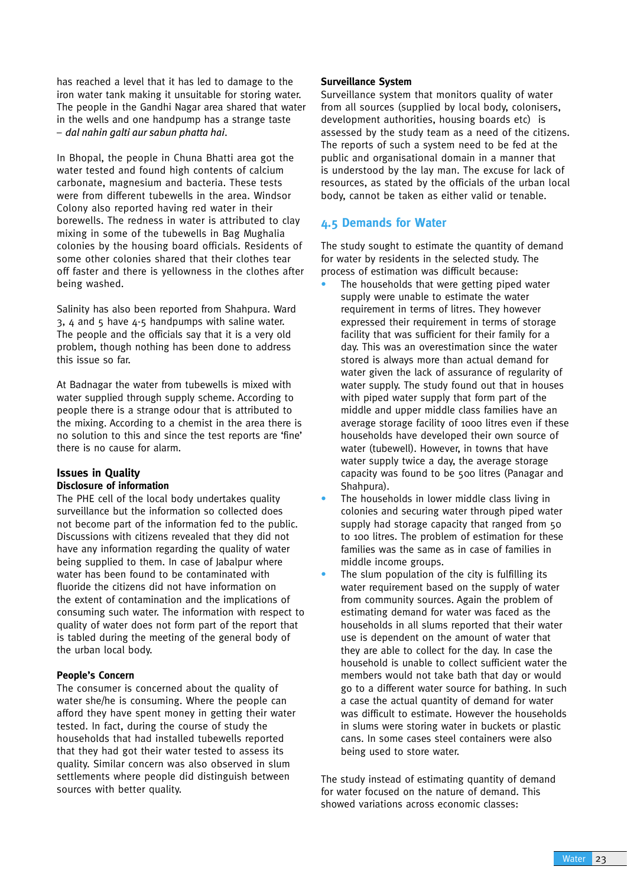has reached a level that it has led to damage to the iron water tank making it unsuitable for storing water. The people in the Gandhi Nagar area shared that water in the wells and one handpump has a strange taste – *dal nahin galti aur sabun phatta hai*.

In Bhopal, the people in Chuna Bhatti area got the water tested and found high contents of calcium carbonate, magnesium and bacteria. These tests were from different tubewells in the area. Windsor Colony also reported having red water in their borewells. The redness in water is attributed to clay mixing in some of the tubewells in Bag Mughalia colonies by the housing board officials. Residents of some other colonies shared that their clothes tear off faster and there is yellowness in the clothes after being washed.

Salinity has also been reported from Shahpura. Ward 3, 4 and 5 have 4-5 handpumps with saline water. The people and the officials say that it is a very old problem, though nothing has been done to address this issue so far.

At Badnagar the water from tubewells is mixed with water supplied through supply scheme. According to people there is a strange odour that is attributed to the mixing. According to a chemist in the area there is no solution to this and since the test reports are 'fine' there is no cause for alarm.

### Issues in Quality

#### Disclosure of information

The PHE cell of the local body undertakes quality surveillance but the information so collected does not become part of the information fed to the public. Discussions with citizens revealed that they did not have any information regarding the quality of water being supplied to them. In case of Jabalpur where water has been found to be contaminated with fluoride the citizens did not have information on the extent of contamination and the implications of consuming such water. The information with respect to quality of water does not form part of the report that is tabled during the meeting of the general body of the urban local body.

#### People's Concern

The consumer is concerned about the quality of water she/he is consuming. Where the people can afford they have spent money in getting their water tested. In fact, during the course of study the households that had installed tubewells reported that they had got their water tested to assess its quality. Similar concern was also observed in slum settlements where people did distinguish between sources with better quality.

#### Surveillance System

Surveillance system that monitors quality of water from all sources (supplied by local body, colonisers, development authorities, housing boards etc) is assessed by the study team as a need of the citizens. The reports of such a system need to be fed at the public and organisational domain in a manner that is understood by the lay man. The excuse for lack of resources, as stated by the officials of the urban local body, cannot be taken as either valid or tenable.

## 4.5 Demands for Water

The study sought to estimate the quantity of demand for water by residents in the selected study. The process of estimation was difficult because:

- The households that were getting piped water supply were unable to estimate the water requirement in terms of litres. They however expressed their requirement in terms of storage facility that was sufficient for their family for a day. This was an overestimation since the water stored is always more than actual demand for water given the lack of assurance of regularity of water supply. The study found out that in houses with piped water supply that form part of the middle and upper middle class families have an average storage facility of 1000 litres even if these households have developed their own source of water (tubewell). However, in towns that have water supply twice a day, the average storage capacity was found to be 500 litres (Panagar and Shahpura).
- The households in lower middle class living in colonies and securing water through piped water supply had storage capacity that ranged from 50 to 100 litres. The problem of estimation for these families was the same as in case of families in middle income groups.
- The slum population of the city is fulfilling its water requirement based on the supply of water from community sources. Again the problem of estimating demand for water was faced as the households in all slums reported that their water use is dependent on the amount of water that they are able to collect for the day. In case the household is unable to collect sufficient water the members would not take bath that day or would go to a different water source for bathing. In such a case the actual quantity of demand for water was difficult to estimate. However the households in slums were storing water in buckets or plastic cans. In some cases steel containers were also being used to store water.

The study instead of estimating quantity of demand for water focused on the nature of demand. This showed variations across economic classes: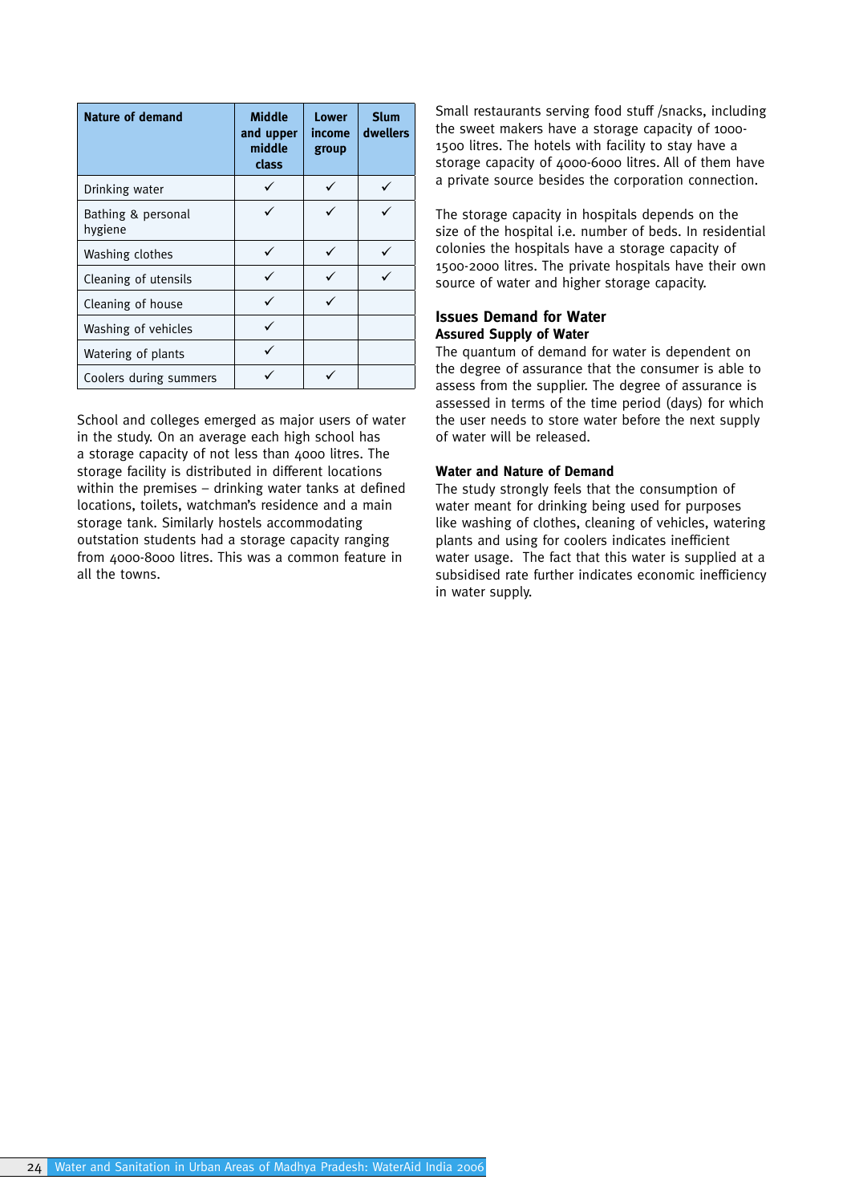| Nature of demand | Middle and upper middle class | Lower income group | Slum dwellers |
|---|---|---|---|
| Drinking water | ✓ | ✓ | ✓ |
| Bathing & personal hygiene | ✓ | ✓ | ✓ |
| Washing clothes | ✓ | ✓ | ✓ |
| Cleaning of utensils | ✓ | ✓ | ✓ |
| Cleaning of house | ✓ | ✓ | |
| Washing of vehicles | ✓ | | |
| Watering of plants | ✓ | | |
| Coolers during summers | ✓ | ✓ | |

School and colleges emerged as major users of water in the study. On an average each high school has a storage capacity of not less than 4000 litres. The storage facility is distributed in different locations within the premises – drinking water tanks at defined locations, toilets, watchman's residence and a main storage tank. Similarly hostels accommodating outstation students had a storage capacity ranging from 4000-8000 litres. This was a common feature in all the towns.

Small restaurants serving food stuff /snacks, including the sweet makers have a storage capacity of 1000-1500 litres. The hotels with facility to stay have a storage capacity of 4000-6000 litres. All of them have a private source besides the corporation connection.

The storage capacity in hospitals depends on the size of the hospital i.e. number of beds. In residential colonies the hospitals have a storage capacity of 1500-2000 litres. The private hospitals have their own source of water and higher storage capacity.

## Issues Demand for Water

### Assured Supply of Water

The quantum of demand for water is dependent on the degree of assurance that the consumer is able to assess from the supplier. The degree of assurance is assessed in terms of the time period (days) for which the user needs to store water before the next supply of water will be released.

### Water and Nature of Demand

The study strongly feels that the consumption of water meant for drinking being used for purposes like washing of clothes, cleaning of vehicles, watering plants and using for coolers indicates inefficient water usage. The fact that this water is supplied at a subsidised rate further indicates economic inefficiency in water supply.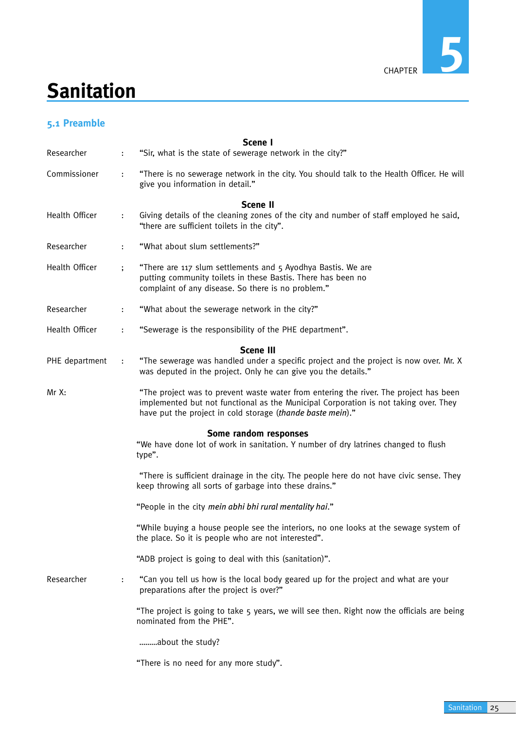# Sanitation

CHAPTER 5

## 5.1 Preamble

### Scene I

Researcher : "Sir, what is the state of sewerage network in the city?"

Commissioner : "There is no sewerage network in the city. You should talk to the Health Officer. He will give you information in detail."

### Scene II

Health Officer : Giving details of the cleaning zones of the city and number of staff employed he said, "there are sufficient toilets in the city".

Researcher : "What about slum settlements?"

Health Officer ; "There are 117 slum settlements and 5 Ayodhya Bastis. We are putting community toilets in these Bastis. There has been no complaint of any disease. So there is no problem."

Researcher : "What about the sewerage network in the city?"

Health Officer : "Sewerage is the responsibility of the PHE department".

### Scene III

PHE department : "The sewerage was handled under a specific project and the project is now over. Mr. X was deputed in the project. Only he can give you the details."

Mr X: "The project was to prevent waste water from entering the river. The project has been implemented but not functional as the Municipal Corporation is not taking over. They have put the project in cold storage (*thande baste mein*)."

### Some random responses

"We have done lot of work in sanitation. Y number of dry latrines changed to flush type".

"There is sufficient drainage in the city. The people here do not have civic sense. They keep throwing all sorts of garbage into these drains."

"People in the city *mein abhi bhi rural mentality hai*."

"While buying a house people see the interiors, no one looks at the sewage system of the place. So it is people who are not interested".

"ADB project is going to deal with this (sanitation)".

Researcher : "Can you tell us how is the local body geared up for the project and what are your preparations after the project is over?"

"The project is going to take 5 years, we will see then. Right now the officials are being nominated from the PHE".

.........about the study?

"There is no need for any more study".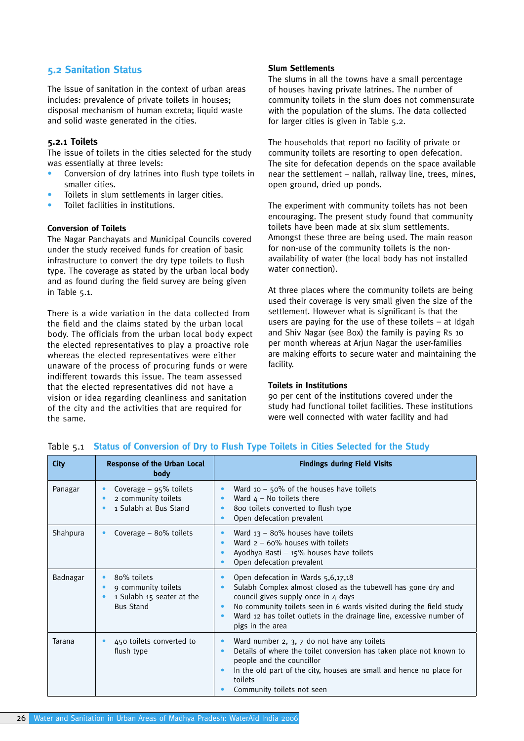## 5.2 Sanitation Status

The issue of sanitation in the context of urban areas includes: prevalence of private toilets in houses; disposal mechanism of human excreta; liquid waste and solid waste generated in the cities.

### 5.2.1 Toilets

The issue of toilets in the cities selected for the study was essentially at three levels:

- Conversion of dry latrines into flush type toilets in smaller cities.
- Toilets in slum settlements in larger cities.
- Toilet facilities in institutions.

**Conversion of Toilets**

The Nagar Panchayats and Municipal Councils covered under the study received funds for creation of basic infrastructure to convert the dry type toilets to flush type. The coverage as stated by the urban local body and as found during the field survey are being given in Table 5.1.

There is a wide variation in the data collected from the field and the claims stated by the urban local body. The officials from the urban local body expect the elected representatives to play a proactive role whereas the elected representatives were either unaware of the process of procuring funds or were indifferent towards this issue. The team assessed that the elected representatives did not have a vision or idea regarding cleanliness and sanitation of the city and the activities that are required for the same.

**Slum Settlements**

The slums in all the towns have a small percentage of houses having private latrines. The number of community toilets in the slum does not commensurate with the population of the slums. The data collected for larger cities is given in Table 5.2.

The households that report no facility of private or community toilets are resorting to open defecation. The site for defecation depends on the space available near the settlement – nallah, railway line, trees, mines, open ground, dried up ponds.

The experiment with community toilets has not been encouraging. The present study found that community toilets have been made at six slum settlements. Amongst these three are being used. The main reason for non-use of the community toilets is the non-availability of water (the local body has not installed water connection).

At three places where the community toilets are being used their coverage is very small given the size of the settlement. However what is significant is that the users are paying for the use of these toilets – at Idgah and Shiv Nagar (see Box) the family is paying Rs 10 per month whereas at Arjun Nagar the user-families are making efforts to secure water and maintaining the facility.

**Toilets in Institutions**

90 per cent of the institutions covered under the study had functional toilet facilities. These institutions were well connected with water facility and had

Table 5.1 **Status of Conversion of Dry to Flush Type Toilets in Cities Selected for the Study**

| City | Response of the Urban Local body | Findings during Field Visits |
|---|---|---|
| Panagar | • Coverage – 95% toilets<br>• 2 community toilets<br>• 1 Sulabh at Bus Stand | • Ward 10 – 50% of the houses have toilets<br>• Ward 4 – No toilets there<br>• 800 toilets converted to flush type<br>• Open defecation prevalent |
| Shahpura | • Coverage – 80% toilets | • Ward 13 – 80% houses have toilets<br>• Ward 2 – 60% houses with toilets<br>• Ayodhya Basti – 15% houses have toilets<br>• Open defecation prevalent |
| Badnagar | • 80% toilets<br>• 9 community toilets<br>• 1 Sulabh 15 seater at the Bus Stand | • Open defecation in Wards 5,6,17,18<br>• Sulabh Complex almost closed as the tubewell has gone dry and council gives supply once in 4 days<br>• No community toilets seen in 6 wards visited during the field study<br>• Ward 12 has toilet outlets in the drainage line, excessive number of pigs in the area |
| Tarana | • 450 toilets converted to flush type | • Ward number 2, 3, 7 do not have any toilets<br>• Details of where the toilet conversion has taken place not known to people and the councillor<br>• In the old part of the city, houses are small and hence no place for toilets<br>• Community toilets not seen |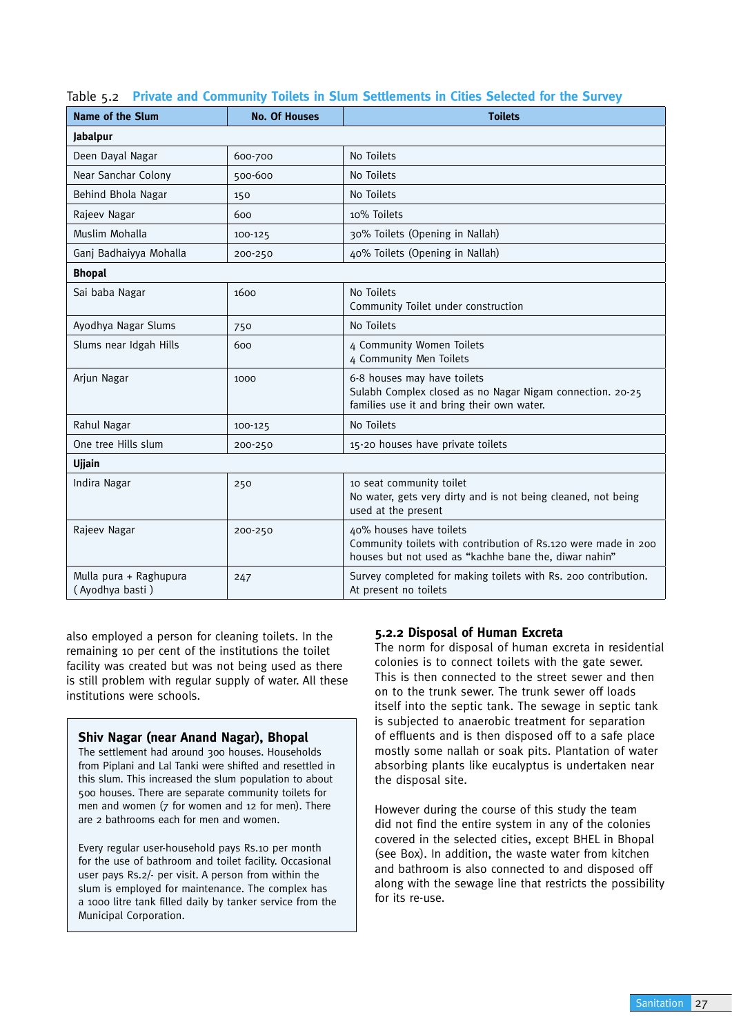Table 5.2 **Private and Community Toilets in Slum Settlements in Cities Selected for the Survey**

| Name of the Slum | No. Of Houses | Toilets |
|---|---|---|
| **Jabalpur** | | |
| Deen Dayal Nagar | 600-700 | No Toilets |
| Near Sanchar Colony | 500-600 | No Toilets |
| Behind Bhola Nagar | 150 | No Toilets |
| Rajeev Nagar | 600 | 10% Toilets |
| Muslim Mohalla | 100-125 | 30% Toilets (Opening in Nallah) |
| Ganj Badhaiyya Mohalla | 200-250 | 40% Toilets (Opening in Nallah) |
| **Bhopal** | | |
| Sai baba Nagar | 1600 | No Toilets<br>Community Toilet under construction |
| Ayodhya Nagar Slums | 750 | No Toilets |
| Slums near Idgah Hills | 600 | 4 Community Women Toilets<br>4 Community Men Toilets |
| Arjun Nagar | 1000 | 6-8 houses may have toilets<br>Sulabh Complex closed as no Nagar Nigam connection. 20-25 families use it and bring their own water. |
| Rahul Nagar | 100-125 | No Toilets |
| One tree Hills slum | 200-250 | 15-20 houses have private toilets |
| **Ujjain** | | |
| Indira Nagar | 250 | 10 seat community toilet<br>No water, gets very dirty and is not being cleaned, not being used at the present |
| Rajeev Nagar | 200-250 | 40% houses have toilets<br>Community toilets with contribution of Rs.120 were made in 200 houses but not used as "kachhe bane the, diwar nahin" |
| Mulla pura + Raghupura ( Ayodhya basti ) | 247 | Survey completed for making toilets with Rs. 200 contribution. At present no toilets |

also employed a person for cleaning toilets. In the remaining 10 per cent of the institutions the toilet facility was created but was not being used as there is still problem with regular supply of water. All these institutions were schools.

> **Shiv Nagar (near Anand Nagar), Bhopal**
>
> The settlement had around 300 houses. Households from Piplani and Lal Tanki were shifted and resettled in this slum. This increased the slum population to about 500 houses. There are separate community toilets for men and women (7 for women and 12 for men). There are 2 bathrooms each for men and women.
>
> Every regular user-household pays Rs.10 per month for the use of bathroom and toilet facility. Occasional user pays Rs.2/- per visit. A person from within the slum is employed for maintenance. The complex has a 1000 litre tank filled daily by tanker service from the Municipal Corporation.

### 5.2.2 Disposal of Human Excreta

The norm for disposal of human excreta in residential colonies is to connect toilets with the gate sewer. This is then connected to the street sewer and then on to the trunk sewer. The trunk sewer off loads itself into the septic tank. The sewage in septic tank is subjected to anaerobic treatment for separation of effluents and is then disposed off to a safe place mostly some nallah or soak pits. Plantation of water absorbing plants like eucalyptus is undertaken near the disposal site.

However during the course of this study the team did not find the entire system in any of the colonies covered in the selected cities, except BHEL in Bhopal (see Box). In addition, the waste water from kitchen and bathroom is also connected to and disposed off along with the sewage line that restricts the possibility for its re-use.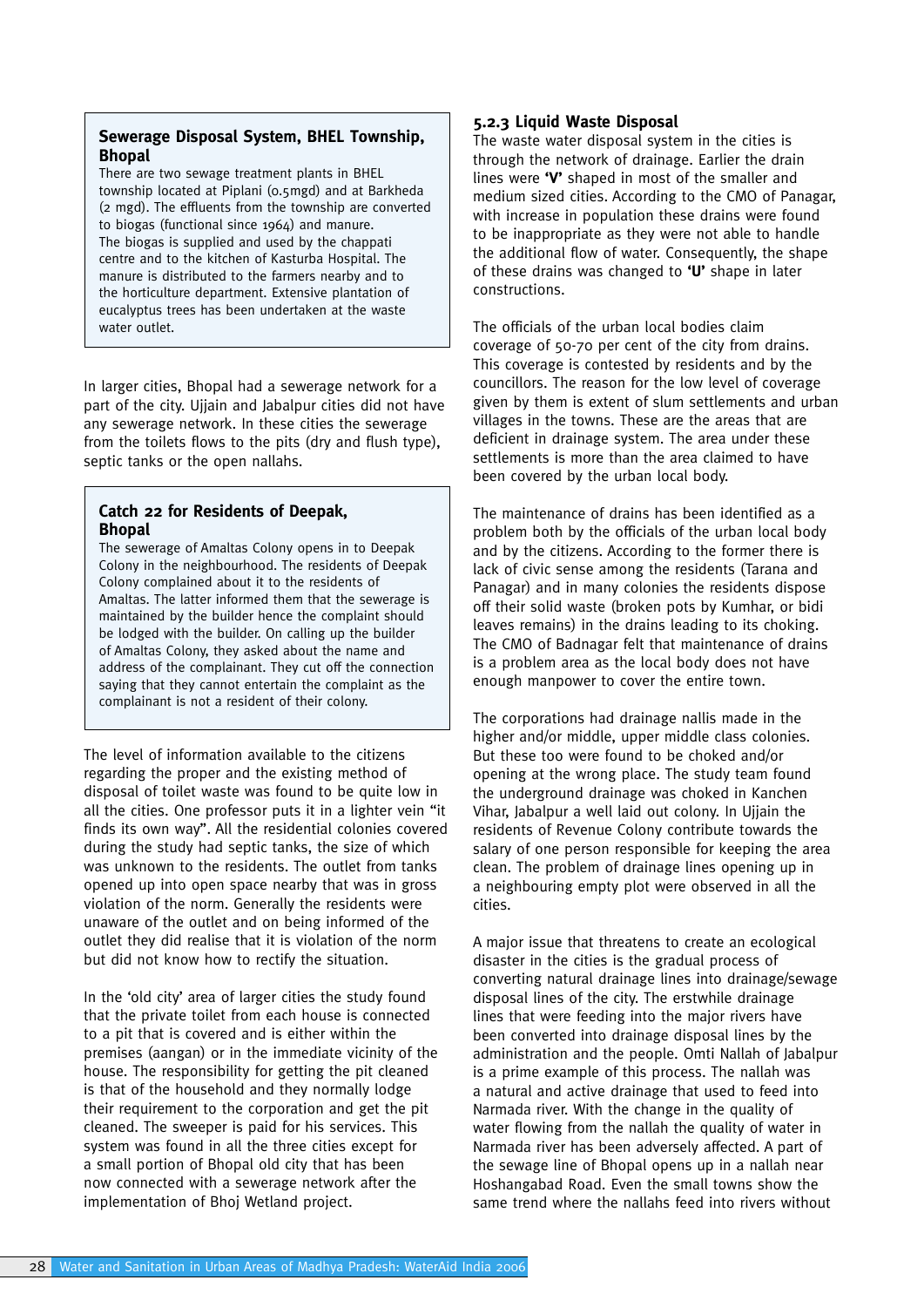### Sewerage Disposal System, BHEL Township, Bhopal

There are two sewage treatment plants in BHEL township located at Piplani (0.5mgd) and at Barkheda (2 mgd). The effluents from the township are converted to biogas (functional since 1964) and manure. The biogas is supplied and used by the chappati centre and to the kitchen of Kasturba Hospital. The manure is distributed to the farmers nearby and to the horticulture department. Extensive plantation of eucalyptus trees has been undertaken at the waste water outlet.

In larger cities, Bhopal had a sewerage network for a part of the city. Ujjain and Jabalpur cities did not have any sewerage network. In these cities the sewerage from the toilets flows to the pits (dry and flush type), septic tanks or the open nallahs.

### Catch 22 for Residents of Deepak, Bhopal

The sewerage of Amaltas Colony opens in to Deepak Colony in the neighbourhood. The residents of Deepak Colony complained about it to the residents of Amaltas. The latter informed them that the sewerage is maintained by the builder hence the complaint should be lodged with the builder. On calling up the builder of Amaltas Colony, they asked about the name and address of the complainant. They cut off the connection saying that they cannot entertain the complaint as the complainant is not a resident of their colony.

The level of information available to the citizens regarding the proper and the existing method of disposal of toilet waste was found to be quite low in all the cities. One professor puts it in a lighter vein "it finds its own way". All the residential colonies covered during the study had septic tanks, the size of which was unknown to the residents. The outlet from tanks opened up into open space nearby that was in gross violation of the norm. Generally the residents were unaware of the outlet and on being informed of the outlet they did realise that it is violation of the norm but did not know how to rectify the situation.

In the 'old city' area of larger cities the study found that the private toilet from each house is connected to a pit that is covered and is either within the premises (aangan) or in the immediate vicinity of the house. The responsibility for getting the pit cleaned is that of the household and they normally lodge their requirement to the corporation and get the pit cleaned. The sweeper is paid for his services. This system was found in all the three cities except for a small portion of Bhopal old city that has been now connected with a sewerage network after the implementation of Bhoj Wetland project.

### 5.2.3 Liquid Waste Disposal

The waste water disposal system in the cities is through the network of drainage. Earlier the drain lines were **'V'** shaped in most of the smaller and medium sized cities. According to the CMO of Panagar, with increase in population these drains were found to be inappropriate as they were not able to handle the additional flow of water. Consequently, the shape of these drains was changed to **'U'** shape in later constructions.

The officials of the urban local bodies claim coverage of 50-70 per cent of the city from drains. This coverage is contested by residents and by the councillors. The reason for the low level of coverage given by them is extent of slum settlements and urban villages in the towns. These are the areas that are deficient in drainage system. The area under these settlements is more than the area claimed to have been covered by the urban local body.

The maintenance of drains has been identified as a problem both by the officials of the urban local body and by the citizens. According to the former there is lack of civic sense among the residents (Tarana and Panagar) and in many colonies the residents dispose off their solid waste (broken pots by Kumhar, or bidi leaves remains) in the drains leading to its choking. The CMO of Badnagar felt that maintenance of drains is a problem area as the local body does not have enough manpower to cover the entire town.

The corporations had drainage nallis made in the higher and/or middle, upper middle class colonies. But these too were found to be choked and/or opening at the wrong place. The study team found the underground drainage was choked in Kanchen Vihar, Jabalpur a well laid out colony. In Ujjain the residents of Revenue Colony contribute towards the salary of one person responsible for keeping the area clean. The problem of drainage lines opening up in a neighbouring empty plot were observed in all the cities.

A major issue that threatens to create an ecological disaster in the cities is the gradual process of converting natural drainage lines into drainage/sewage disposal lines of the city. The erstwhile drainage lines that were feeding into the major rivers have been converted into drainage disposal lines by the administration and the people. Omti Nallah of Jabalpur is a prime example of this process. The nallah was a natural and active drainage that used to feed into Narmada river. With the change in the quality of water flowing from the nallah the quality of water in Narmada river has been adversely affected. A part of the sewage line of Bhopal opens up in a nallah near Hoshangabad Road. Even the small towns show the same trend where the nallahs feed into rivers without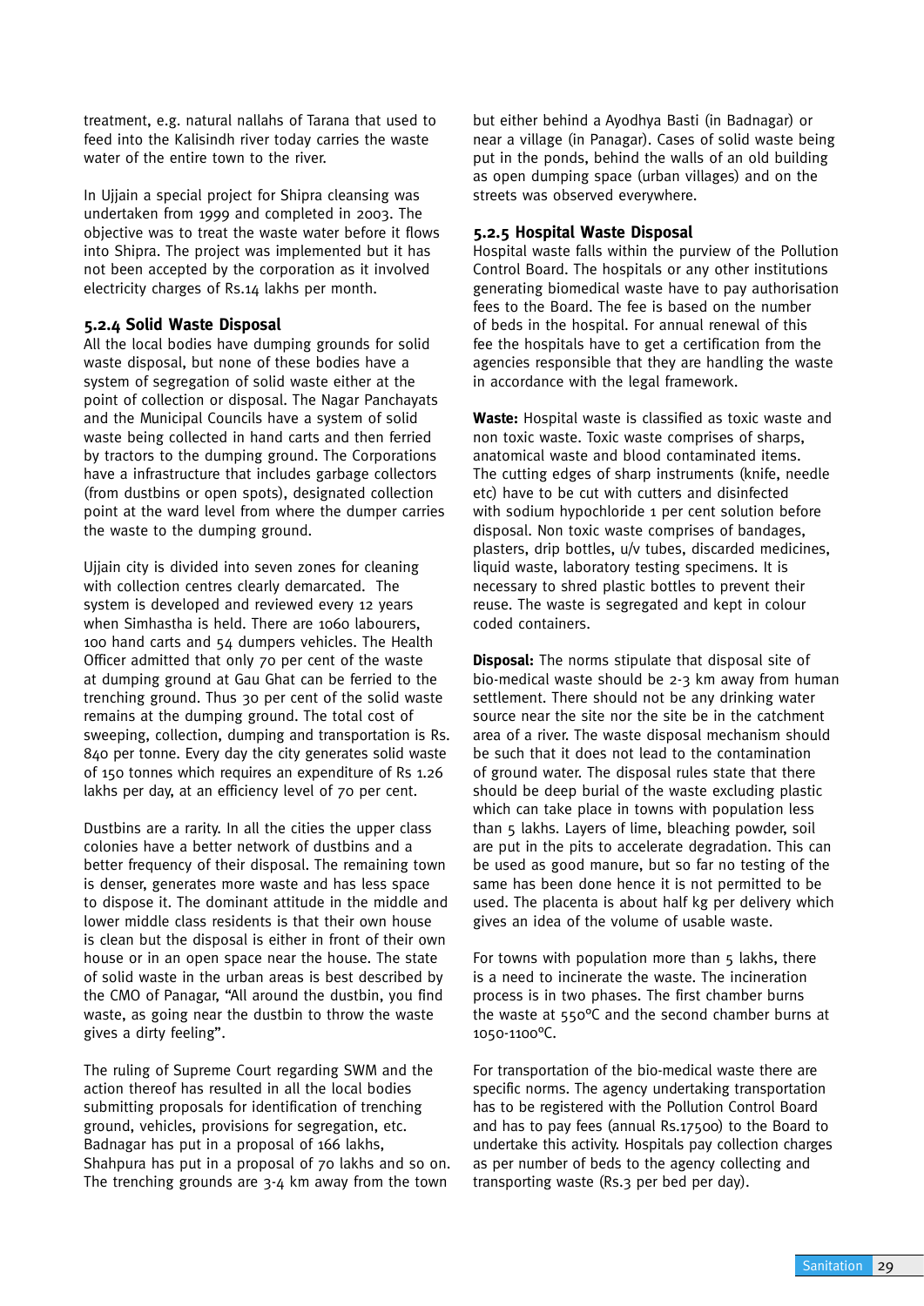treatment, e.g. natural nallahs of Tarana that used to feed into the Kalisindh river today carries the waste water of the entire town to the river.

In Ujjain a special project for Shipra cleansing was undertaken from 1999 and completed in 2003. The objective was to treat the waste water before it flows into Shipra. The project was implemented but it has not been accepted by the corporation as it involved electricity charges of Rs.14 lakhs per month.

### 5.2.4 Solid Waste Disposal

All the local bodies have dumping grounds for solid waste disposal, but none of these bodies have a system of segregation of solid waste either at the point of collection or disposal. The Nagar Panchayats and the Municipal Councils have a system of solid waste being collected in hand carts and then ferried by tractors to the dumping ground. The Corporations have a infrastructure that includes garbage collectors (from dustbins or open spots), designated collection point at the ward level from where the dumper carries the waste to the dumping ground.

Ujjain city is divided into seven zones for cleaning with collection centres clearly demarcated. The system is developed and reviewed every 12 years when Simhastha is held. There are 1060 labourers, 100 hand carts and 54 dumpers vehicles. The Health Officer admitted that only 70 per cent of the waste at dumping ground at Gau Ghat can be ferried to the trenching ground. Thus 30 per cent of the solid waste remains at the dumping ground. The total cost of sweeping, collection, dumping and transportation is Rs. 840 per tonne. Every day the city generates solid waste of 150 tonnes which requires an expenditure of Rs 1.26 lakhs per day, at an efficiency level of 70 per cent.

Dustbins are a rarity. In all the cities the upper class colonies have a better network of dustbins and a better frequency of their disposal. The remaining town is denser, generates more waste and has less space to dispose it. The dominant attitude in the middle and lower middle class residents is that their own house is clean but the disposal is either in front of their own house or in an open space near the house. The state of solid waste in the urban areas is best described by the CMO of Panagar, "All around the dustbin, you find waste, as going near the dustbin to throw the waste gives a dirty feeling".

The ruling of Supreme Court regarding SWM and the action thereof has resulted in all the local bodies submitting proposals for identification of trenching ground, vehicles, provisions for segregation, etc. Badnagar has put in a proposal of 166 lakhs, Shahpura has put in a proposal of 70 lakhs and so on. The trenching grounds are 3-4 km away from the town but either behind a Ayodhya Basti (in Badnagar) or near a village (in Panagar). Cases of solid waste being put in the ponds, behind the walls of an old building as open dumping space (urban villages) and on the streets was observed everywhere.

### 5.2.5 Hospital Waste Disposal

Hospital waste falls within the purview of the Pollution Control Board. The hospitals or any other institutions generating biomedical waste have to pay authorisation fees to the Board. The fee is based on the number of beds in the hospital. For annual renewal of this fee the hospitals have to get a certification from the agencies responsible that they are handling the waste in accordance with the legal framework.

**Waste:** Hospital waste is classified as toxic waste and non toxic waste. Toxic waste comprises of sharps, anatomical waste and blood contaminated items. The cutting edges of sharp instruments (knife, needle etc) have to be cut with cutters and disinfected with sodium hypochloride 1 per cent solution before disposal. Non toxic waste comprises of bandages, plasters, drip bottles, u/v tubes, discarded medicines, liquid waste, laboratory testing specimens. It is necessary to shred plastic bottles to prevent their reuse. The waste is segregated and kept in colour coded containers.

**Disposal:** The norms stipulate that disposal site of bio-medical waste should be 2-3 km away from human settlement. There should not be any drinking water source near the site nor the site be in the catchment area of a river. The waste disposal mechanism should be such that it does not lead to the contamination of ground water. The disposal rules state that there should be deep burial of the waste excluding plastic which can take place in towns with population less than 5 lakhs. Layers of lime, bleaching powder, soil are put in the pits to accelerate degradation. This can be used as good manure, but so far no testing of the same has been done hence it is not permitted to be used. The placenta is about half kg per delivery which gives an idea of the volume of usable waste.

For towns with population more than 5 lakhs, there is a need to incinerate the waste. The incineration process is in two phases. The first chamber burns the waste at 550°C and the second chamber burns at 1050-1100°C.

For transportation of the bio-medical waste there are specific norms. The agency undertaking transportation has to be registered with the Pollution Control Board and has to pay fees (annual Rs.17500) to the Board to undertake this activity. Hospitals pay collection charges as per number of beds to the agency collecting and transporting waste (Rs.3 per bed per day).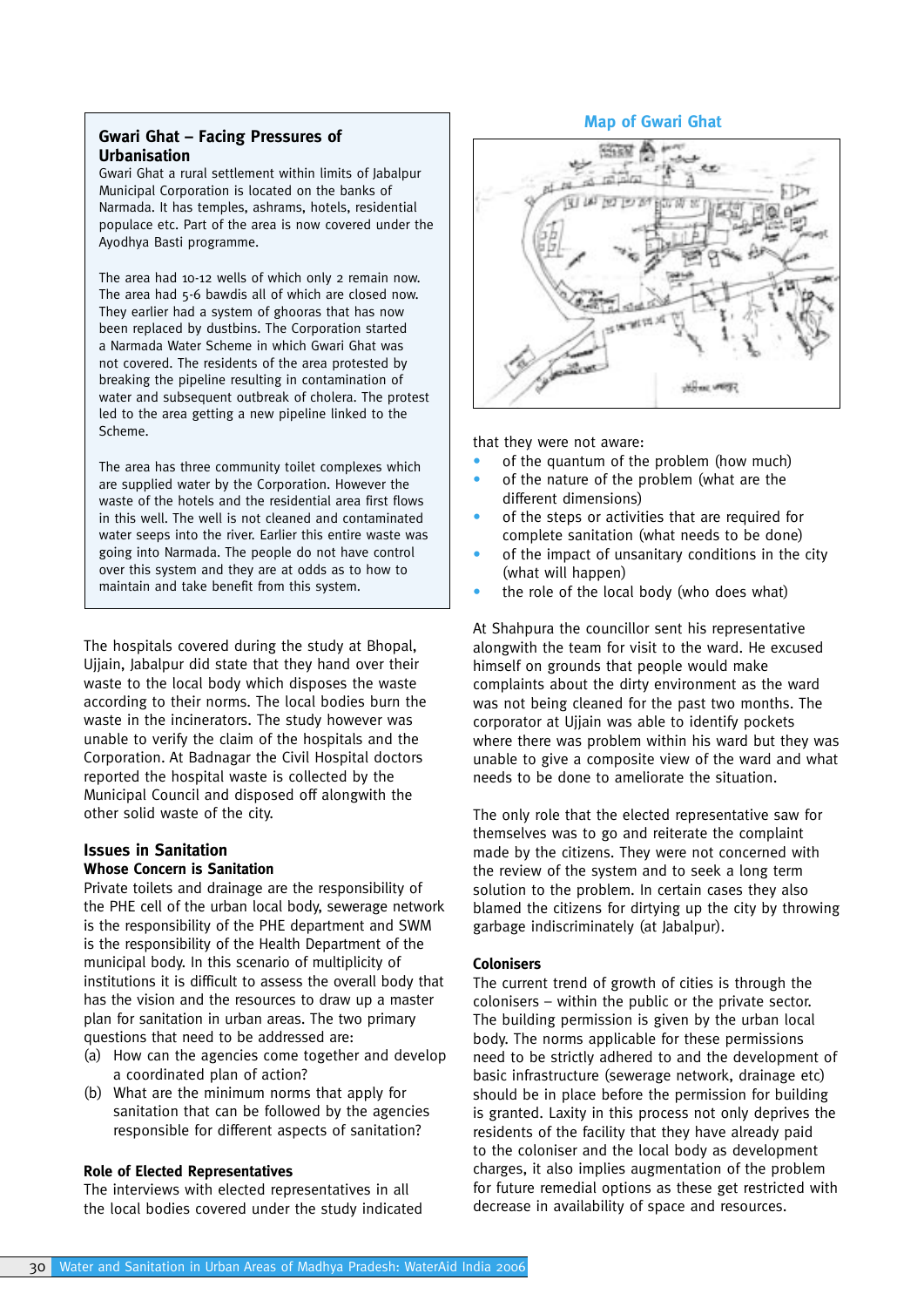### Gwari Ghat – Facing Pressures of Urbanisation

Gwari Ghat a rural settlement within limits of Jabalpur Municipal Corporation is located on the banks of Narmada. It has temples, ashrams, hotels, residential populace etc. Part of the area is now covered under the Ayodhya Basti programme.

The area had 10-12 wells of which only 2 remain now. The area had 5-6 bawdis all of which are closed now. They earlier had a system of ghooras that has now been replaced by dustbins. The Corporation started a Narmada Water Scheme in which Gwari Ghat was not covered. The residents of the area protested by breaking the pipeline resulting in contamination of water and subsequent outbreak of cholera. The protest led to the area getting a new pipeline linked to the Scheme.

The area has three community toilet complexes which are supplied water by the Corporation. However the waste of the hotels and the residential area first flows in this well. The well is not cleaned and contaminated water seeps into the river. Earlier this entire waste was going into Narmada. The people do not have control over this system and they are at odds as to how to maintain and take benefit from this system.

**Map of Gwari Ghat**

The hospitals covered during the study at Bhopal, Ujjain, Jabalpur did state that they hand over their waste to the local body which disposes the waste according to their norms. The local bodies burn the waste in the incinerators. The study however was unable to verify the claim of the hospitals and the Corporation. At Badnagar the Civil Hospital doctors reported the hospital waste is collected by the Municipal Council and disposed off alongwith the other solid waste of the city.

## Issues in Sanitation

### Whose Concern is Sanitation

Private toilets and drainage are the responsibility of the PHE cell of the urban local body, sewerage network is the responsibility of the PHE department and SWM is the responsibility of the Health Department of the municipal body. In this scenario of multiplicity of institutions it is difficult to assess the overall body that has the vision and the resources to draw up a master plan for sanitation in urban areas. The two primary questions that need to be addressed are:

(a) How can the agencies come together and develop a coordinated plan of action?

(b) What are the minimum norms that apply for sanitation that can be followed by the agencies responsible for different aspects of sanitation?

### Role of Elected Representatives

The interviews with elected representatives in all the local bodies covered under the study indicated that they were not aware:

- of the quantum of the problem (how much)
- of the nature of the problem (what are the different dimensions)
- of the steps or activities that are required for complete sanitation (what needs to be done)
- of the impact of unsanitary conditions in the city (what will happen)
- the role of the local body (who does what)

At Shahpura the councillor sent his representative alongwith the team for visit to the ward. He excused himself on grounds that people would make complaints about the dirty environment as the ward was not being cleaned for the past two months. The corporator at Ujjain was able to identify pockets where there was problem within his ward but they was unable to give a composite view of the ward and what needs to be done to ameliorate the situation.

The only role that the elected representative saw for themselves was to go and reiterate the complaint made by the citizens. They were not concerned with the review of the system and to seek a long term solution to the problem. In certain cases they also blamed the citizens for dirtying up the city by throwing garbage indiscriminately (at Jabalpur).

### Colonisers

The current trend of growth of cities is through the colonisers – within the public or the private sector. The building permission is given by the urban local body. The norms applicable for these permissions need to be strictly adhered to and the development of basic infrastructure (sewerage network, drainage etc) should be in place before the permission for building is granted. Laxity in this process not only deprives the residents of the facility that they have already paid to the coloniser and the local body as development charges, it also implies augmentation of the problem for future remedial options as these get restricted with decrease in availability of space and resources.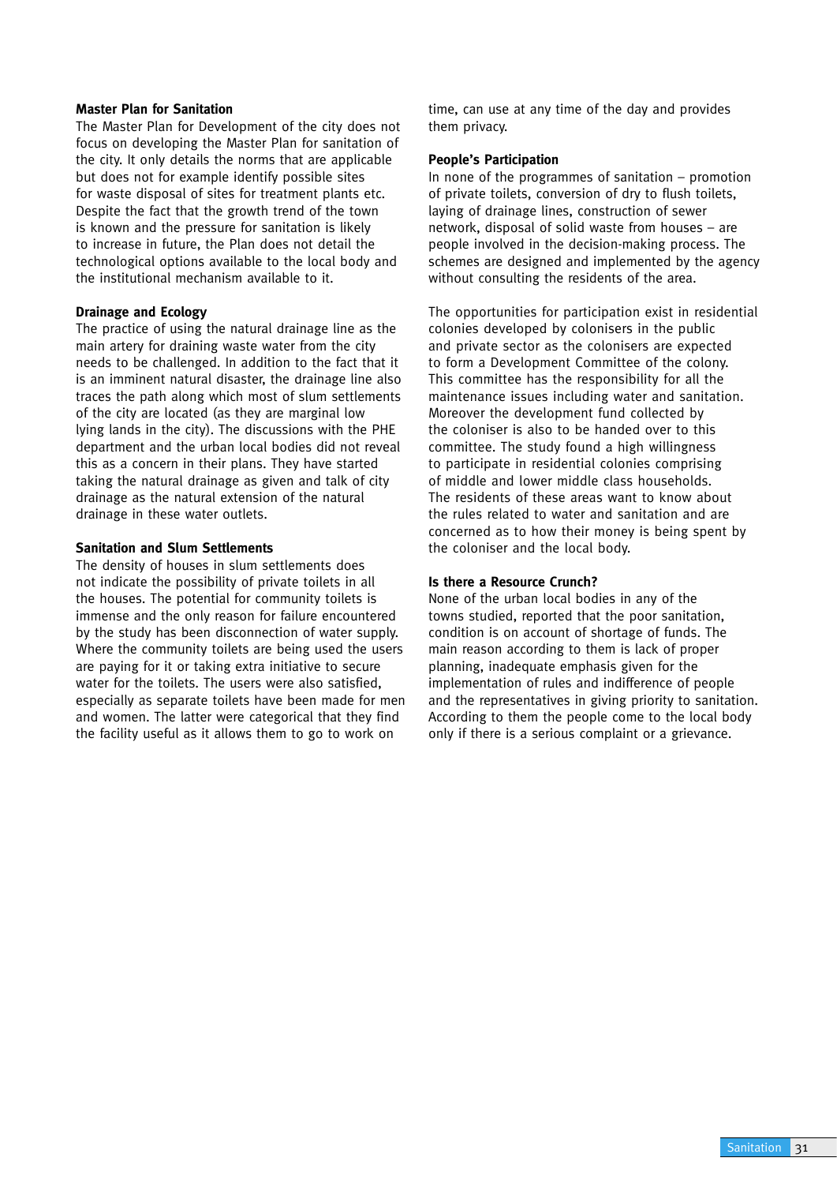### Master Plan for Sanitation

The Master Plan for Development of the city does not focus on developing the Master Plan for sanitation of the city. It only details the norms that are applicable but does not for example identify possible sites for waste disposal of sites for treatment plants etc. Despite the fact that the growth trend of the town is known and the pressure for sanitation is likely to increase in future, the Plan does not detail the technological options available to the local body and the institutional mechanism available to it.

### Drainage and Ecology

The practice of using the natural drainage line as the main artery for draining waste water from the city needs to be challenged. In addition to the fact that it is an imminent natural disaster, the drainage line also traces the path along which most of slum settlements of the city are located (as they are marginal low lying lands in the city). The discussions with the PHE department and the urban local bodies did not reveal this as a concern in their plans. They have started taking the natural drainage as given and talk of city drainage as the natural extension of the natural drainage in these water outlets.

### Sanitation and Slum Settlements

The density of houses in slum settlements does not indicate the possibility of private toilets in all the houses. The potential for community toilets is immense and the only reason for failure encountered by the study has been disconnection of water supply. Where the community toilets are being used the users are paying for it or taking extra initiative to secure water for the toilets. The users were also satisfied, especially as separate toilets have been made for men and women. The latter were categorical that they find the facility useful as it allows them to go to work on time, can use at any time of the day and provides them privacy.

### People's Participation

In none of the programmes of sanitation – promotion of private toilets, conversion of dry to flush toilets, laying of drainage lines, construction of sewer network, disposal of solid waste from houses – are people involved in the decision-making process. The schemes are designed and implemented by the agency without consulting the residents of the area.

The opportunities for participation exist in residential colonies developed by colonisers in the public and private sector as the colonisers are expected to form a Development Committee of the colony. This committee has the responsibility for all the maintenance issues including water and sanitation. Moreover the development fund collected by the coloniser is also to be handed over to this committee. The study found a high willingness to participate in residential colonies comprising of middle and lower middle class households. The residents of these areas want to know about the rules related to water and sanitation and are concerned as to how their money is being spent by the coloniser and the local body.

### Is there a Resource Crunch?

None of the urban local bodies in any of the towns studied, reported that the poor sanitation, condition is on account of shortage of funds. The main reason according to them is lack of proper planning, inadequate emphasis given for the implementation of rules and indifference of people and the representatives in giving priority to sanitation. According to them the people come to the local body only if there is a serious complaint or a grievance.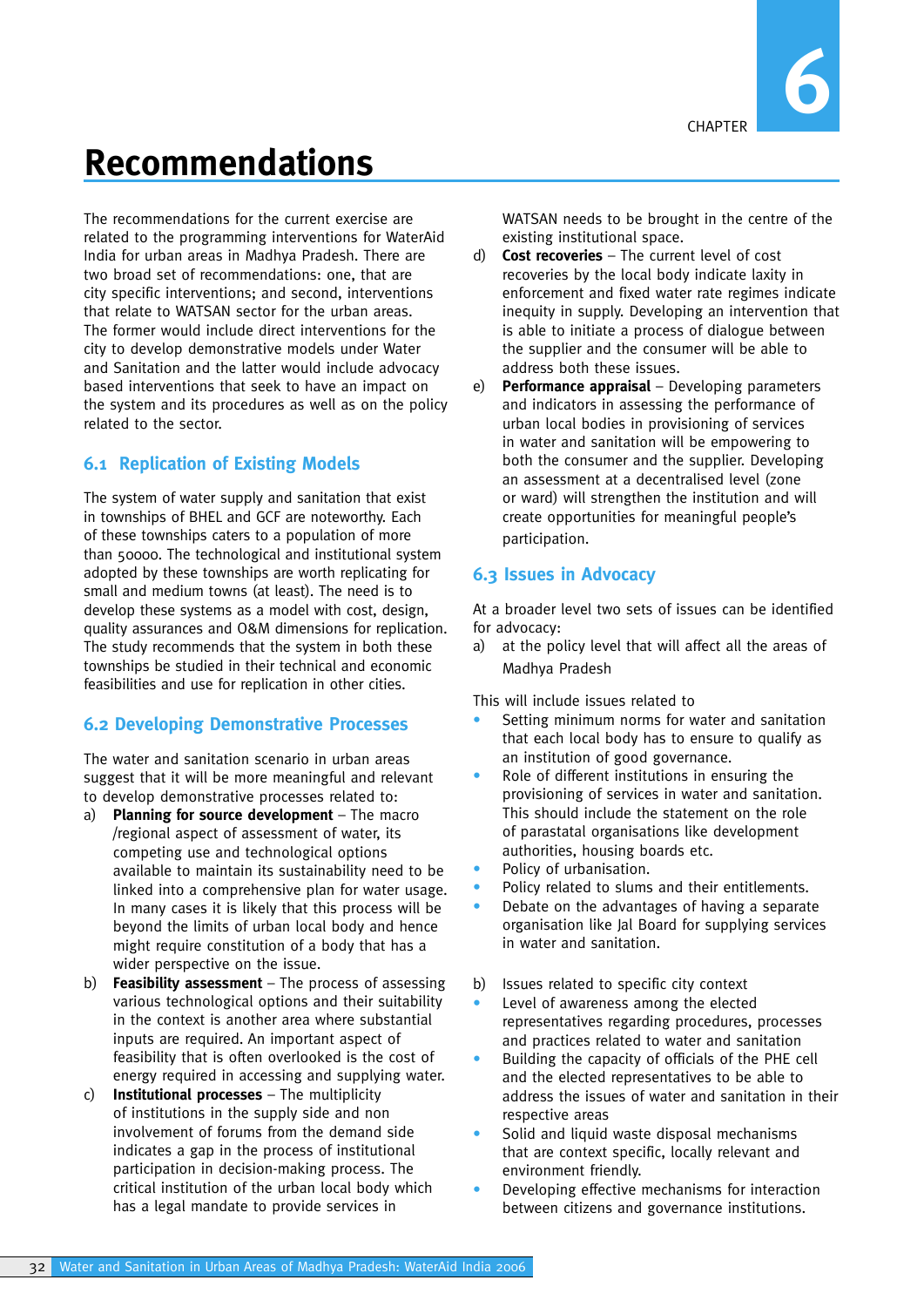# Chapter 6

# Recommendations

The recommendations for the current exercise are related to the programming interventions for WaterAid India for urban areas in Madhya Pradesh. There are two broad set of recommendations: one, that are city specific interventions; and second, interventions that relate to WATSAN sector for the urban areas. The former would include direct interventions for the city to develop demonstrative models under Water and Sanitation and the latter would include advocacy based interventions that seek to have an impact on the system and its procedures as well as on the policy related to the sector.

## 6.1 Replication of Existing Models

The system of water supply and sanitation that exist in townships of BHEL and GCF are noteworthy. Each of these townships caters to a population of more than 50000. The technological and institutional system adopted by these townships are worth replicating for small and medium towns (at least). The need is to develop these systems as a model with cost, design, quality assurances and O&M dimensions for replication. The study recommends that the system in both these townships be studied in their technical and economic feasibilities and use for replication in other cities.

## 6.2 Developing Demonstrative Processes

The water and sanitation scenario in urban areas suggest that it will be more meaningful and relevant to develop demonstrative processes related to:

a) **Planning for source development** – The macro /regional aspect of assessment of water, its competing use and technological options available to maintain its sustainability need to be linked into a comprehensive plan for water usage. In many cases it is likely that this process will be beyond the limits of urban local body and hence might require constitution of a body that has a wider perspective on the issue.

b) **Feasibility assessment** – The process of assessing various technological options and their suitability in the context is another area where substantial inputs are required. An important aspect of feasibility that is often overlooked is the cost of energy required in accessing and supplying water.

c) **Institutional processes** – The multiplicity of institutions in the supply side and non involvement of forums from the demand side indicates a gap in the process of institutional participation in decision-making process. The critical institution of the urban local body which has a legal mandate to provide services in WATSAN needs to be brought in the centre of the existing institutional space.

d) **Cost recoveries** – The current level of cost recoveries by the local body indicate laxity in enforcement and fixed water rate regimes indicate inequity in supply. Developing an intervention that is able to initiate a process of dialogue between the supplier and the consumer will be able to address both these issues.

e) **Performance appraisal** – Developing parameters and indicators in assessing the performance of urban local bodies in provisioning of services in water and sanitation will be empowering to both the consumer and the supplier. Developing an assessment at a decentralised level (zone or ward) will strengthen the institution and will create opportunities for meaningful people's participation.

## 6.3 Issues in Advocacy

At a broader level two sets of issues can be identified for advocacy:

a) at the policy level that will affect all the areas of Madhya Pradesh

This will include issues related to

- Setting minimum norms for water and sanitation that each local body has to ensure to qualify as an institution of good governance.
- Role of different institutions in ensuring the provisioning of services in water and sanitation. This should include the statement on the role of parastatal organisations like development authorities, housing boards etc.
- Policy of urbanisation.
- Policy related to slums and their entitlements.
- Debate on the advantages of having a separate organisation like Jal Board for supplying services in water and sanitation.

b) Issues related to specific city context

- Level of awareness among the elected representatives regarding procedures, processes and practices related to water and sanitation
- Building the capacity of officials of the PHE cell and the elected representatives to be able to address the issues of water and sanitation in their respective areas
- Solid and liquid waste disposal mechanisms that are context specific, locally relevant and environment friendly.
- Developing effective mechanisms for interaction between citizens and governance institutions.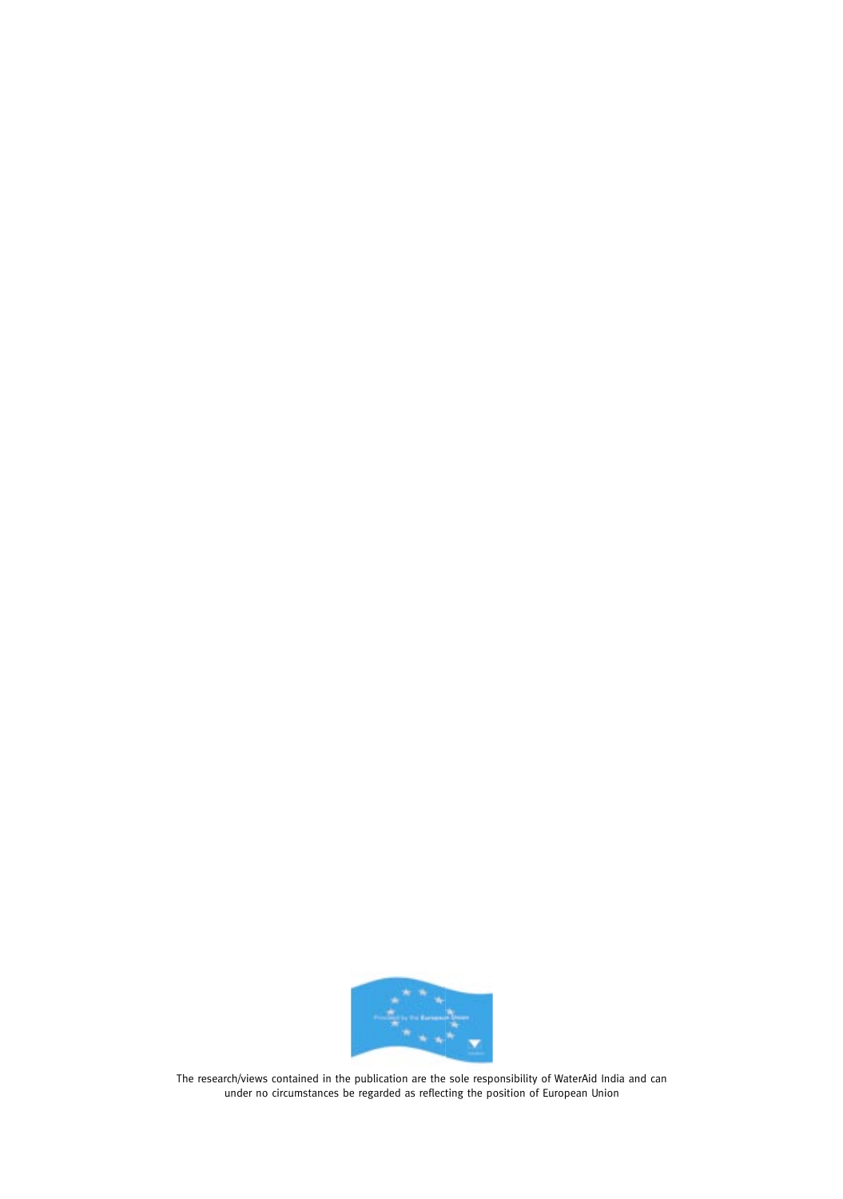The research/views contained in the publication are the sole responsibility of WaterAid India and can under no circumstances be regarded as reflecting the position of European Union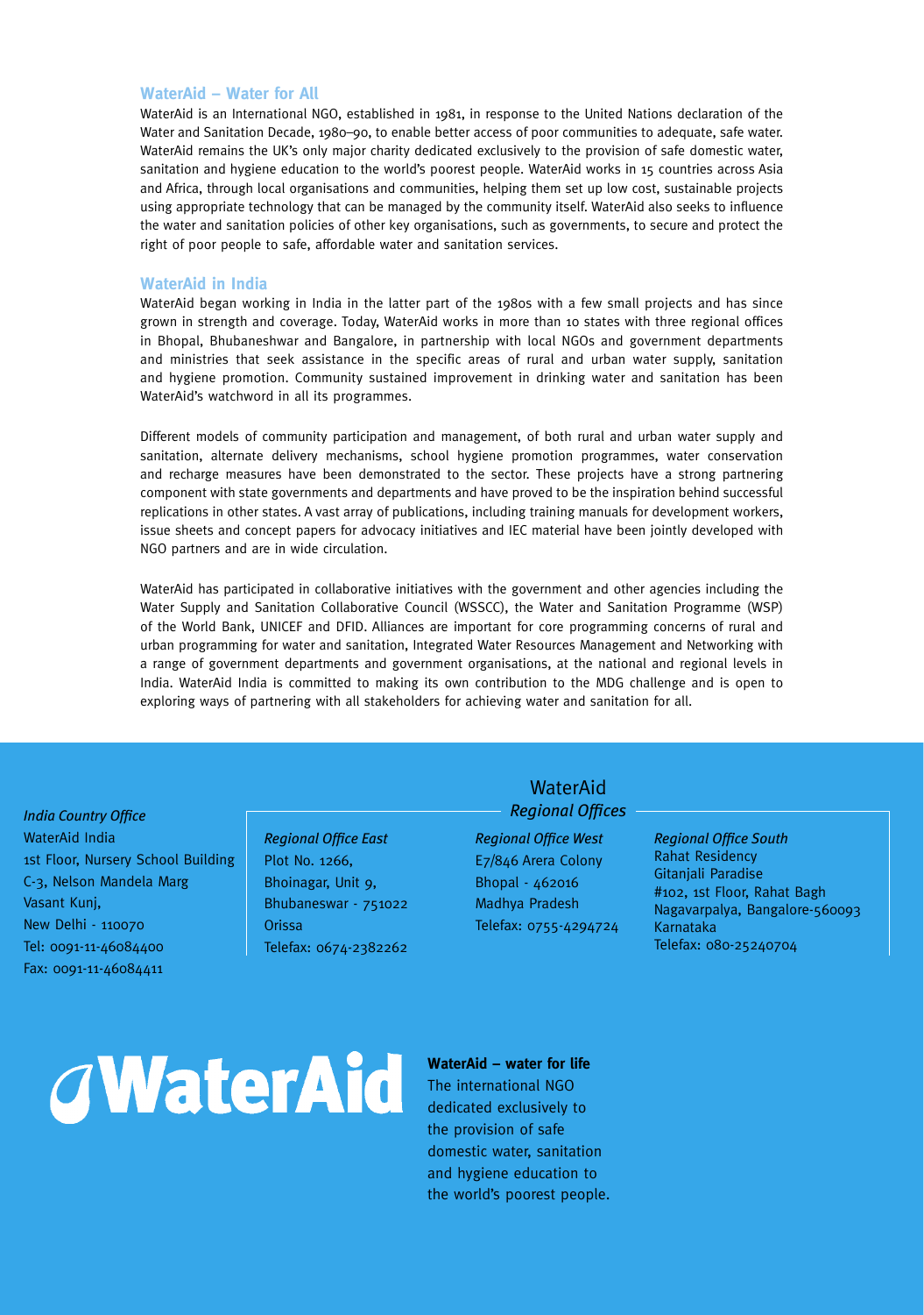## WaterAid – Water for All

WaterAid is an International NGO, established in 1981, in response to the United Nations declaration of the Water and Sanitation Decade, 1980–90, to enable better access of poor communities to adequate, safe water. WaterAid remains the UK's only major charity dedicated exclusively to the provision of safe domestic water, sanitation and hygiene education to the world's poorest people. WaterAid works in 15 countries across Asia and Africa, through local organisations and communities, helping them set up low cost, sustainable projects using appropriate technology that can be managed by the community itself. WaterAid also seeks to influence the water and sanitation policies of other key organisations, such as governments, to secure and protect the right of poor people to safe, affordable water and sanitation services.

## WaterAid in India

WaterAid began working in India in the latter part of the 1980s with a few small projects and has since grown in strength and coverage. Today, WaterAid works in more than 10 states with three regional offices in Bhopal, Bhubaneshwar and Bangalore, in partnership with local NGOs and government departments and ministries that seek assistance in the specific areas of rural and urban water supply, sanitation and hygiene promotion. Community sustained improvement in drinking water and sanitation has been WaterAid's watchword in all its programmes.

Different models of community participation and management, of both rural and urban water supply and sanitation, alternate delivery mechanisms, school hygiene promotion programmes, water conservation and recharge measures have been demonstrated to the sector. These projects have a strong partnering component with state governments and departments and have proved to be the inspiration behind successful replications in other states. A vast array of publications, including training manuals for development workers, issue sheets and concept papers for advocacy initiatives and IEC material have been jointly developed with NGO partners and are in wide circulation.

WaterAid has participated in collaborative initiatives with the government and other agencies including the Water Supply and Sanitation Collaborative Council (WSSCC), the Water and Sanitation Programme (WSP) of the World Bank, UNICEF and DFID. Alliances are important for core programming concerns of rural and urban programming for water and sanitation, Integrated Water Resources Management and Networking with a range of government departments and government organisations, at the national and regional levels in India. WaterAid India is committed to making its own contribution to the MDG challenge and is open to exploring ways of partnering with all stakeholders for achieving water and sanitation for all.

*India Country Office*
WaterAid India
1st Floor, Nursery School Building
C-3, Nelson Mandela Marg
Vasant Kunj,
New Delhi - 110070
Tel: 0091-11-46084400
Fax: 0091-11-46084411

WaterAid
*Regional Offices*

*Regional Office East*
Plot No. 1266,
Bhoinagar, Unit 9,
Bhubaneswar - 751022
Orissa
Telefax: 0674-2382262

*Regional Office West*
E7/846 Arera Colony
Bhopal - 462016
Madhya Pradesh
Telefax: 0755-4294724

*Regional Office South*
Rahat Residency
Gitanjali Paradise
#102, 1st Floor, Rahat Bagh
Nagavarpalya, Bangalore-560093
Karnataka
Telefax: 080-25240704

WaterAid

**WaterAid – water for life**
The international NGO dedicated exclusively to the provision of safe domestic water, sanitation and hygiene education to the world's poorest people.